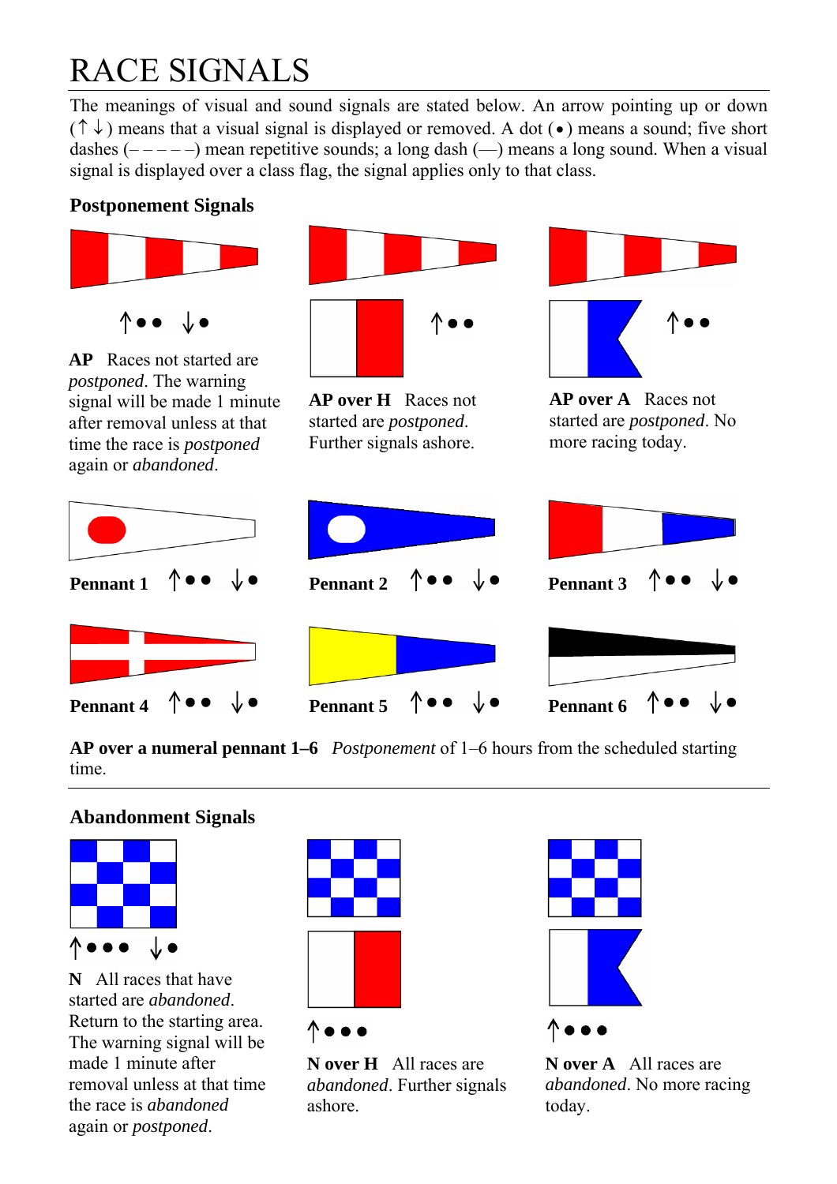# RACE SIGNALS

The meanings of visual and sound signals are stated below. An arrow pointing up or down (↑ ↓) means that a visual signal is displayed or removed. A dot (•) means a sound; five short dashes (– – – – –) mean repetitive sounds; a long dash (—) means a long sound. When a visual signal is displayed over a class flag, the signal applies only to that class.

## Postponement Signals

↑•• ↓•

**AP** Races not started are *postponed*. The warning signal will be made 1 minute after removal unless at that time the race is *postponed* again or *abandoned*.

↑••

**AP over H** Races not started are *postponed*. Further signals ashore.

↑••

**AP over A** Races not started are *postponed*. No more racing today.

**Pennant 1** ↑•• ↓•

**Pennant 2** ↑•• ↓•

**Pennant 3** ↑•• ↓•

**Pennant 4** ↑•• ↓•

**Pennant 5** ↑•• ↓•

**Pennant 6** ↑•• ↓•

**AP over a numeral pennant 1–6** *Postponement* of 1–6 hours from the scheduled starting time.

## Abandonment Signals

↑••• ↓•

**N** All races that have started are *abandoned*. Return to the starting area. The warning signal will be made 1 minute after removal unless at that time the race is *abandoned* again or *postponed*.

↑•••

**N over H** All races are *abandoned*. Further signals ashore.

↑•••

**N over A** All races are *abandoned*. No more racing today.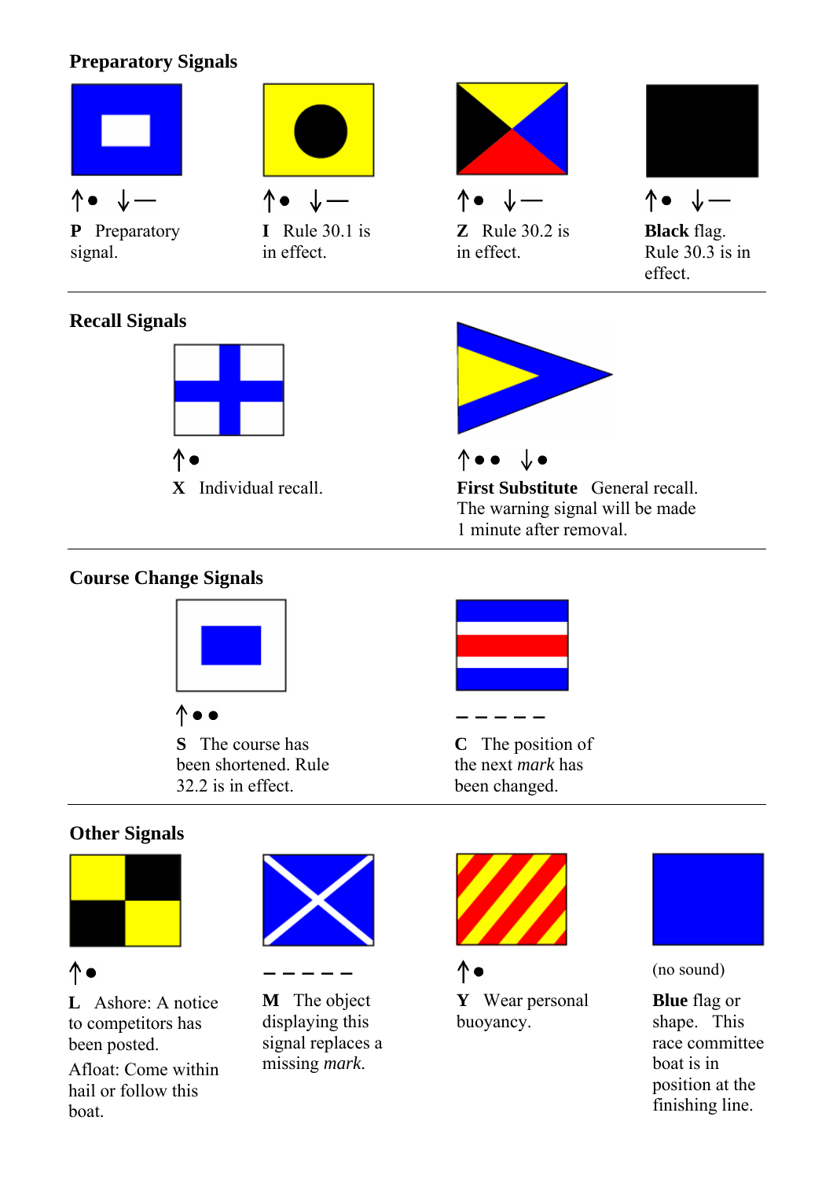## Preparatory Signals

↑• ↓—

**P** Preparatory signal.

↑• ↓—

**I** Rule 30.1 is in effect.

↑• ↓—

**Z** Rule 30.2 is in effect.

↑• ↓—

**Black** flag. Rule 30.3 is in effect.

## Recall Signals

↑•

**X** Individual recall.

↑•• ↓•

**First Substitute** General recall. The warning signal will be made 1 minute after removal.

## Course Change Signals

↑••

**S** The course has been shortened. Rule 32.2 is in effect.

— — — — —

**C** The position of the next *mark* has been changed.

## Other Signals

↑•

**L** Ashore: A notice to competitors has been posted.

Afloat: Come within hail or follow this boat.

— — — — —

**M** The object displaying this signal replaces a missing *mark*.

↑•

**Y** Wear personal buoyancy.

(no sound)

**Blue** flag or shape. This race committee boat is in position at the finishing line.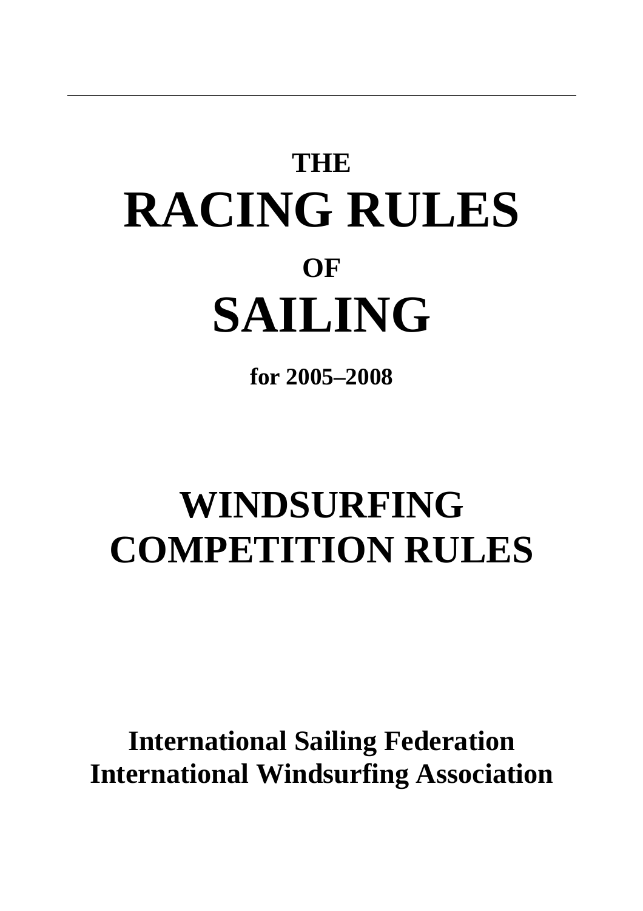# THE RACING RULES OF SAILING

**for 2005–2008**

# WINDSURFING COMPETITION RULES

**International Sailing Federation**
**International Windsurfing Association**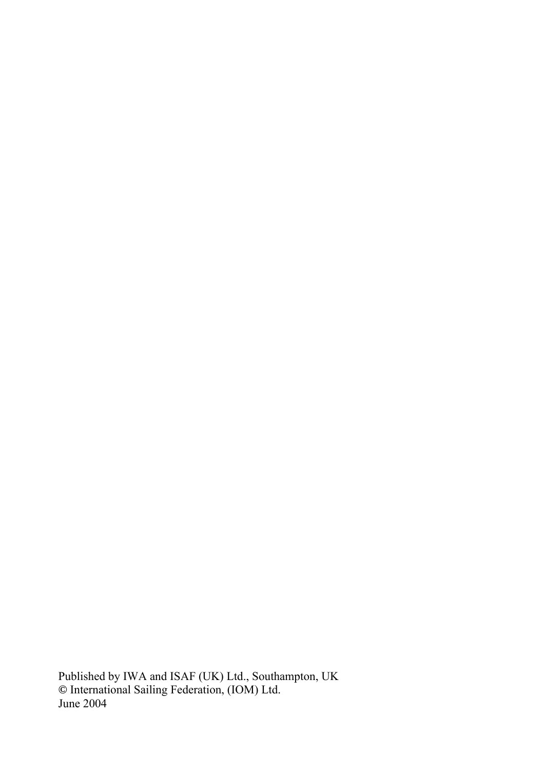Published by IWA and ISAF (UK) Ltd., Southampton, UK
© International Sailing Federation, (IOM) Ltd.
June 2004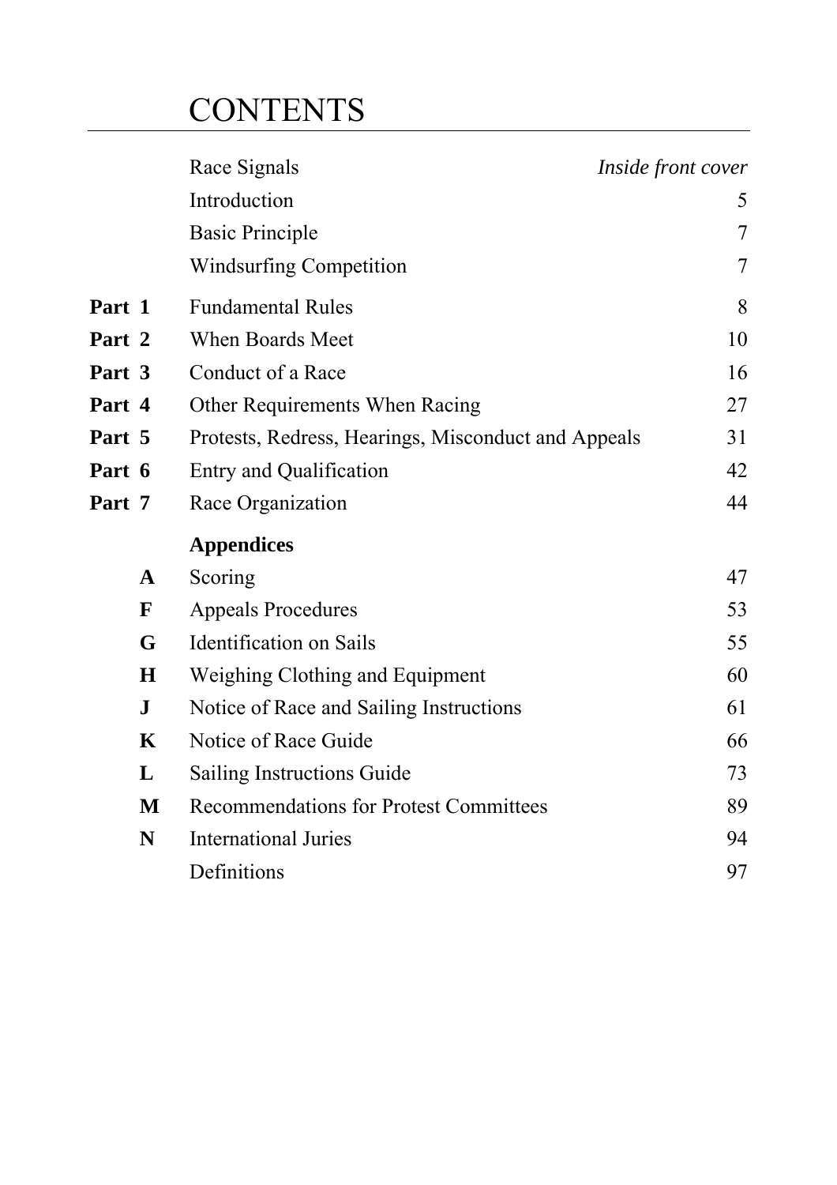# CONTENTS

| | | |
|---|---|---|
| | Race Signals | *Inside front cover* |
| | Introduction | 5 |
| | Basic Principle | 7 |
| | Windsurfing Competition | 7 |
| **Part 1** | Fundamental Rules | 8 |
| **Part 2** | When Boards Meet | 10 |
| **Part 3** | Conduct of a Race | 16 |
| **Part 4** | Other Requirements When Racing | 27 |
| **Part 5** | Protests, Redress, Hearings, Misconduct and Appeals | 31 |
| **Part 6** | Entry and Qualification | 42 |
| **Part 7** | Race Organization | 44 |
| | **Appendices** | |
| **A** | Scoring | 47 |
| **F** | Appeals Procedures | 53 |
| **G** | Identification on Sails | 55 |
| **H** | Weighing Clothing and Equipment | 60 |
| **J** | Notice of Race and Sailing Instructions | 61 |
| **K** | Notice of Race Guide | 66 |
| **L** | Sailing Instructions Guide | 73 |
| **M** | Recommendations for Protest Committees | 89 |
| **N** | International Juries | 94 |
| | Definitions | 97 |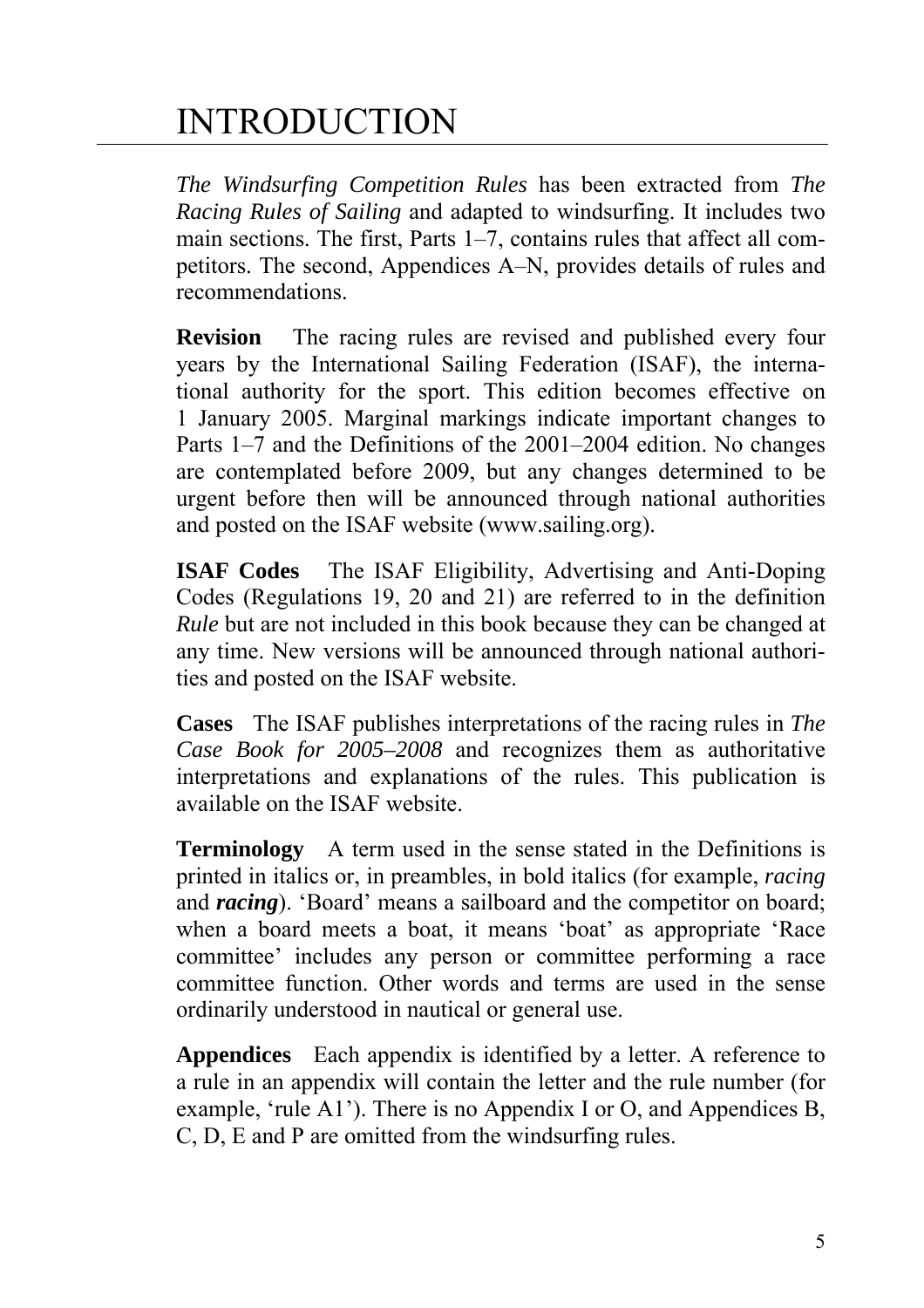# INTRODUCTION

*The Windsurfing Competition Rules* has been extracted from *The Racing Rules of Sailing* and adapted to windsurfing. It includes two main sections. The first, Parts 1–7, contains rules that affect all competitors. The second, Appendices A–N, provides details of rules and recommendations.

**Revision** The racing rules are revised and published every four years by the International Sailing Federation (ISAF), the international authority for the sport. This edition becomes effective on 1 January 2005. Marginal markings indicate important changes to Parts 1–7 and the Definitions of the 2001–2004 edition. No changes are contemplated before 2009, but any changes determined to be urgent before then will be announced through national authorities and posted on the ISAF website (www.sailing.org).

**ISAF Codes** The ISAF Eligibility, Advertising and Anti-Doping Codes (Regulations 19, 20 and 21) are referred to in the definition *Rule* but are not included in this book because they can be changed at any time. New versions will be announced through national authorities and posted on the ISAF website.

**Cases** The ISAF publishes interpretations of the racing rules in *The Case Book for 2005–2008* and recognizes them as authoritative interpretations and explanations of the rules. This publication is available on the ISAF website.

**Terminology** A term used in the sense stated in the Definitions is printed in italics or, in preambles, in bold italics (for example, *racing* and ***racing***). 'Board' means a sailboard and the competitor on board; when a board meets a boat, it means 'boat' as appropriate 'Race committee' includes any person or committee performing a race committee function. Other words and terms are used in the sense ordinarily understood in nautical or general use.

**Appendices** Each appendix is identified by a letter. A reference to a rule in an appendix will contain the letter and the rule number (for example, 'rule A1'). There is no Appendix I or O, and Appendices B, C, D, E and P are omitted from the windsurfing rules.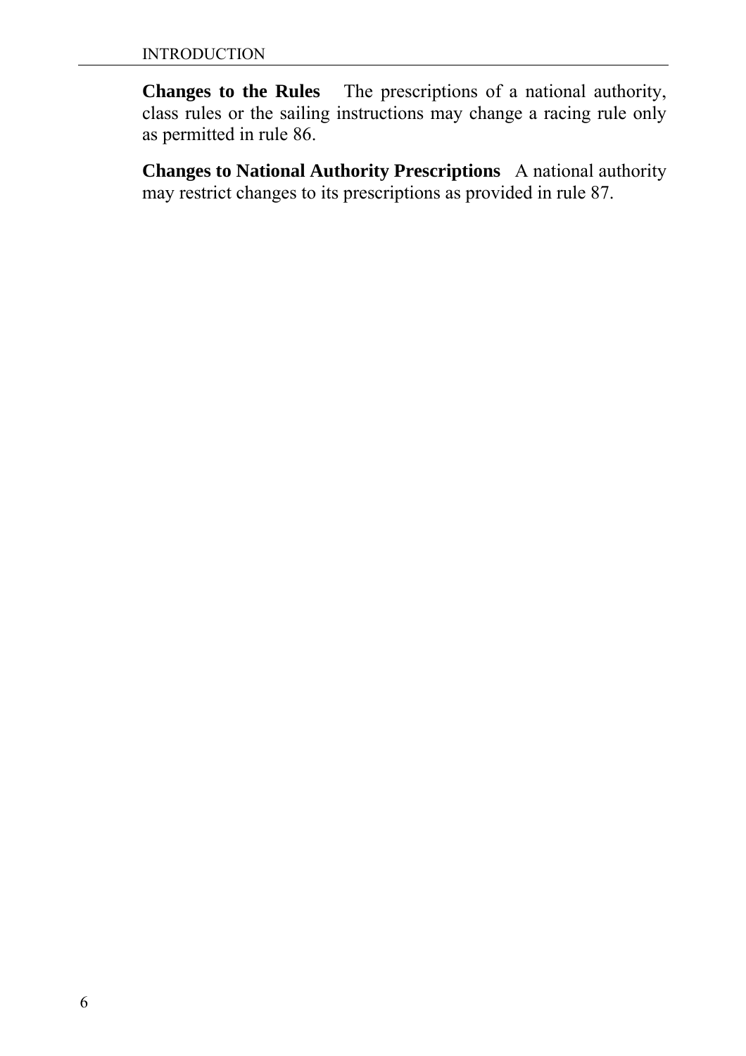**Changes to the Rules** The prescriptions of a national authority, class rules or the sailing instructions may change a racing rule only as permitted in rule 86.

**Changes to National Authority Prescriptions** A national authority may restrict changes to its prescriptions as provided in rule 87.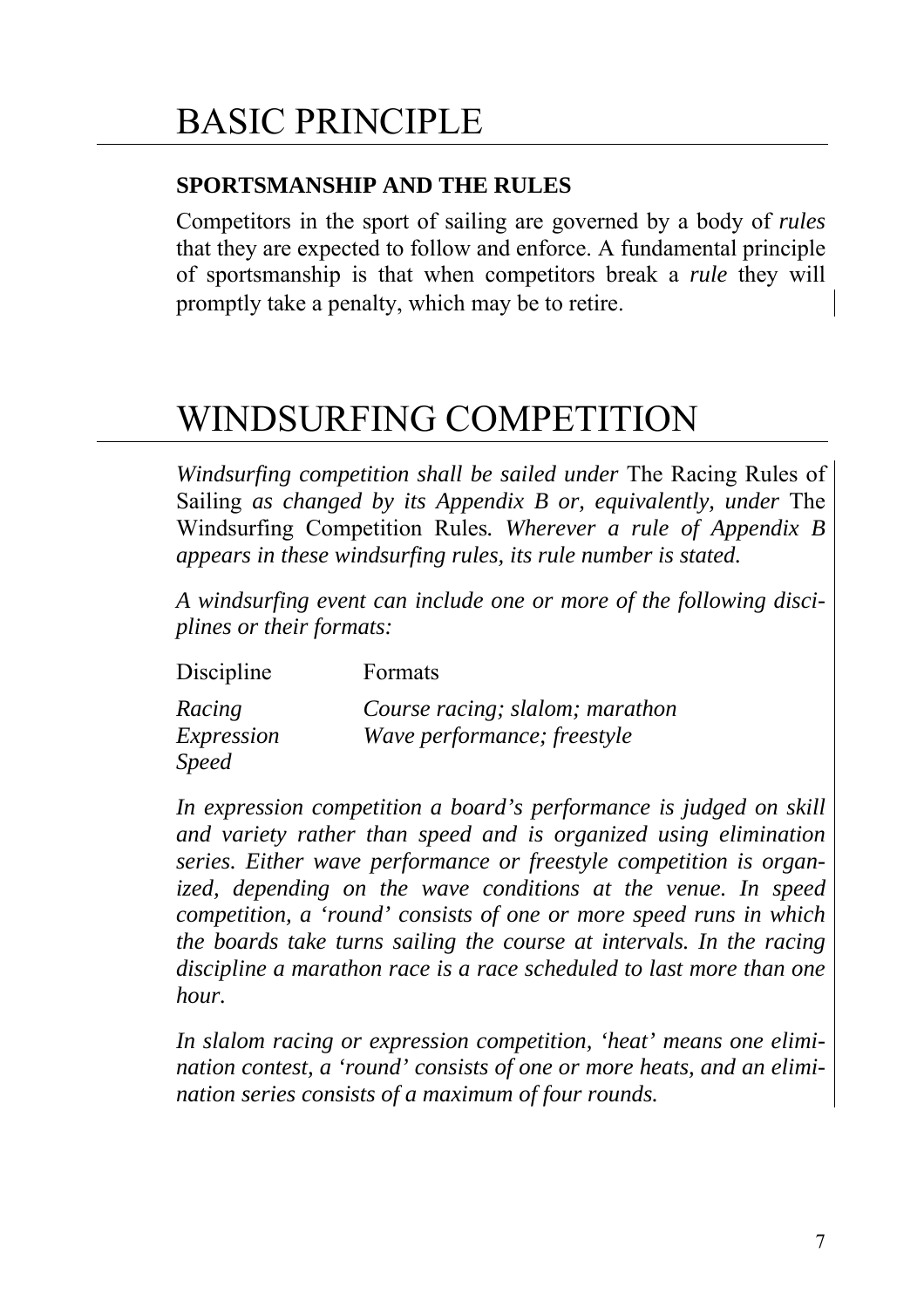# BASIC PRINCIPLE

**SPORTSMANSHIP AND THE RULES**

Competitors in the sport of sailing are governed by a body of *rules* that they are expected to follow and enforce. A fundamental principle of sportsmanship is that when competitors break a *rule* they will promptly take a penalty, which may be to retire.

# WINDSURFING COMPETITION

*Windsurfing competition shall be sailed under* The Racing Rules of Sailing *as changed by its Appendix B or, equivalently, under* The Windsurfing Competition Rules*. Wherever a rule of Appendix B appears in these windsurfing rules, its rule number is stated.*

*A windsurfing event can include one or more of the following disciplines or their formats:*

| Discipline | Formats |
|---|---|
| *Racing* | *Course racing; slalom; marathon* |
| *Expression* | *Wave performance; freestyle* |
| *Speed* | |

*In expression competition a board's performance is judged on skill and variety rather than speed and is organized using elimination series. Either wave performance or freestyle competition is organized, depending on the wave conditions at the venue. In speed competition, a 'round' consists of one or more speed runs in which the boards take turns sailing the course at intervals. In the racing discipline a marathon race is a race scheduled to last more than one hour.*

*In slalom racing or expression competition, 'heat' means one elimination contest, a 'round' consists of one or more heats, and an elimination series consists of a maximum of four rounds.*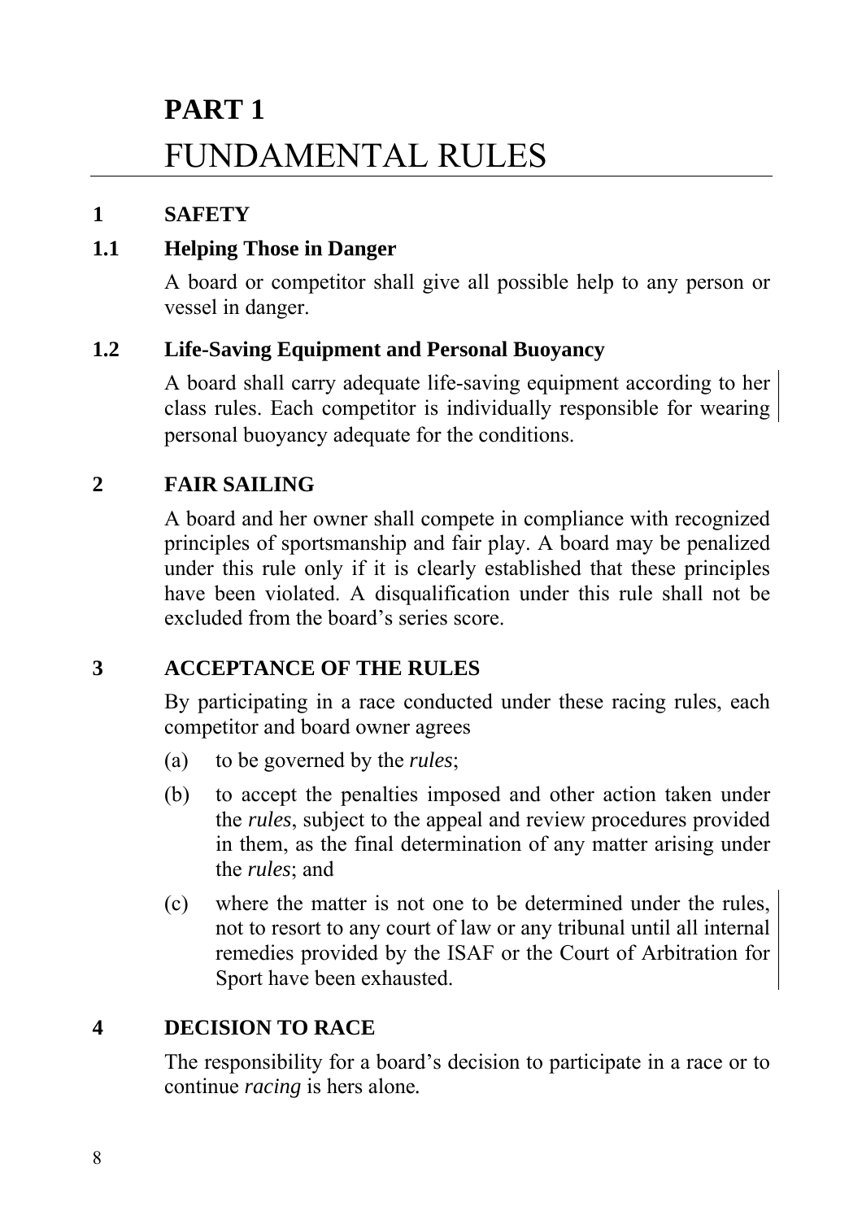# PART 1
# FUNDAMENTAL RULES

## 1 SAFETY

### 1.1 Helping Those in Danger

A board or competitor shall give all possible help to any person or vessel in danger.

### 1.2 Life-Saving Equipment and Personal Buoyancy

A board shall carry adequate life-saving equipment according to her class rules. Each competitor is individually responsible for wearing personal buoyancy adequate for the conditions.

## 2 FAIR SAILING

A board and her owner shall compete in compliance with recognized principles of sportsmanship and fair play. A board may be penalized under this rule only if it is clearly established that these principles have been violated. A disqualification under this rule shall not be excluded from the board's series score.

## 3 ACCEPTANCE OF THE RULES

By participating in a race conducted under these racing rules, each competitor and board owner agrees

(a) to be governed by the *rules*;

(b) to accept the penalties imposed and other action taken under the *rules*, subject to the appeal and review procedures provided in them, as the final determination of any matter arising under the *rules*; and

(c) where the matter is not one to be determined under the rules, not to resort to any court of law or any tribunal until all internal remedies provided by the ISAF or the Court of Arbitration for Sport have been exhausted.

## 4 DECISION TO RACE

The responsibility for a board's decision to participate in a race or to continue *racing* is hers alone.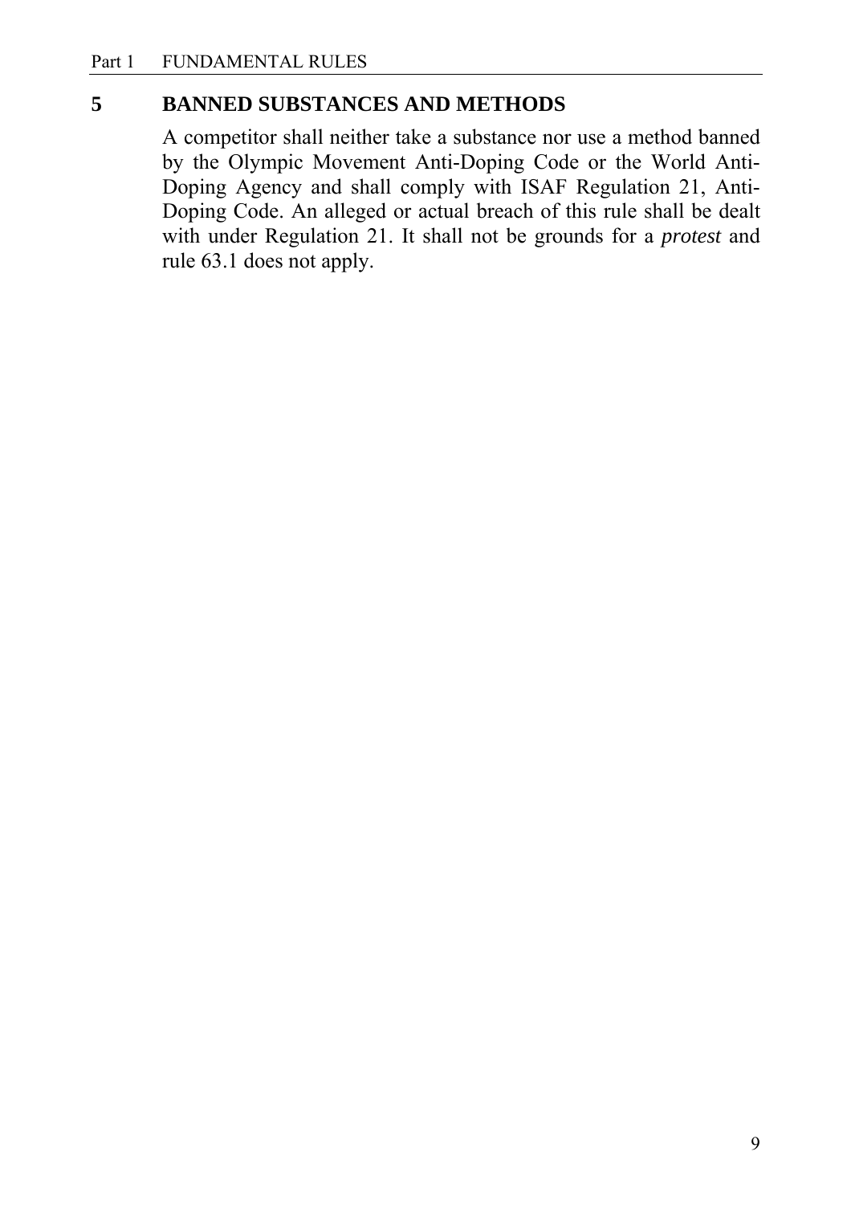## 5 BANNED SUBSTANCES AND METHODS

A competitor shall neither take a substance nor use a method banned by the Olympic Movement Anti-Doping Code or the World Anti-Doping Agency and shall comply with ISAF Regulation 21, Anti-Doping Code. An alleged or actual breach of this rule shall be dealt with under Regulation 21. It shall not be grounds for a *protest* and rule 63.1 does not apply.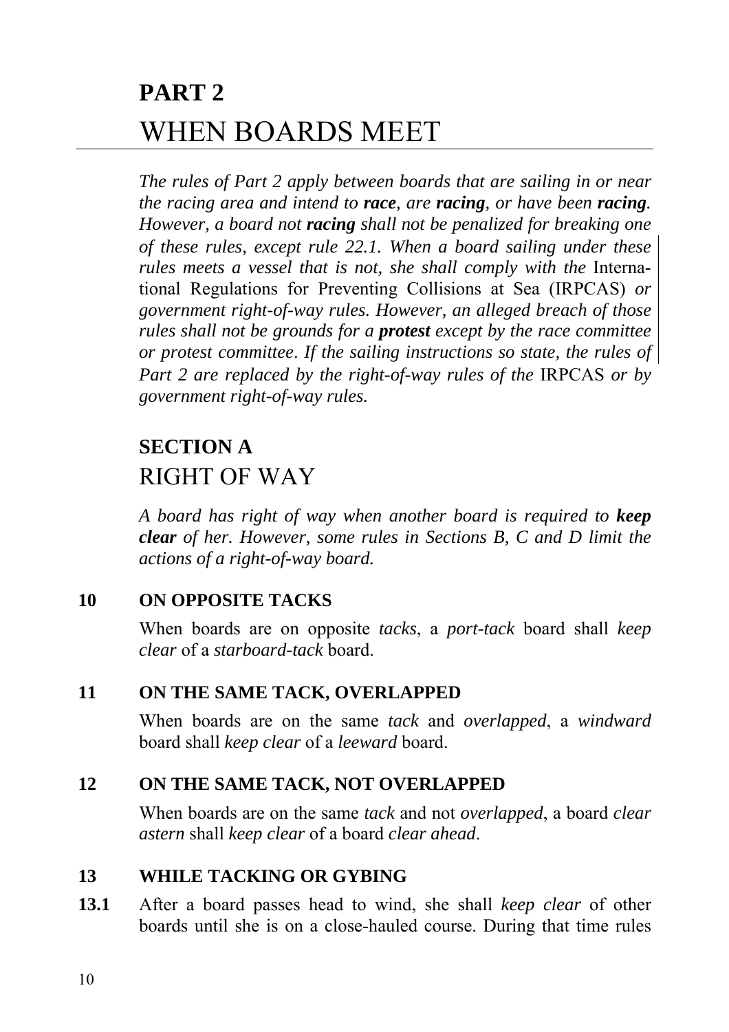# PART 2
# WHEN BOARDS MEET

*The rules of Part 2 apply between boards that are sailing in or near the racing area and intend to **race**, are **racing**, or have been **racing**. However, a board not **racing** shall not be penalized for breaking one of these rules, except rule 22.1. When a board sailing under these rules meets a vessel that is not, she shall comply with the* International Regulations for Preventing Collisions at Sea (IRPCAS) *or government right-of-way rules. However, an alleged breach of those rules shall not be grounds for a **protest** except by the race committee or protest committee. If the sailing instructions so state, the rules of Part 2 are replaced by the right-of-way rules of the* IRPCAS *or by government right-of-way rules.*

## SECTION A
## RIGHT OF WAY

*A board has right of way when another board is required to **keep clear** of her. However, some rules in Sections B, C and D limit the actions of a right-of-way board.*

### 10 ON OPPOSITE TACKS

When boards are on opposite *tacks*, a *port-tack* board shall *keep clear* of a *starboard-tack* board.

### 11 ON THE SAME TACK, OVERLAPPED

When boards are on the same *tack* and *overlapped*, a *windward* board shall *keep clear* of a *leeward* board.

### 12 ON THE SAME TACK, NOT OVERLAPPED

When boards are on the same *tack* and not *overlapped*, a board *clear astern* shall *keep clear* of a board *clear ahead*.

### 13 WHILE TACKING OR GYBING

**13.1** After a board passes head to wind, she shall *keep clear* of other boards until she is on a close-hauled course. During that time rules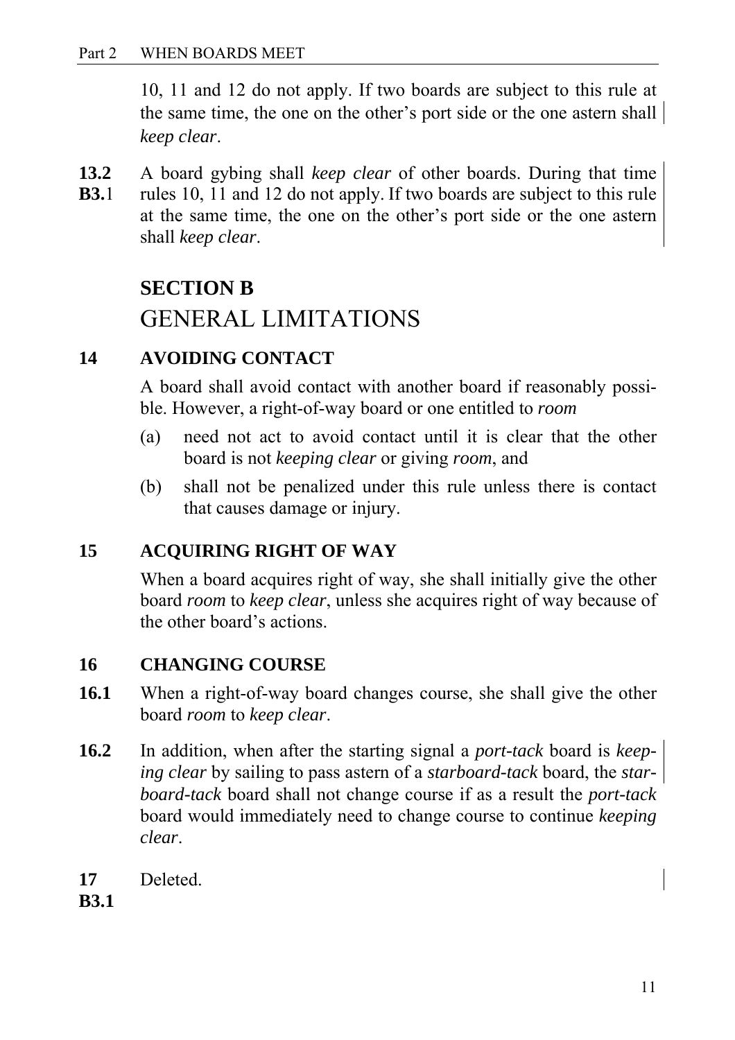10, 11 and 12 do not apply. If two boards are subject to this rule at the same time, the one on the other's port side or the one astern shall *keep clear*.

**13.2 B3.1** A board gybing shall *keep clear* of other boards. During that time rules 10, 11 and 12 do not apply. If two boards are subject to this rule at the same time, the one on the other's port side or the one astern shall *keep clear*.

## SECTION B
## GENERAL LIMITATIONS

### 14 AVOIDING CONTACT

A board shall avoid contact with another board if reasonably possible. However, a right-of-way board or one entitled to *room*

(a) need not act to avoid contact until it is clear that the other board is not *keeping clear* or giving *room*, and

(b) shall not be penalized under this rule unless there is contact that causes damage or injury.

### 15 ACQUIRING RIGHT OF WAY

When a board acquires right of way, she shall initially give the other board *room* to *keep clear*, unless she acquires right of way because of the other board's actions.

### 16 CHANGING COURSE

**16.1** When a right-of-way board changes course, she shall give the other board *room* to *keep clear*.

**16.2** In addition, when after the starting signal a *port-tack* board is *keeping clear* by sailing to pass astern of a *starboard-tack* board, the *starboard-tack* board shall not change course if as a result the *port-tack* board would immediately need to change course to continue *keeping clear*.

**17 B3.1** Deleted.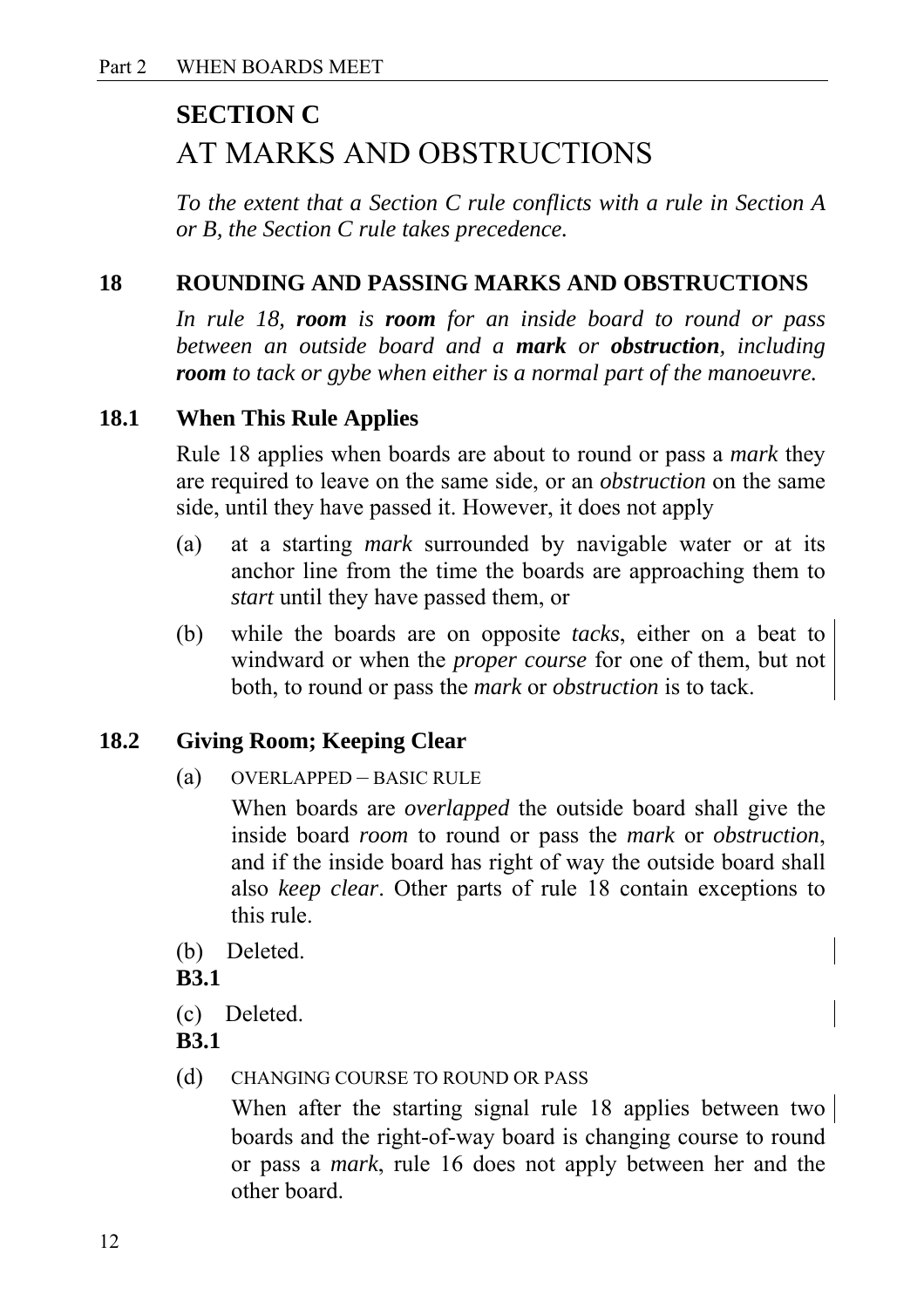## SECTION C
# AT MARKS AND OBSTRUCTIONS

*To the extent that a Section C rule conflicts with a rule in Section A or B, the Section C rule takes precedence.*

### 18 ROUNDING AND PASSING MARKS AND OBSTRUCTIONS

*In rule 18, **room** is **room** for an inside board to round or pass between an outside board and a **mark** or **obstruction**, including **room** to tack or gybe when either is a normal part of the manoeuvre.*

### 18.1 When This Rule Applies

Rule 18 applies when boards are about to round or pass a *mark* they are required to leave on the same side, or an *obstruction* on the same side, until they have passed it. However, it does not apply

(a) at a starting *mark* surrounded by navigable water or at its anchor line from the time the boards are approaching them to *start* until they have passed them, or

(b) while the boards are on opposite *tacks*, either on a beat to windward or when the *proper course* for one of them, but not both, to round or pass the *mark* or *obstruction* is to tack.

### 18.2 Giving Room; Keeping Clear

(a) OVERLAPPED – BASIC RULE

When boards are *overlapped* the outside board shall give the inside board *room* to round or pass the *mark* or *obstruction*, and if the inside board has right of way the outside board shall also *keep clear*. Other parts of rule 18 contain exceptions to this rule.

(b) Deleted.
**B3.1**

(c) Deleted.
**B3.1**

(d) CHANGING COURSE TO ROUND OR PASS

When after the starting signal rule 18 applies between two boards and the right-of-way board is changing course to round or pass a *mark*, rule 16 does not apply between her and the other board.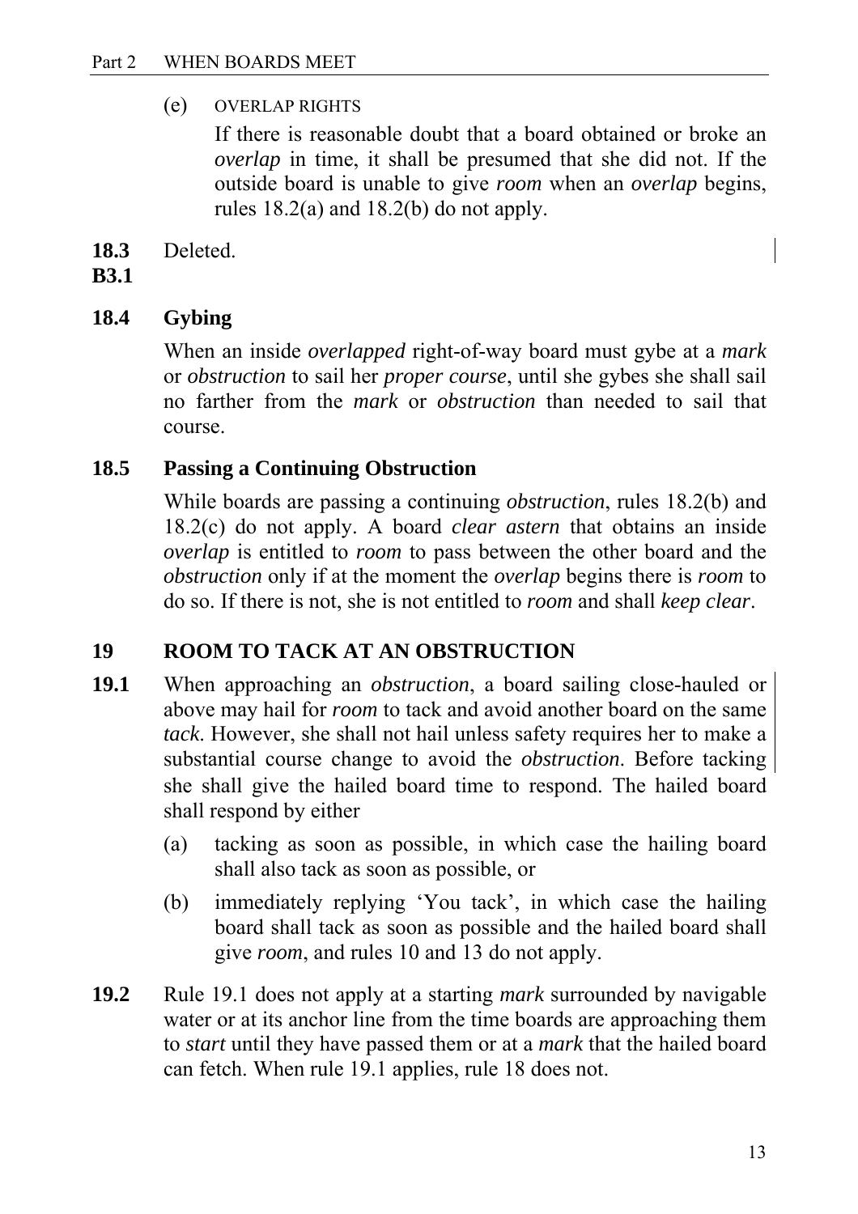(e) OVERLAP RIGHTS

If there is reasonable doubt that a board obtained or broke an *overlap* in time, it shall be presumed that she did not. If the outside board is unable to give *room* when an *overlap* begins, rules 18.2(a) and 18.2(b) do not apply.

**18.3 B3.1** Deleted.

### 18.4 Gybing

When an inside *overlapped* right-of-way board must gybe at a *mark* or *obstruction* to sail her *proper course*, until she gybes she shall sail no farther from the *mark* or *obstruction* than needed to sail that course.

### 18.5 Passing a Continuing Obstruction

While boards are passing a continuing *obstruction*, rules 18.2(b) and 18.2(c) do not apply. A board *clear astern* that obtains an inside *overlap* is entitled to *room* to pass between the other board and the *obstruction* only if at the moment the *overlap* begins there is *room* to do so. If there is not, she is not entitled to *room* and shall *keep clear*.

## 19 ROOM TO TACK AT AN OBSTRUCTION

**19.1** When approaching an *obstruction*, a board sailing close-hauled or above may hail for *room* to tack and avoid another board on the same *tack*. However, she shall not hail unless safety requires her to make a substantial course change to avoid the *obstruction*. Before tacking she shall give the hailed board time to respond. The hailed board shall respond by either

(a) tacking as soon as possible, in which case the hailing board shall also tack as soon as possible, or

(b) immediately replying 'You tack', in which case the hailing board shall tack as soon as possible and the hailed board shall give *room*, and rules 10 and 13 do not apply.

**19.2** Rule 19.1 does not apply at a starting *mark* surrounded by navigable water or at its anchor line from the time boards are approaching them to *start* until they have passed them or at a *mark* that the hailed board can fetch. When rule 19.1 applies, rule 18 does not.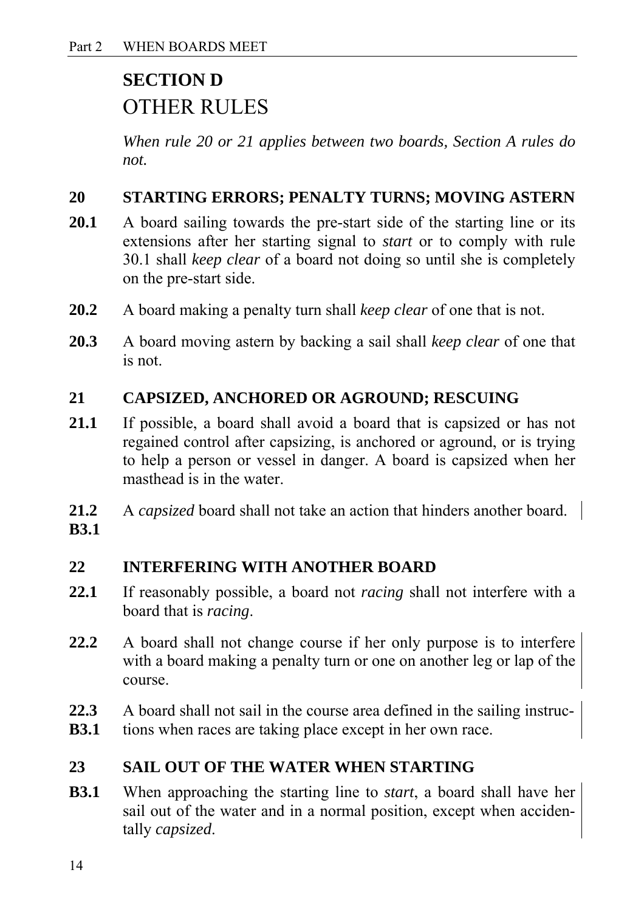## SECTION D
## OTHER RULES

*When rule 20 or 21 applies between two boards, Section A rules do not.*

### 20 STARTING ERRORS; PENALTY TURNS; MOVING ASTERN

**20.1** A board sailing towards the pre-start side of the starting line or its extensions after her starting signal to *start* or to comply with rule 30.1 shall *keep clear* of a board not doing so until she is completely on the pre-start side.

**20.2** A board making a penalty turn shall *keep clear* of one that is not.

**20.3** A board moving astern by backing a sail shall *keep clear* of one that is not.

### 21 CAPSIZED, ANCHORED OR AGROUND; RESCUING

**21.1** If possible, a board shall avoid a board that is capsized or has not regained control after capsizing, is anchored or aground, or is trying to help a person or vessel in danger. A board is capsized when her masthead is in the water.

**21.2**
**B3.1** A *capsized* board shall not take an action that hinders another board.

### 22 INTERFERING WITH ANOTHER BOARD

**22.1** If reasonably possible, a board not *racing* shall not interfere with a board that is *racing*.

**22.2** A board shall not change course if her only purpose is to interfere with a board making a penalty turn or one on another leg or lap of the course.

**22.3**
**B3.1** A board shall not sail in the course area defined in the sailing instructions when races are taking place except in her own race.

### 23 SAIL OUT OF THE WATER WHEN STARTING

**B3.1** When approaching the starting line to *start*, a board shall have her sail out of the water and in a normal position, except when accidentally *capsized*.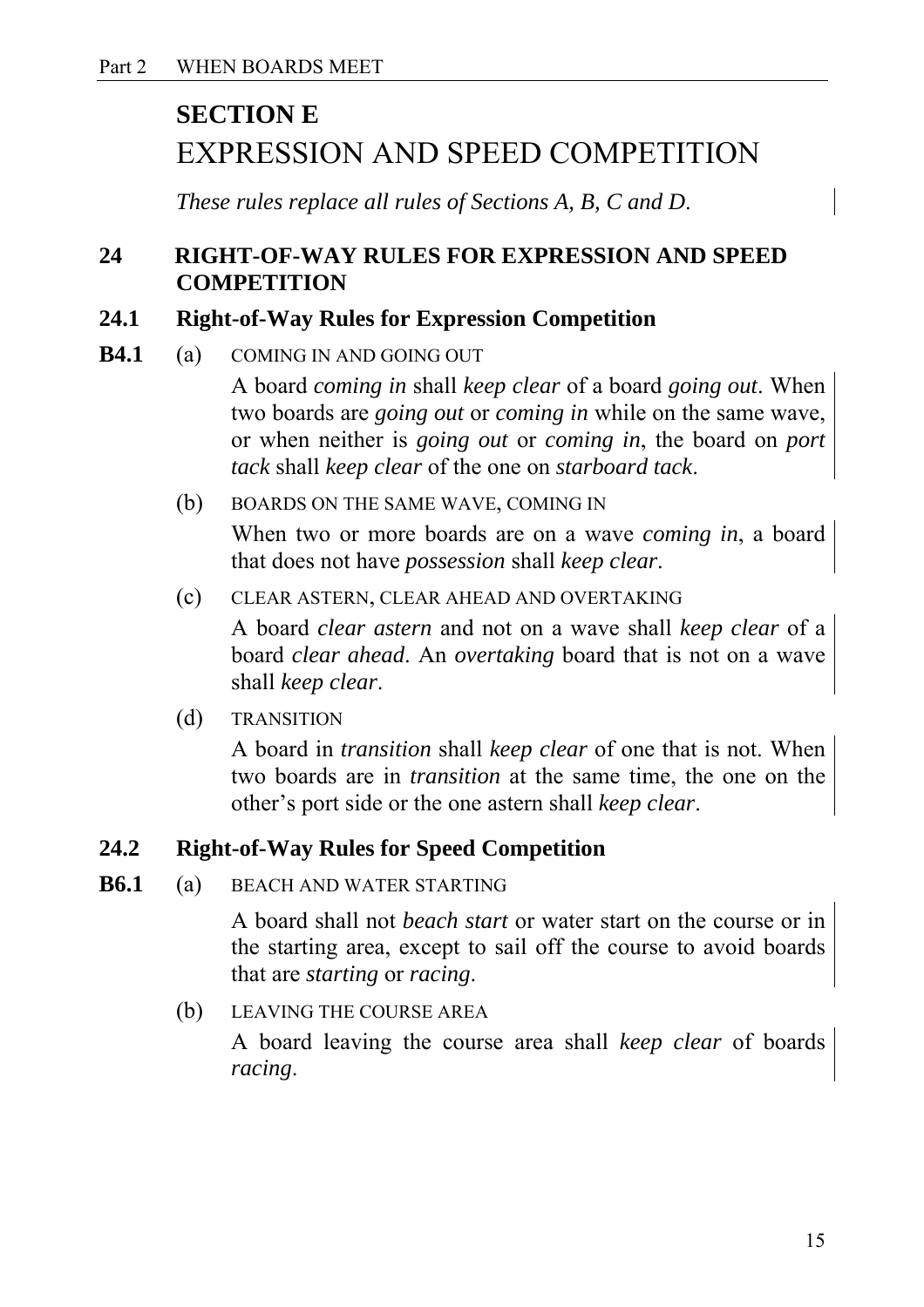## SECTION E
# EXPRESSION AND SPEED COMPETITION

*These rules replace all rules of Sections A, B, C and D.*

### 24 RIGHT-OF-WAY RULES FOR EXPRESSION AND SPEED COMPETITION

#### 24.1 Right-of-Way Rules for Expression Competition

**B4.1** (a) COMING IN AND GOING OUT

A board *coming in* shall *keep clear* of a board *going out*. When two boards are *going out* or *coming in* while on the same wave, or when neither is *going out* or *coming in*, the board on *port tack* shall *keep clear* of the one on *starboard tack*.

(b) BOARDS ON THE SAME WAVE, COMING IN

When two or more boards are on a wave *coming in*, a board that does not have *possession* shall *keep clear*.

(c) CLEAR ASTERN, CLEAR AHEAD AND OVERTAKING

A board *clear astern* and not on a wave shall *keep clear* of a board *clear ahead*. An *overtaking* board that is not on a wave shall *keep clear*.

(d) TRANSITION

A board in *transition* shall *keep clear* of one that is not. When two boards are in *transition* at the same time, the one on the other's port side or the one astern shall *keep clear*.

#### 24.2 Right-of-Way Rules for Speed Competition

**B6.1** (a) BEACH AND WATER STARTING

A board shall not *beach start* or water start on the course or in the starting area, except to sail off the course to avoid boards that are *starting* or *racing*.

(b) LEAVING THE COURSE AREA

A board leaving the course area shall *keep clear* of boards *racing*.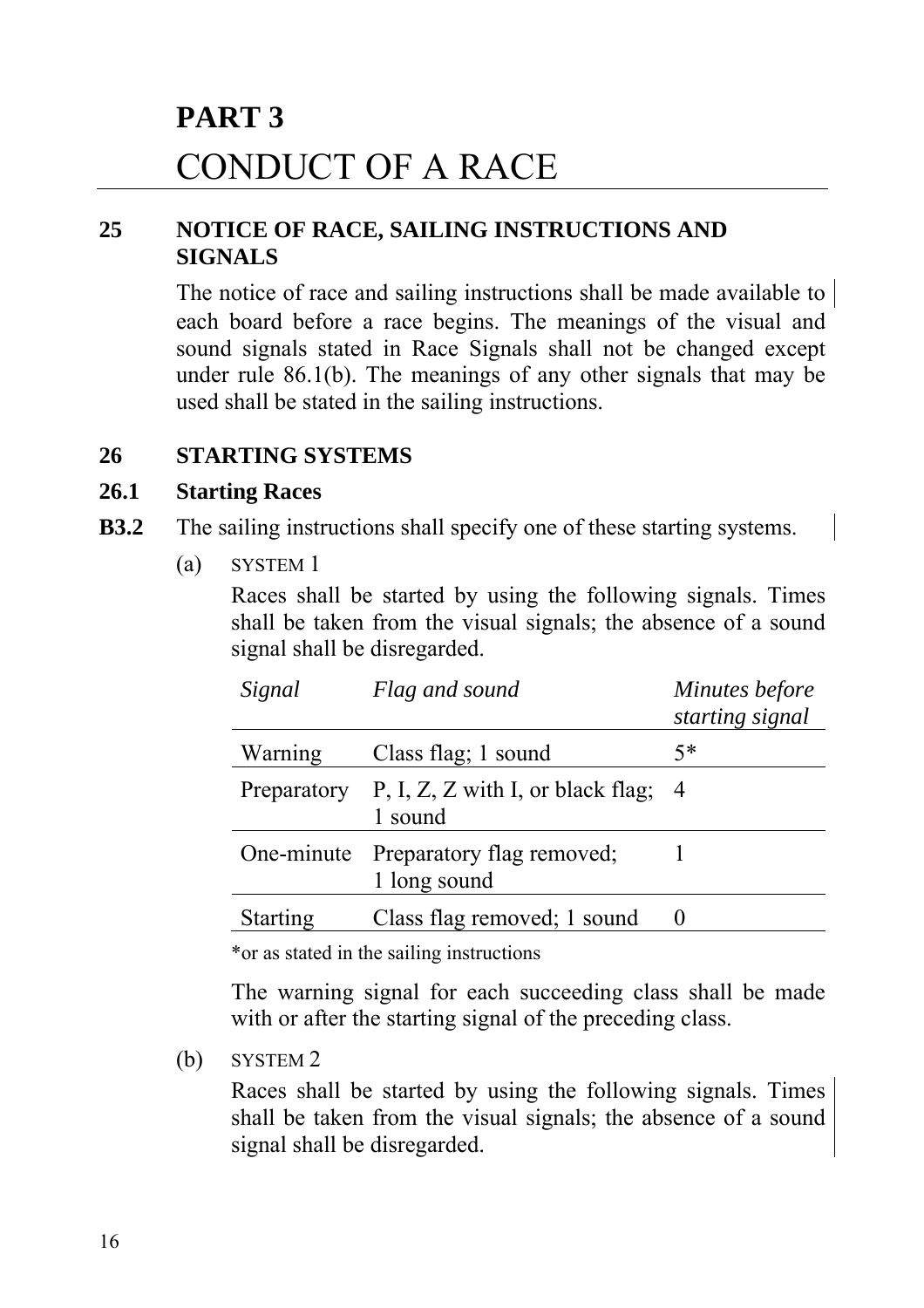# PART 3
# CONDUCT OF A RACE

**25 NOTICE OF RACE, SAILING INSTRUCTIONS AND SIGNALS**

The notice of race and sailing instructions shall be made available to each board before a race begins. The meanings of the visual and sound signals stated in Race Signals shall not be changed except under rule 86.1(b). The meanings of any other signals that may be used shall be stated in the sailing instructions.

**26 STARTING SYSTEMS**

**26.1 Starting Races**

**B3.2** The sailing instructions shall specify one of these starting systems.

(a) SYSTEM 1

Races shall be started by using the following signals. Times shall be taken from the visual signals; the absence of a sound signal shall be disregarded.

| *Signal* | *Flag and sound* | *Minutes before starting signal* |
|---|---|---|
| Warning | Class flag; 1 sound | 5* |
| Preparatory | P, I, Z, Z with I, or black flag; 1 sound | 4 |
| One-minute | Preparatory flag removed; 1 long sound | 1 |
| Starting | Class flag removed; 1 sound | 0 |

*or as stated in the sailing instructions

The warning signal for each succeeding class shall be made with or after the starting signal of the preceding class.

(b) SYSTEM 2

Races shall be started by using the following signals. Times shall be taken from the visual signals; the absence of a sound signal shall be disregarded.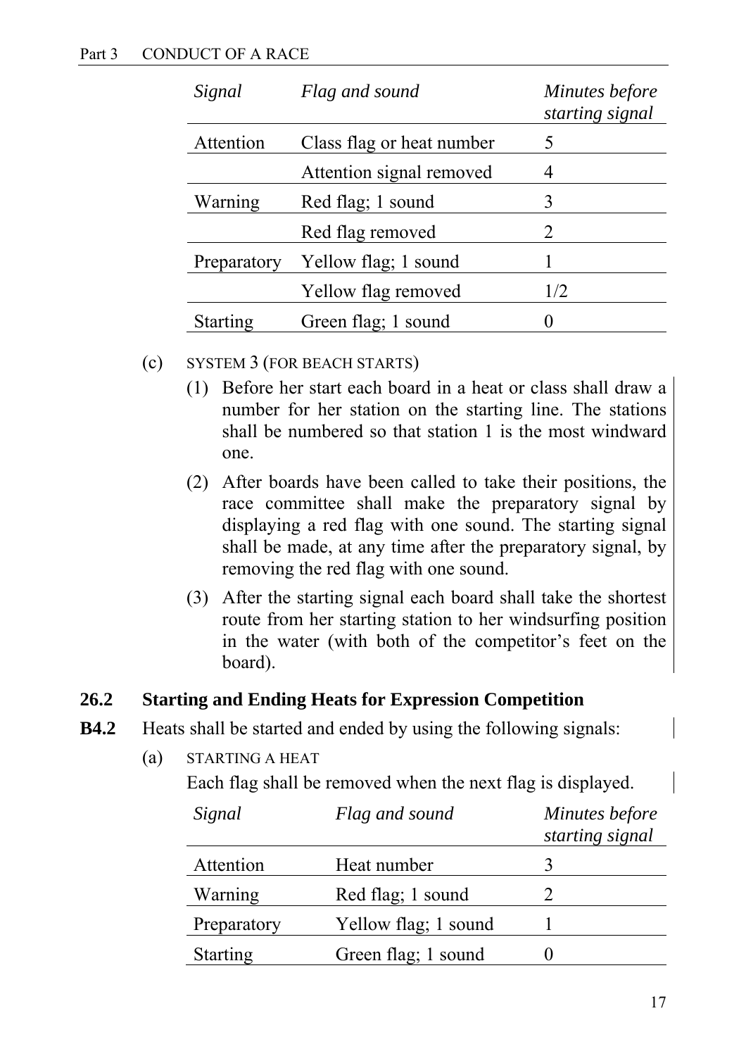| *Signal* | *Flag and sound* | *Minutes before starting signal* |
|---|---|---|
| Attention | Class flag or heat number | 5 |
| | Attention signal removed | 4 |
| Warning | Red flag; 1 sound | 3 |
| | Red flag removed | 2 |
| Preparatory | Yellow flag; 1 sound | 1 |
| | Yellow flag removed | 1/2 |
| Starting | Green flag; 1 sound | 0 |

(c) SYSTEM 3 (FOR BEACH STARTS)

(1) Before her start each board in a heat or class shall draw a number for her station on the starting line. The stations shall be numbered so that station 1 is the most windward one.

(2) After boards have been called to take their positions, the race committee shall make the preparatory signal by displaying a red flag with one sound. The starting signal shall be made, at any time after the preparatory signal, by removing the red flag with one sound.

(3) After the starting signal each board shall take the shortest route from her starting station to her windsurfing position in the water (with both of the competitor's feet on the board).

**26.2 Starting and Ending Heats for Expression Competition**

**B4.2** Heats shall be started and ended by using the following signals:

(a) STARTING A HEAT

Each flag shall be removed when the next flag is displayed.

| *Signal* | *Flag and sound* | *Minutes before starting signal* |
|---|---|---|
| Attention | Heat number | 3 |
| Warning | Red flag; 1 sound | 2 |
| Preparatory | Yellow flag; 1 sound | 1 |
| Starting | Green flag; 1 sound | 0 |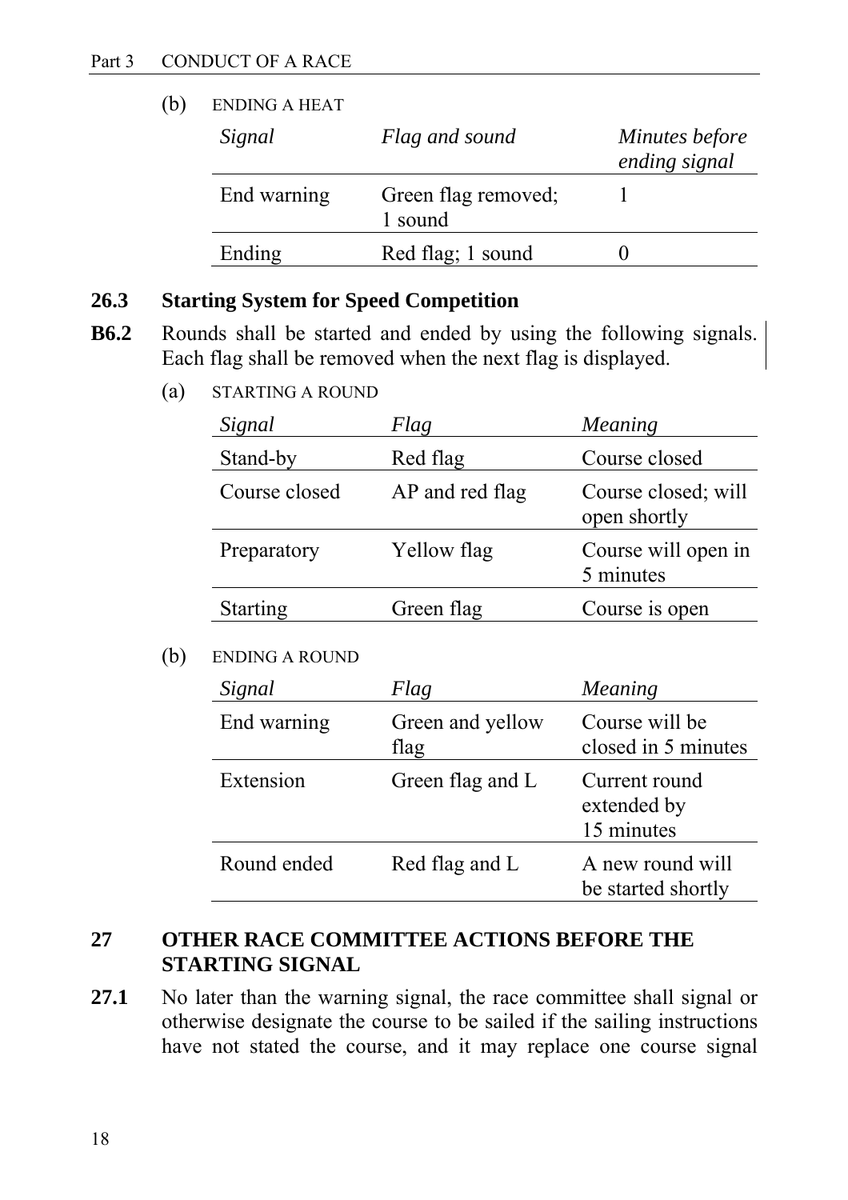(b) ENDING A HEAT

| *Signal* | *Flag and sound* | *Minutes before ending signal* |
|---|---|---|
| End warning | Green flag removed; 1 sound | 1 |
| Ending | Red flag; 1 sound | 0 |

### 26.3 Starting System for Speed Competition

**B6.2** Rounds shall be started and ended by using the following signals. Each flag shall be removed when the next flag is displayed.

(a) STARTING A ROUND

| *Signal* | *Flag* | *Meaning* |
|---|---|---|
| Stand-by | Red flag | Course closed |
| Course closed | AP and red flag | Course closed; will open shortly |
| Preparatory | Yellow flag | Course will open in 5 minutes |
| Starting | Green flag | Course is open |

(b) ENDING A ROUND

| *Signal* | *Flag* | *Meaning* |
|---|---|---|
| End warning | Green and yellow flag | Course will be closed in 5 minutes |
| Extension | Green flag and L | Current round extended by 15 minutes |
| Round ended | Red flag and L | A new round will be started shortly |

## 27 OTHER RACE COMMITTEE ACTIONS BEFORE THE STARTING SIGNAL

**27.1** No later than the warning signal, the race committee shall signal or otherwise designate the course to be sailed if the sailing instructions have not stated the course, and it may replace one course signal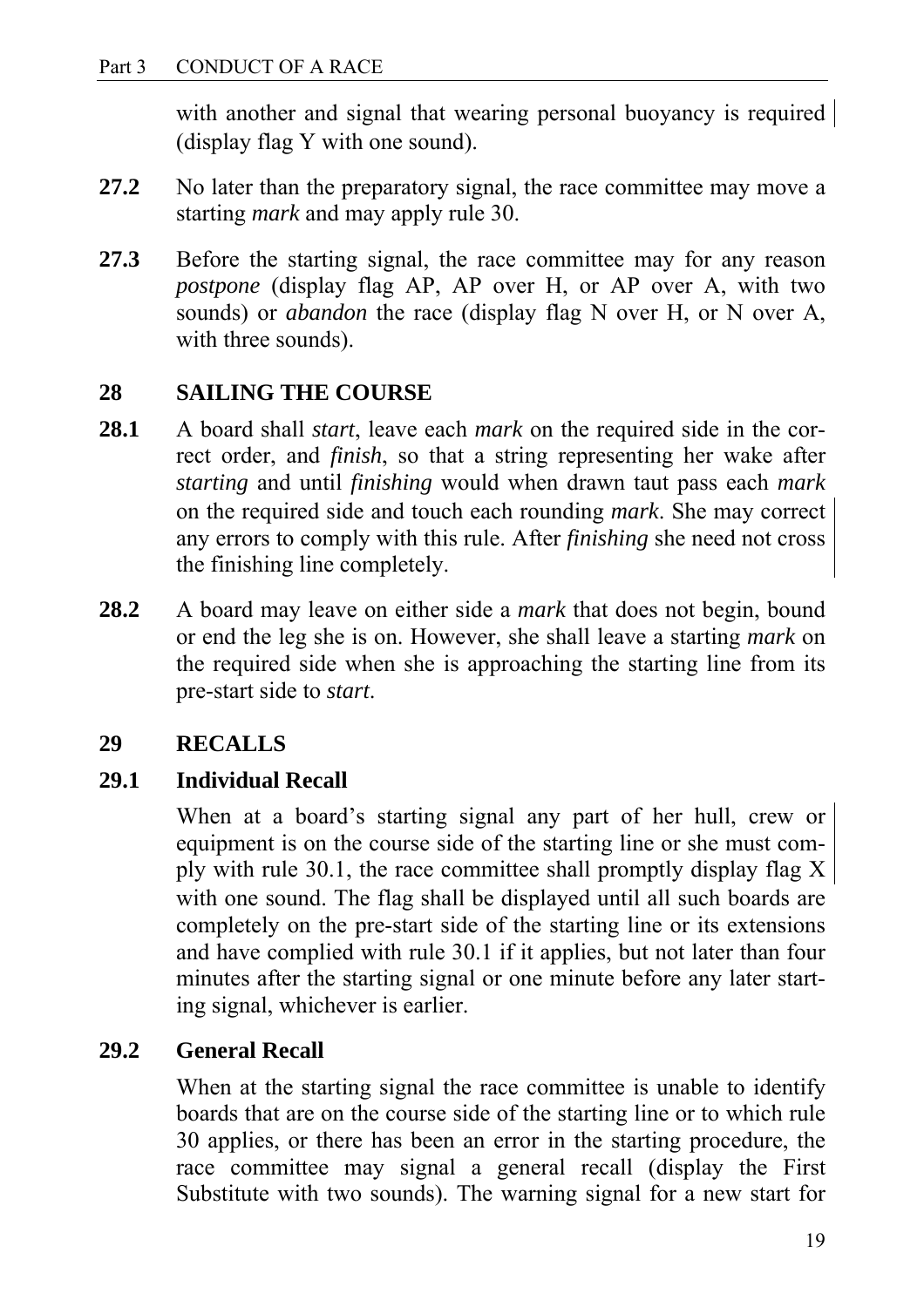with another and signal that wearing personal buoyancy is required (display flag Y with one sound).

**27.2** No later than the preparatory signal, the race committee may move a starting *mark* and may apply rule 30.

**27.3** Before the starting signal, the race committee may for any reason *postpone* (display flag AP, AP over H, or AP over A, with two sounds) or *abandon* the race (display flag N over H, or N over A, with three sounds).

## 28 SAILING THE COURSE

**28.1** A board shall *start*, leave each *mark* on the required side in the correct order, and *finish*, so that a string representing her wake after *starting* and until *finishing* would when drawn taut pass each *mark* on the required side and touch each rounding *mark*. She may correct any errors to comply with this rule. After *finishing* she need not cross the finishing line completely.

**28.2** A board may leave on either side a *mark* that does not begin, bound or end the leg she is on. However, she shall leave a starting *mark* on the required side when she is approaching the starting line from its pre-start side to *start*.

## 29 RECALLS

### 29.1 Individual Recall

When at a board's starting signal any part of her hull, crew or equipment is on the course side of the starting line or she must comply with rule 30.1, the race committee shall promptly display flag X with one sound. The flag shall be displayed until all such boards are completely on the pre-start side of the starting line or its extensions and have complied with rule 30.1 if it applies, but not later than four minutes after the starting signal or one minute before any later starting signal, whichever is earlier.

### 29.2 General Recall

When at the starting signal the race committee is unable to identify boards that are on the course side of the starting line or to which rule 30 applies, or there has been an error in the starting procedure, the race committee may signal a general recall (display the First Substitute with two sounds). The warning signal for a new start for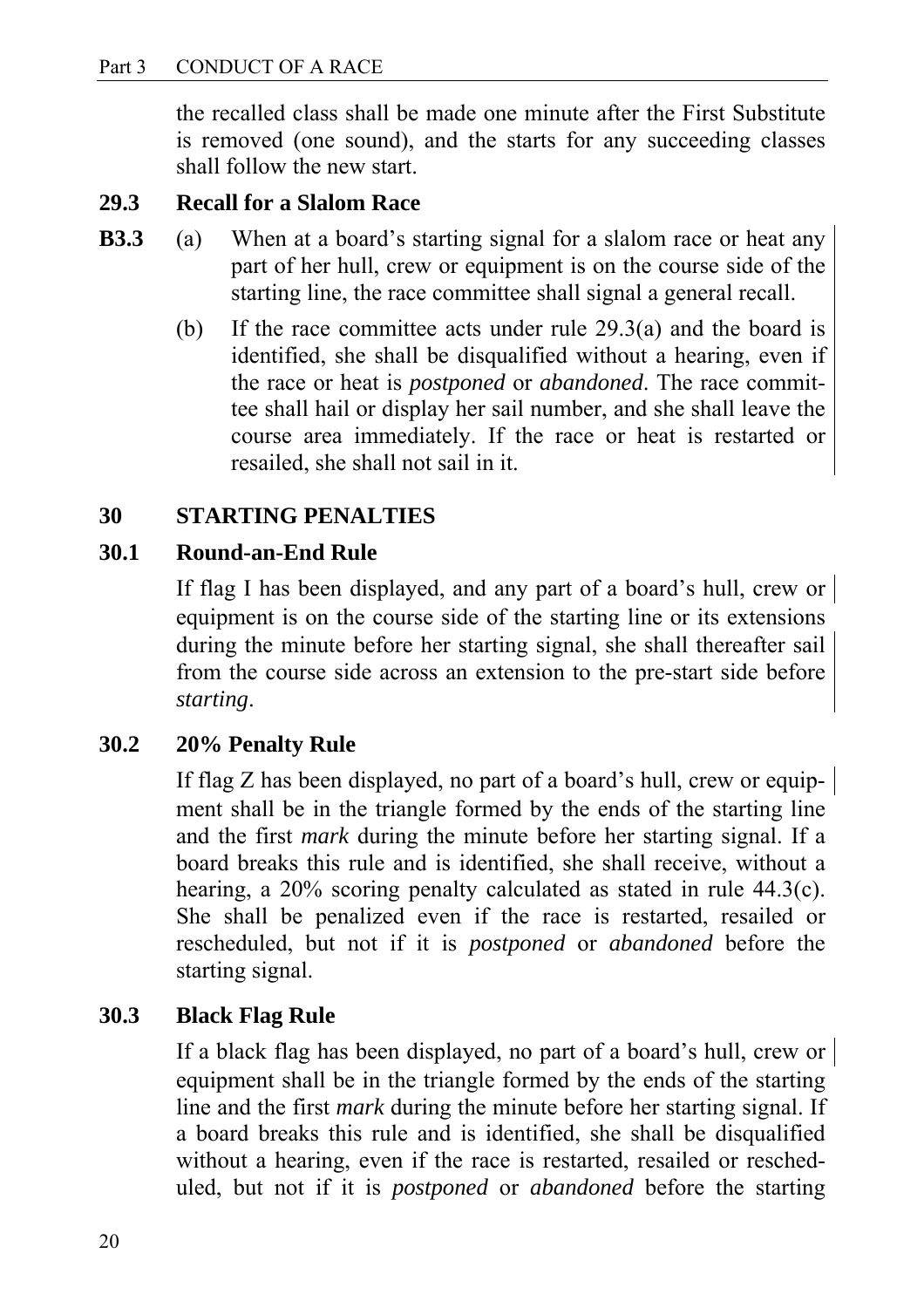the recalled class shall be made one minute after the First Substitute is removed (one sound), and the starts for any succeeding classes shall follow the new start.

### 29.3 Recall for a Slalom Race

**B3.3** (a) When at a board's starting signal for a slalom race or heat any part of her hull, crew or equipment is on the course side of the starting line, the race committee shall signal a general recall.

(b) If the race committee acts under rule 29.3(a) and the board is identified, she shall be disqualified without a hearing, even if the race or heat is *postponed* or *abandoned*. The race committee shall hail or display her sail number, and she shall leave the course area immediately. If the race or heat is restarted or resailed, she shall not sail in it.

## 30 STARTING PENALTIES

### 30.1 Round-an-End Rule

If flag I has been displayed, and any part of a board's hull, crew or equipment is on the course side of the starting line or its extensions during the minute before her starting signal, she shall thereafter sail from the course side across an extension to the pre-start side before *starting*.

### 30.2 20% Penalty Rule

If flag Z has been displayed, no part of a board's hull, crew or equipment shall be in the triangle formed by the ends of the starting line and the first *mark* during the minute before her starting signal. If a board breaks this rule and is identified, she shall receive, without a hearing, a 20% scoring penalty calculated as stated in rule 44.3(c). She shall be penalized even if the race is restarted, resailed or rescheduled, but not if it is *postponed* or *abandoned* before the starting signal.

### 30.3 Black Flag Rule

If a black flag has been displayed, no part of a board's hull, crew or equipment shall be in the triangle formed by the ends of the starting line and the first *mark* during the minute before her starting signal. If a board breaks this rule and is identified, she shall be disqualified without a hearing, even if the race is restarted, resailed or rescheduled, but not if it is *postponed* or *abandoned* before the starting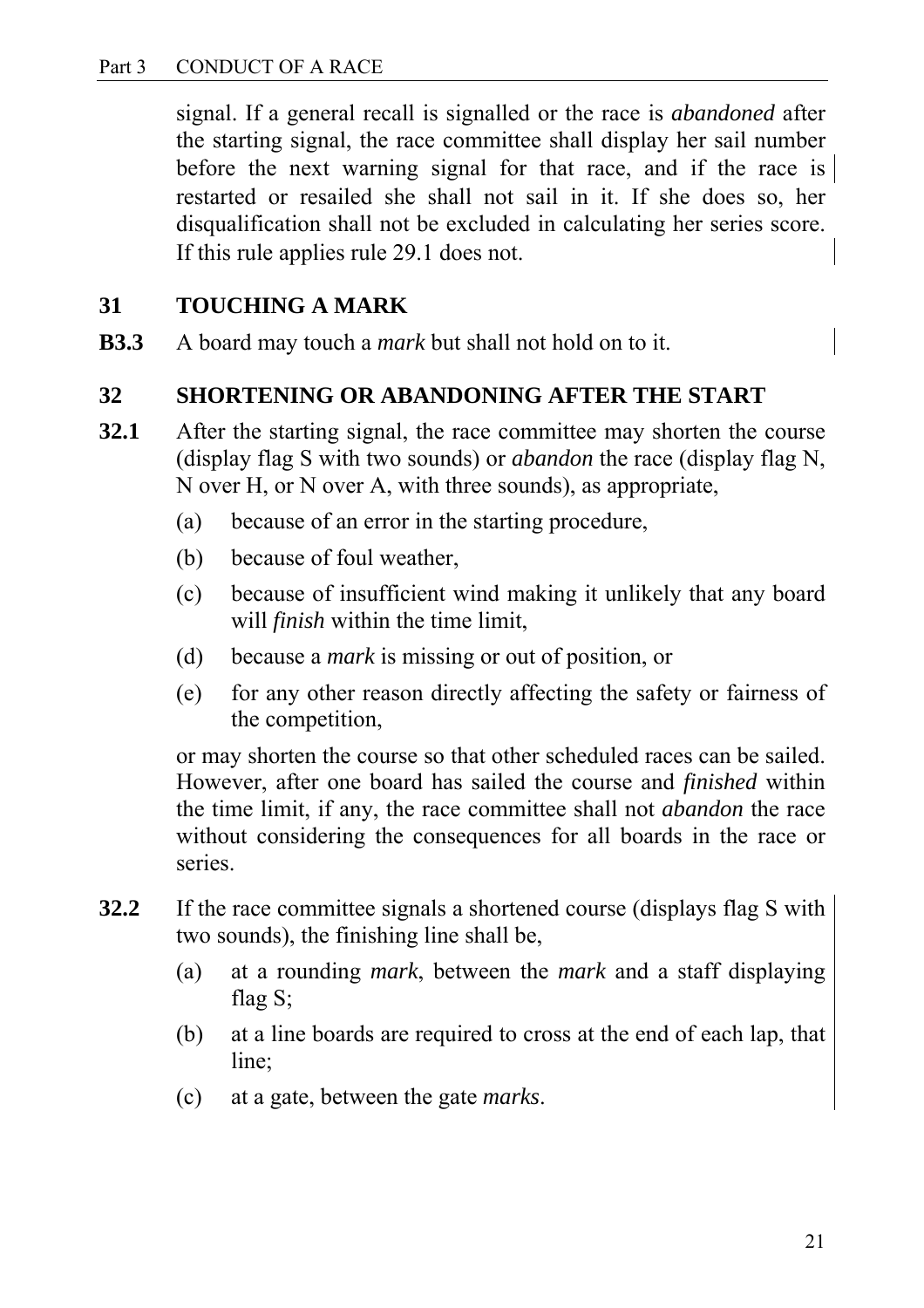signal. If a general recall is signalled or the race is *abandoned* after the starting signal, the race committee shall display her sail number before the next warning signal for that race, and if the race is restarted or resailed she shall not sail in it. If she does so, her disqualification shall not be excluded in calculating her series score. If this rule applies rule 29.1 does not.

## 31 TOUCHING A MARK

**B3.3** A board may touch a *mark* but shall not hold on to it.

## 32 SHORTENING OR ABANDONING AFTER THE START

**32.1** After the starting signal, the race committee may shorten the course (display flag S with two sounds) or *abandon* the race (display flag N, N over H, or N over A, with three sounds), as appropriate,

(a) because of an error in the starting procedure,

(b) because of foul weather,

(c) because of insufficient wind making it unlikely that any board will *finish* within the time limit,

(d) because a *mark* is missing or out of position, or

(e) for any other reason directly affecting the safety or fairness of the competition,

or may shorten the course so that other scheduled races can be sailed. However, after one board has sailed the course and *finished* within the time limit, if any, the race committee shall not *abandon* the race without considering the consequences for all boards in the race or series.

**32.2** If the race committee signals a shortened course (displays flag S with two sounds), the finishing line shall be,

(a) at a rounding *mark*, between the *mark* and a staff displaying flag S;

(b) at a line boards are required to cross at the end of each lap, that line;

(c) at a gate, between the gate *marks*.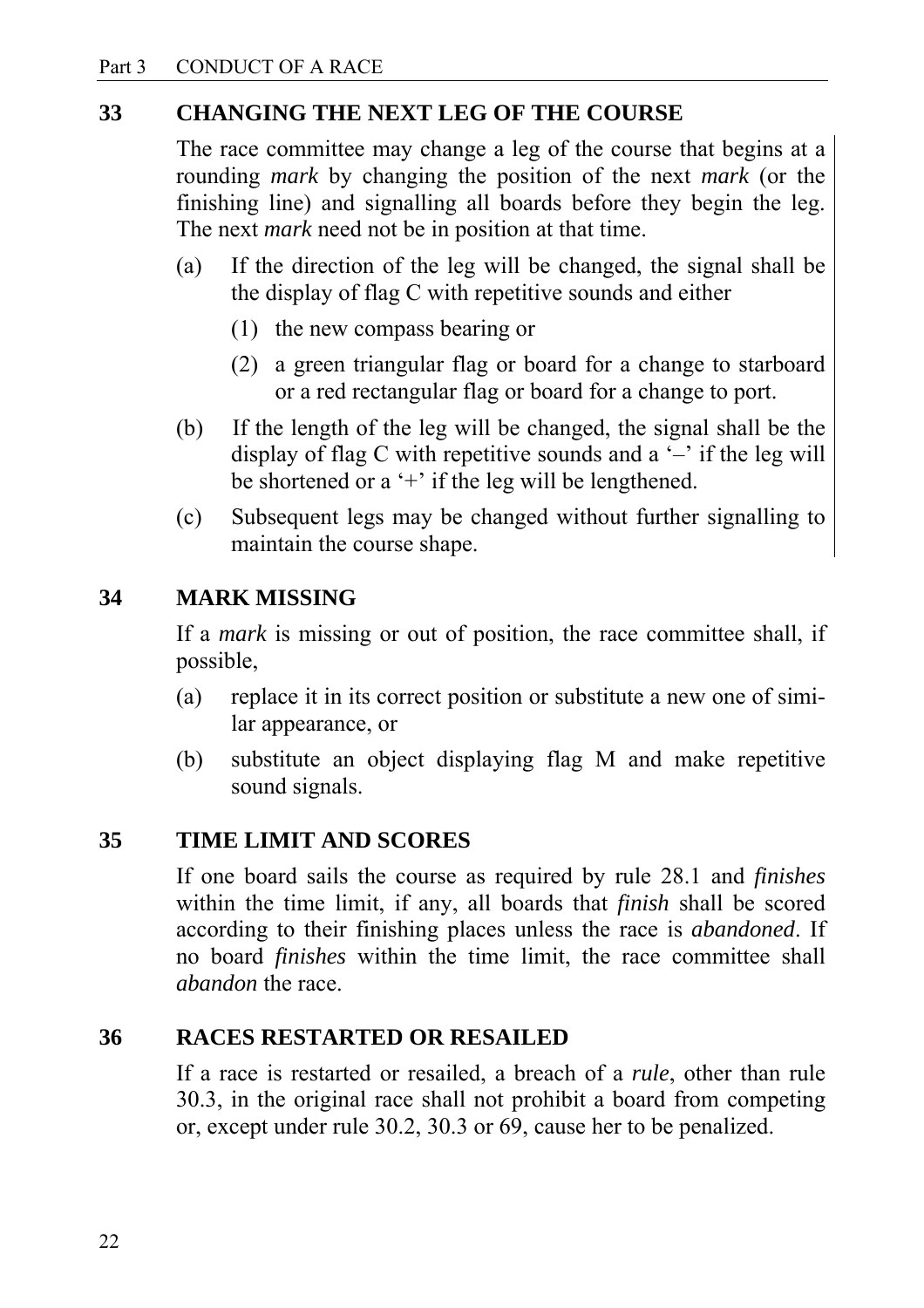## 33 CHANGING THE NEXT LEG OF THE COURSE

The race committee may change a leg of the course that begins at a rounding *mark* by changing the position of the next *mark* (or the finishing line) and signalling all boards before they begin the leg. The next *mark* need not be in position at that time.

(a) If the direction of the leg will be changed, the signal shall be the display of flag C with repetitive sounds and either

(1) the new compass bearing or

(2) a green triangular flag or board for a change to starboard or a red rectangular flag or board for a change to port.

(b) If the length of the leg will be changed, the signal shall be the display of flag C with repetitive sounds and a '–' if the leg will be shortened or a '+' if the leg will be lengthened.

(c) Subsequent legs may be changed without further signalling to maintain the course shape.

## 34 MARK MISSING

If a *mark* is missing or out of position, the race committee shall, if possible,

(a) replace it in its correct position or substitute a new one of similar appearance, or

(b) substitute an object displaying flag M and make repetitive sound signals.

## 35 TIME LIMIT AND SCORES

If one board sails the course as required by rule 28.1 and *finishes* within the time limit, if any, all boards that *finish* shall be scored according to their finishing places unless the race is *abandoned*. If no board *finishes* within the time limit, the race committee shall *abandon* the race.

## 36 RACES RESTARTED OR RESAILED

If a race is restarted or resailed, a breach of a *rule*, other than rule 30.3, in the original race shall not prohibit a board from competing or, except under rule 30.2, 30.3 or 69, cause her to be penalized.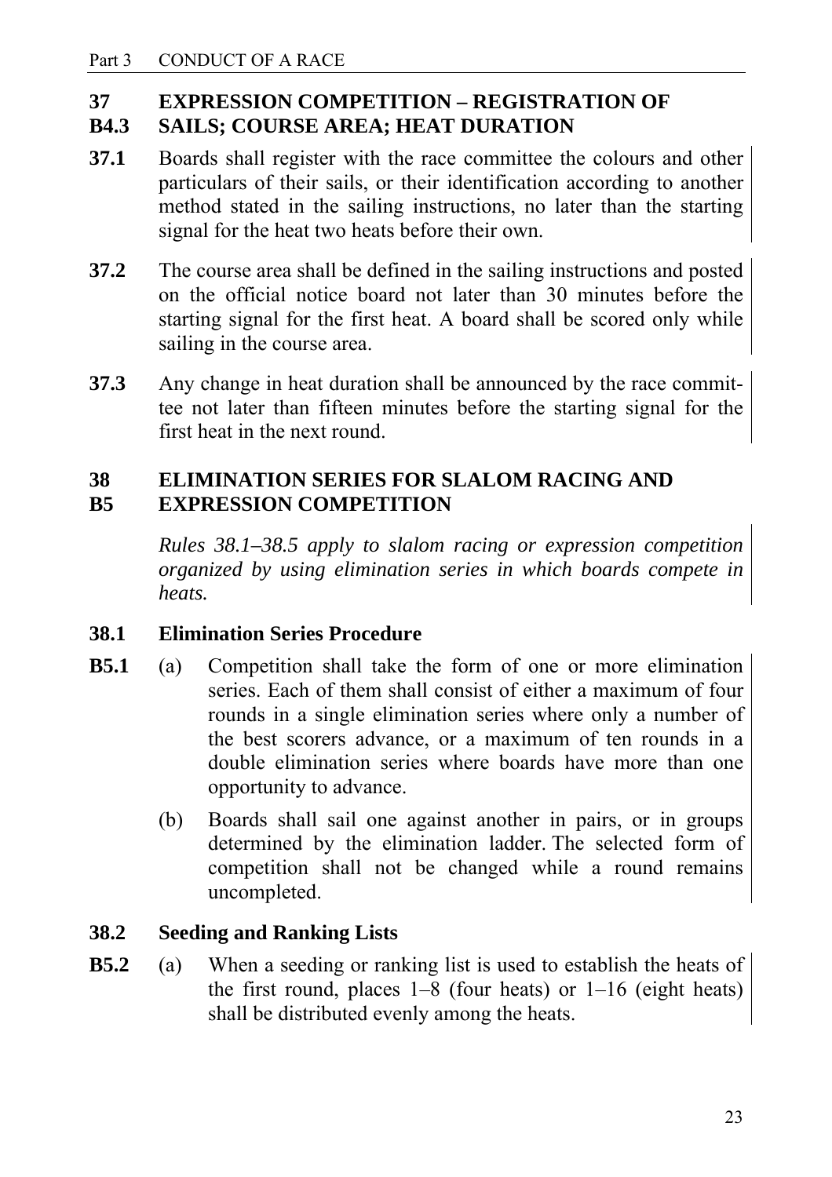## 37 B4.3 EXPRESSION COMPETITION – REGISTRATION OF SAILS; COURSE AREA; HEAT DURATION

**37.1** Boards shall register with the race committee the colours and other particulars of their sails, or their identification according to another method stated in the sailing instructions, no later than the starting signal for the heat two heats before their own.

**37.2** The course area shall be defined in the sailing instructions and posted on the official notice board not later than 30 minutes before the starting signal for the first heat. A board shall be scored only while sailing in the course area.

**37.3** Any change in heat duration shall be announced by the race committee not later than fifteen minutes before the starting signal for the first heat in the next round.

## 38 B5 ELIMINATION SERIES FOR SLALOM RACING AND EXPRESSION COMPETITION

*Rules 38.1–38.5 apply to slalom racing or expression competition organized by using elimination series in which boards compete in heats.*

### 38.1 Elimination Series Procedure

**B5.1**

(a) Competition shall take the form of one or more elimination series. Each of them shall consist of either a maximum of four rounds in a single elimination series where only a number of the best scorers advance, or a maximum of ten rounds in a double elimination series where boards have more than one opportunity to advance.

(b) Boards shall sail one against another in pairs, or in groups determined by the elimination ladder. The selected form of competition shall not be changed while a round remains uncompleted.

### 38.2 Seeding and Ranking Lists

**B5.2**

(a) When a seeding or ranking list is used to establish the heats of the first round, places 1–8 (four heats) or 1–16 (eight heats) shall be distributed evenly among the heats.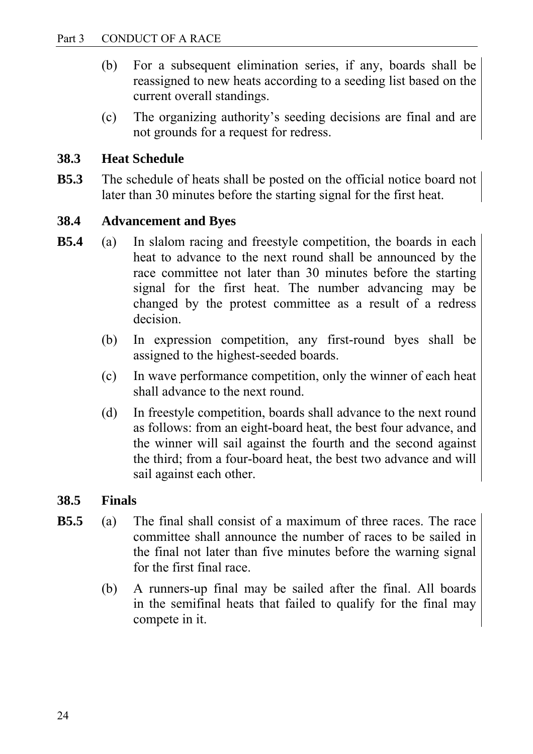(b) For a subsequent elimination series, if any, boards shall be reassigned to new heats according to a seeding list based on the current overall standings.

(c) The organizing authority's seeding decisions are final and are not grounds for a request for redress.

### 38.3 Heat Schedule

**B5.3** The schedule of heats shall be posted on the official notice board not later than 30 minutes before the starting signal for the first heat.

### 38.4 Advancement and Byes

**B5.4** (a) In slalom racing and freestyle competition, the boards in each heat to advance to the next round shall be announced by the race committee not later than 30 minutes before the starting signal for the first heat. The number advancing may be changed by the protest committee as a result of a redress decision.

(b) In expression competition, any first-round byes shall be assigned to the highest-seeded boards.

(c) In wave performance competition, only the winner of each heat shall advance to the next round.

(d) In freestyle competition, boards shall advance to the next round as follows: from an eight-board heat, the best four advance, and the winner will sail against the fourth and the second against the third; from a four-board heat, the best two advance and will sail against each other.

### 38.5 Finals

**B5.5** (a) The final shall consist of a maximum of three races. The race committee shall announce the number of races to be sailed in the final not later than five minutes before the warning signal for the first final race.

(b) A runners-up final may be sailed after the final. All boards in the semifinal heats that failed to qualify for the final may compete in it.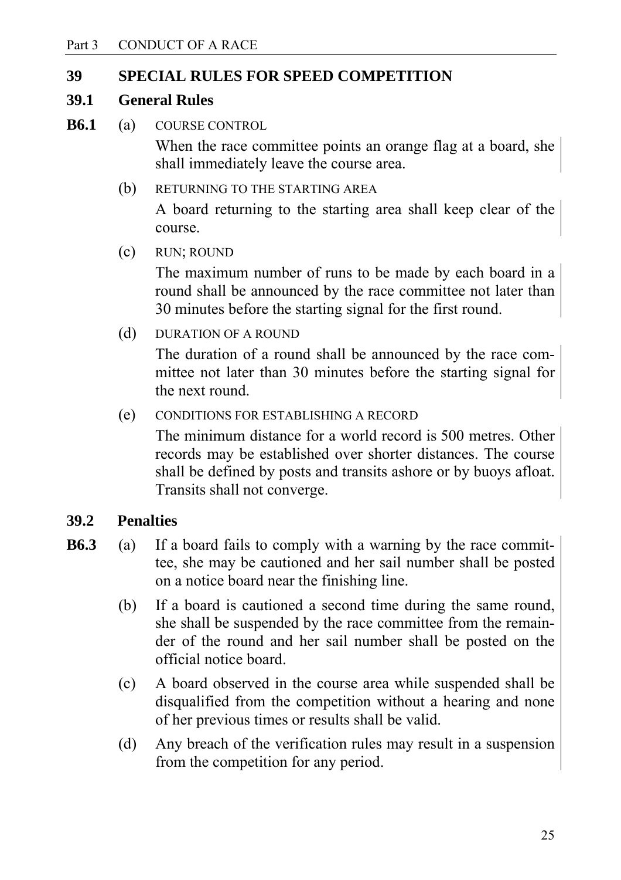## 39 SPECIAL RULES FOR SPEED COMPETITION

### 39.1 General Rules

**B6.1** (a) COURSE CONTROL

When the race committee points an orange flag at a board, she shall immediately leave the course area.

(b) RETURNING TO THE STARTING AREA

A board returning to the starting area shall keep clear of the course.

(c) RUN; ROUND

The maximum number of runs to be made by each board in a round shall be announced by the race committee not later than 30 minutes before the starting signal for the first round.

(d) DURATION OF A ROUND

The duration of a round shall be announced by the race committee not later than 30 minutes before the starting signal for the next round.

(e) CONDITIONS FOR ESTABLISHING A RECORD

The minimum distance for a world record is 500 metres. Other records may be established over shorter distances. The course shall be defined by posts and transits ashore or by buoys afloat. Transits shall not converge.

### 39.2 Penalties

**B6.3** (a) If a board fails to comply with a warning by the race committee, she may be cautioned and her sail number shall be posted on a notice board near the finishing line.

(b) If a board is cautioned a second time during the same round, she shall be suspended by the race committee from the remainder of the round and her sail number shall be posted on the official notice board.

(c) A board observed in the course area while suspended shall be disqualified from the competition without a hearing and none of her previous times or results shall be valid.

(d) Any breach of the verification rules may result in a suspension from the competition for any period.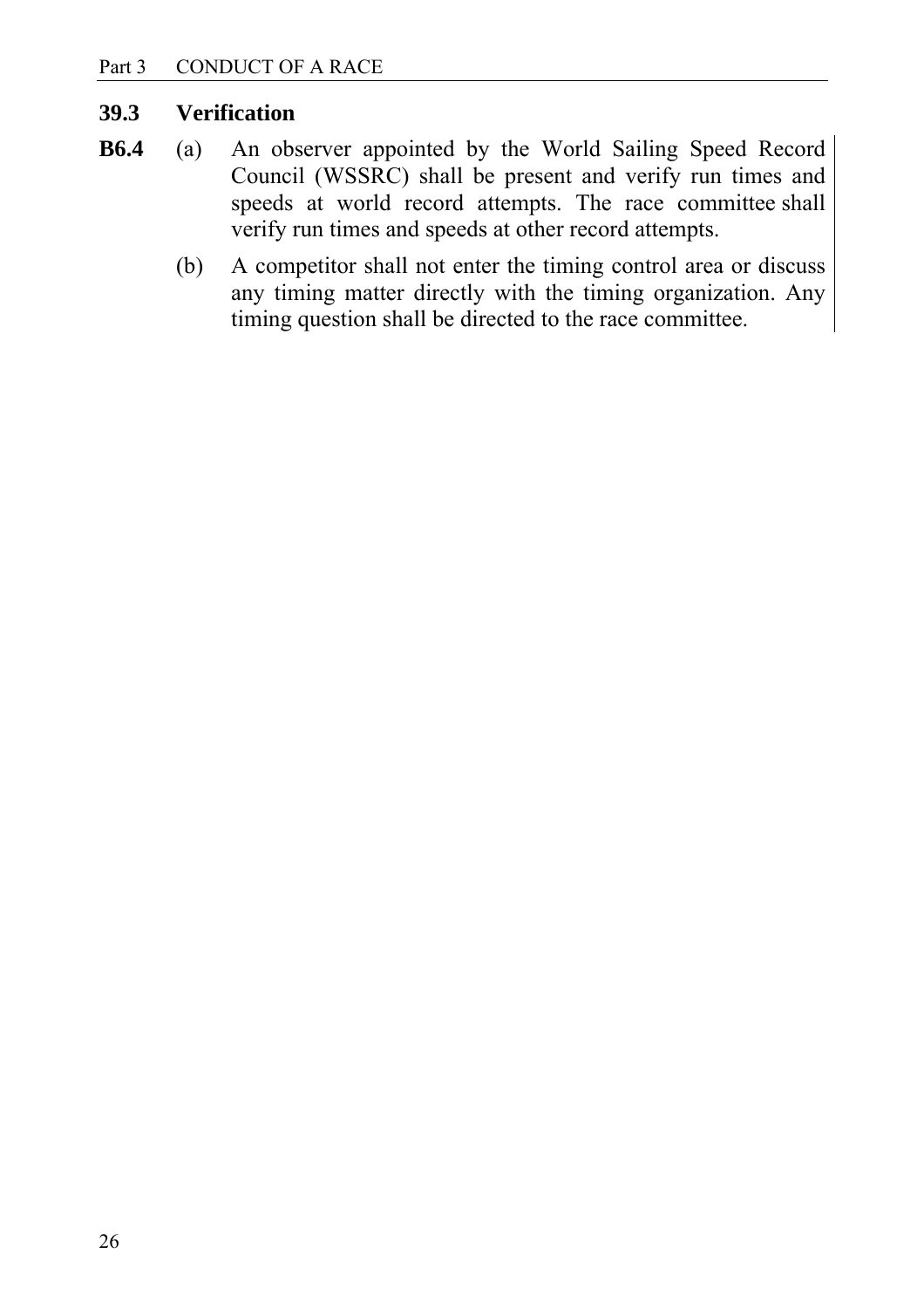## 39.3 Verification

**B6.4** (a) An observer appointed by the World Sailing Speed Record Council (WSSRC) shall be present and verify run times and speeds at world record attempts. The race committee shall verify run times and speeds at other record attempts.

(b) A competitor shall not enter the timing control area or discuss any timing matter directly with the timing organization. Any timing question shall be directed to the race committee.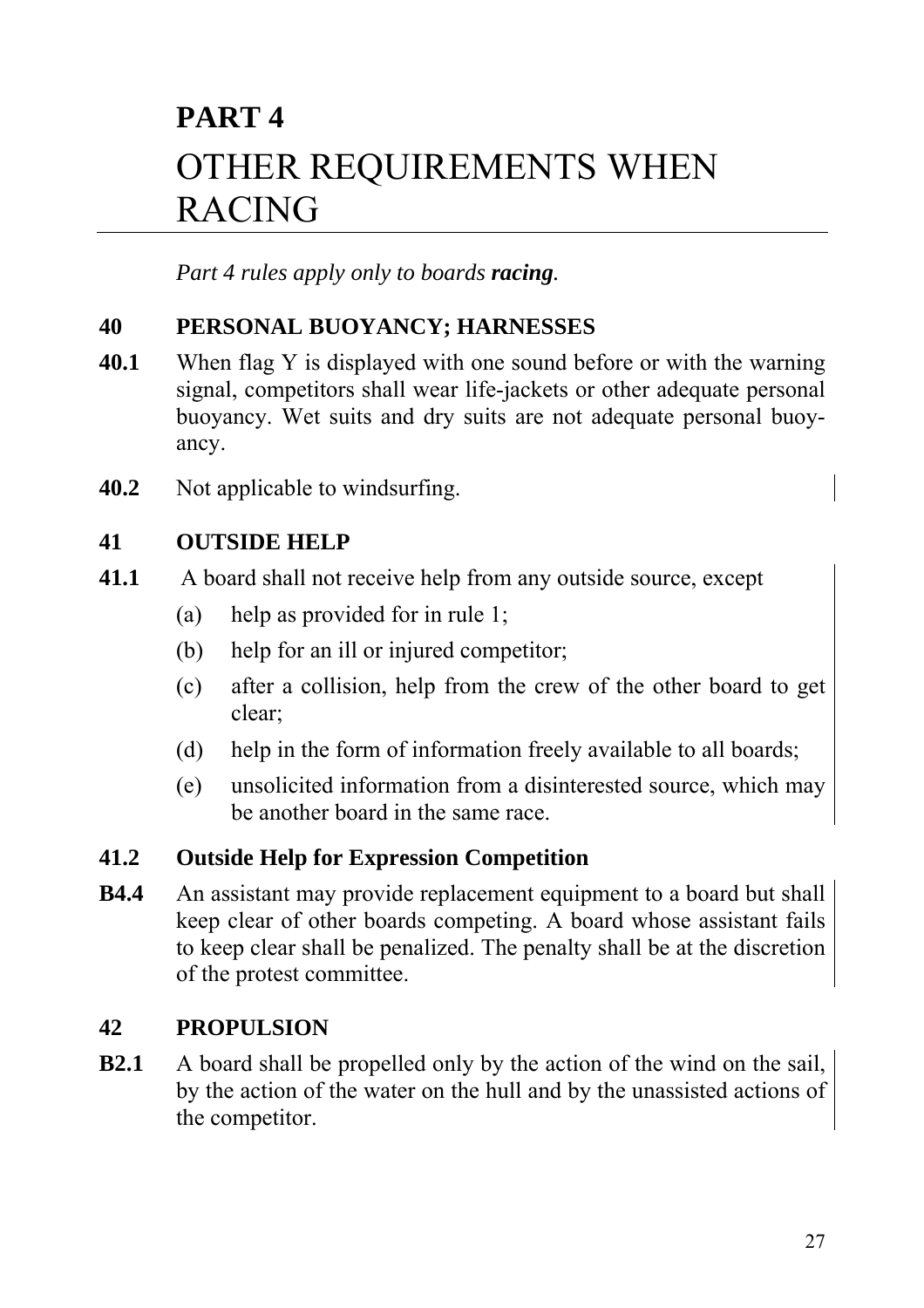# PART 4

# OTHER REQUIREMENTS WHEN RACING

*Part 4 rules apply only to boards* ***racing****.*

## 40 PERSONAL BUOYANCY; HARNESSES

**40.1** When flag Y is displayed with one sound before or with the warning signal, competitors shall wear life-jackets or other adequate personal buoyancy. Wet suits and dry suits are not adequate personal buoyancy.

**40.2** Not applicable to windsurfing.

## 41 OUTSIDE HELP

**41.1** A board shall not receive help from any outside source, except

- (a) help as provided for in rule 1;
- (b) help for an ill or injured competitor;
- (c) after a collision, help from the crew of the other board to get clear;
- (d) help in the form of information freely available to all boards;
- (e) unsolicited information from a disinterested source, which may be another board in the same race.

### 41.2 Outside Help for Expression Competition

**B4.4** An assistant may provide replacement equipment to a board but shall keep clear of other boards competing. A board whose assistant fails to keep clear shall be penalized. The penalty shall be at the discretion of the protest committee.

## 42 PROPULSION

**B2.1** A board shall be propelled only by the action of the wind on the sail, by the action of the water on the hull and by the unassisted actions of the competitor.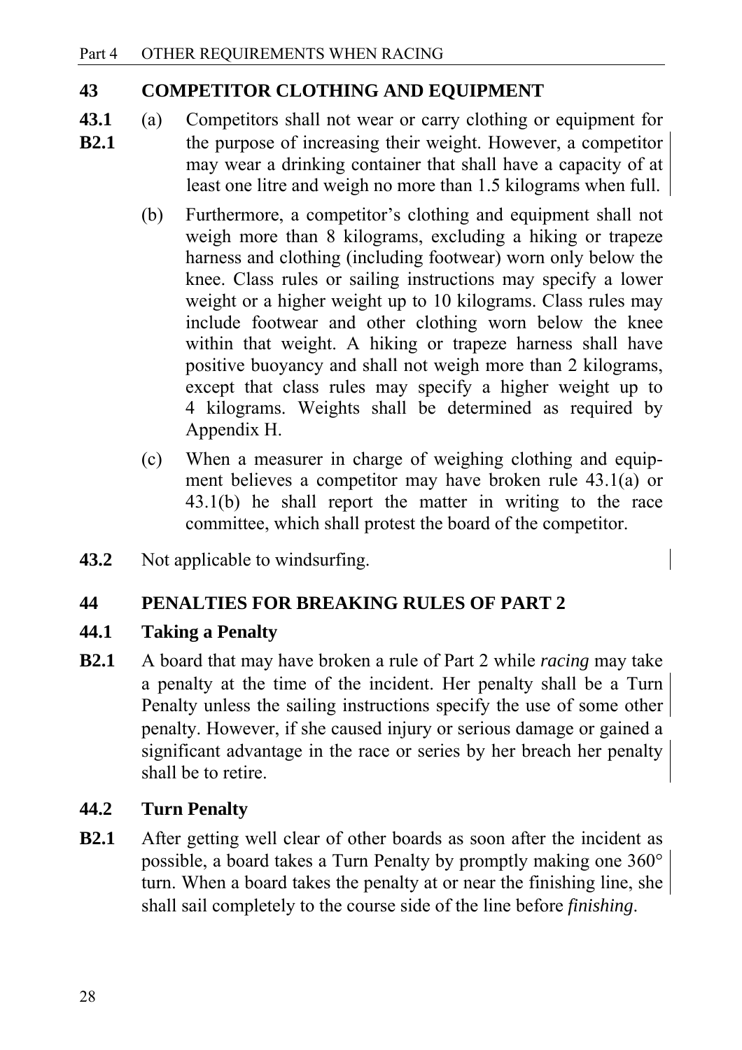## 43 COMPETITOR CLOTHING AND EQUIPMENT

**43.1**
**B2.1**

(a) Competitors shall not wear or carry clothing or equipment for the purpose of increasing their weight. However, a competitor may wear a drinking container that shall have a capacity of at least one litre and weigh no more than 1.5 kilograms when full.

(b) Furthermore, a competitor's clothing and equipment shall not weigh more than 8 kilograms, excluding a hiking or trapeze harness and clothing (including footwear) worn only below the knee. Class rules or sailing instructions may specify a lower weight or a higher weight up to 10 kilograms. Class rules may include footwear and other clothing worn below the knee within that weight. A hiking or trapeze harness shall have positive buoyancy and shall not weigh more than 2 kilograms, except that class rules may specify a higher weight up to 4 kilograms. Weights shall be determined as required by Appendix H.

(c) When a measurer in charge of weighing clothing and equipment believes a competitor may have broken rule 43.1(a) or 43.1(b) he shall report the matter in writing to the race committee, which shall protest the board of the competitor.

**43.2** Not applicable to windsurfing.

## 44 PENALTIES FOR BREAKING RULES OF PART 2

### 44.1 Taking a Penalty

**B2.1** A board that may have broken a rule of Part 2 while *racing* may take a penalty at the time of the incident. Her penalty shall be a Turn Penalty unless the sailing instructions specify the use of some other penalty. However, if she caused injury or serious damage or gained a significant advantage in the race or series by her breach her penalty shall be to retire.

### 44.2 Turn Penalty

**B2.1** After getting well clear of other boards as soon after the incident as possible, a board takes a Turn Penalty by promptly making one 360° turn. When a board takes the penalty at or near the finishing line, she shall sail completely to the course side of the line before *finishing*.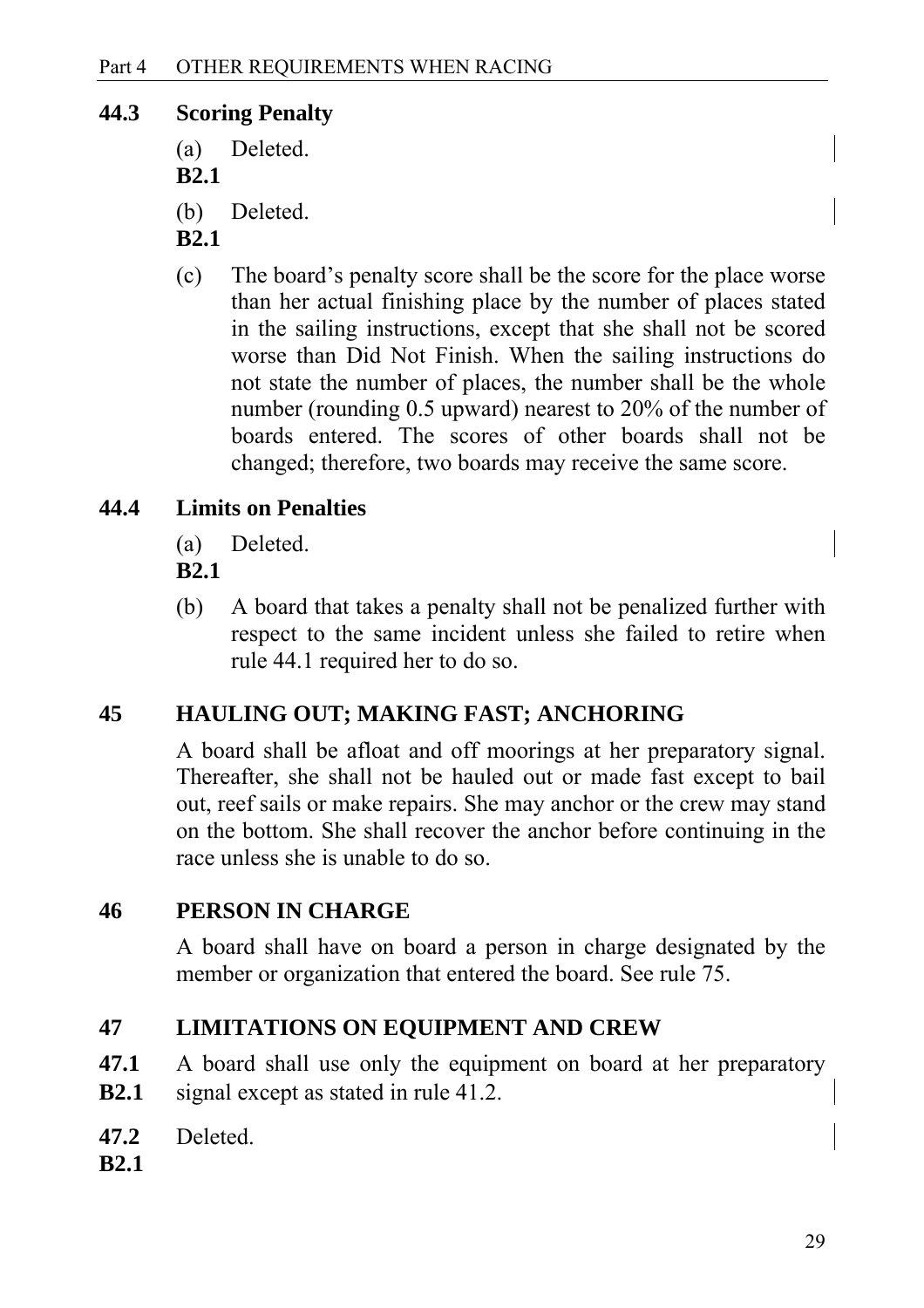### 44.3 Scoring Penalty

(a) Deleted.
**B2.1**

(b) Deleted.
**B2.1**

(c) The board's penalty score shall be the score for the place worse than her actual finishing place by the number of places stated in the sailing instructions, except that she shall not be scored worse than Did Not Finish. When the sailing instructions do not state the number of places, the number shall be the whole number (rounding 0.5 upward) nearest to 20% of the number of boards entered. The scores of other boards shall not be changed; therefore, two boards may receive the same score.

### 44.4 Limits on Penalties

(a) Deleted.
**B2.1**

(b) A board that takes a penalty shall not be penalized further with respect to the same incident unless she failed to retire when rule 44.1 required her to do so.

## 45 HAULING OUT; MAKING FAST; ANCHORING

A board shall be afloat and off moorings at her preparatory signal. Thereafter, she shall not be hauled out or made fast except to bail out, reef sails or make repairs. She may anchor or the crew may stand on the bottom. She shall recover the anchor before continuing in the race unless she is unable to do so.

## 46 PERSON IN CHARGE

A board shall have on board a person in charge designated by the member or organization that entered the board. See rule 75.

## 47 LIMITATIONS ON EQUIPMENT AND CREW

**47.1**
**B2.1** A board shall use only the equipment on board at her preparatory signal except as stated in rule 41.2.

**47.2**
**B2.1** Deleted.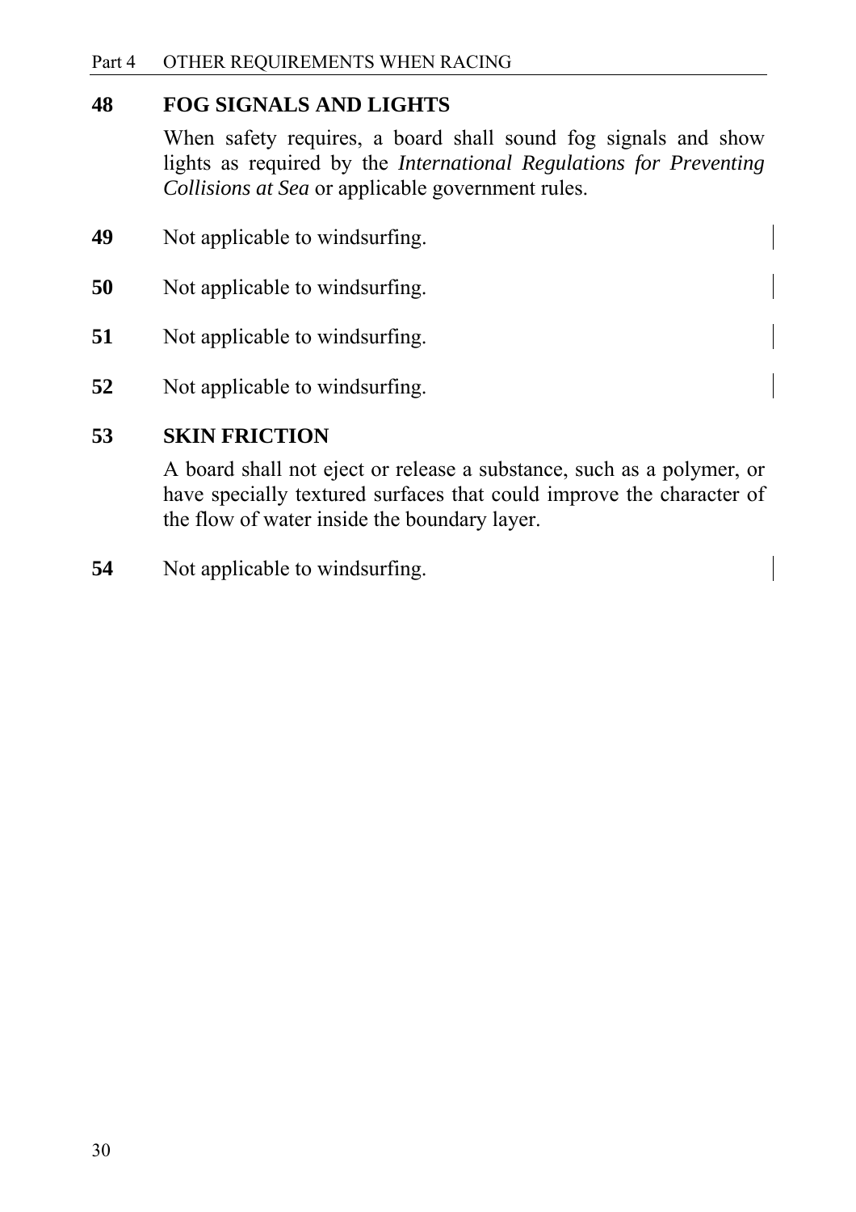**48 FOG SIGNALS AND LIGHTS**

When safety requires, a board shall sound fog signals and show lights as required by the *International Regulations for Preventing Collisions at Sea* or applicable government rules.

**49** Not applicable to windsurfing.

**50** Not applicable to windsurfing.

**51** Not applicable to windsurfing.

**52** Not applicable to windsurfing.

**53 SKIN FRICTION**

A board shall not eject or release a substance, such as a polymer, or have specially textured surfaces that could improve the character of the flow of water inside the boundary layer.

**54** Not applicable to windsurfing.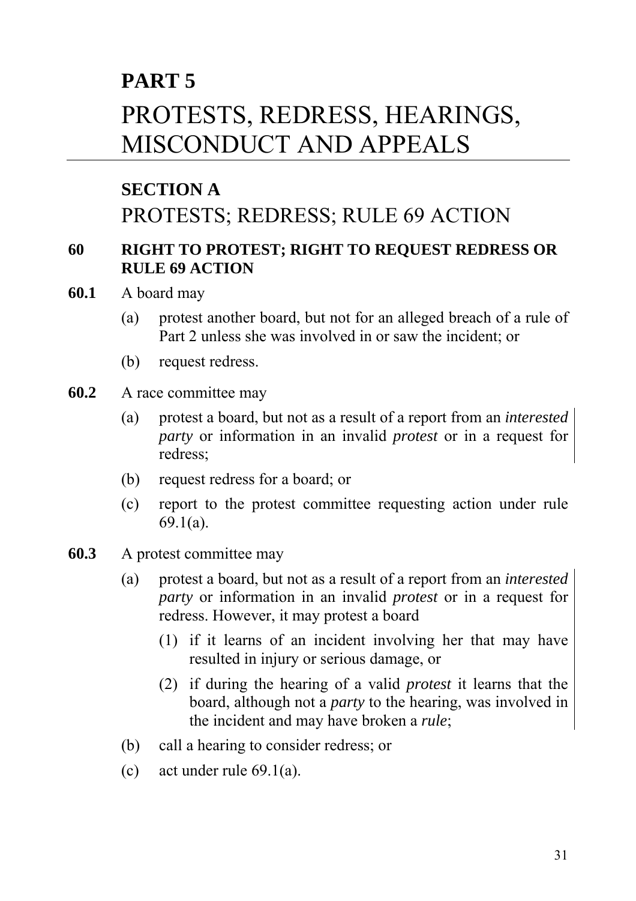# PART 5

# PROTESTS, REDRESS, HEARINGS, MISCONDUCT AND APPEALS

## SECTION A

## PROTESTS; REDRESS; RULE 69 ACTION

### 60 RIGHT TO PROTEST; RIGHT TO REQUEST REDRESS OR RULE 69 ACTION

**60.1** A board may

- (a) protest another board, but not for an alleged breach of a rule of Part 2 unless she was involved in or saw the incident; or
- (b) request redress.

**60.2** A race committee may

- (a) protest a board, but not as a result of a report from an *interested party* or information in an invalid *protest* or in a request for redress;
- (b) request redress for a board; or
- (c) report to the protest committee requesting action under rule 69.1(a).

**60.3** A protest committee may

- (a) protest a board, but not as a result of a report from an *interested party* or information in an invalid *protest* or in a request for redress. However, it may protest a board
  - (1) if it learns of an incident involving her that may have resulted in injury or serious damage, or
  - (2) if during the hearing of a valid *protest* it learns that the board, although not a *party* to the hearing, was involved in the incident and may have broken a *rule*;
- (b) call a hearing to consider redress; or
- (c) act under rule 69.1(a).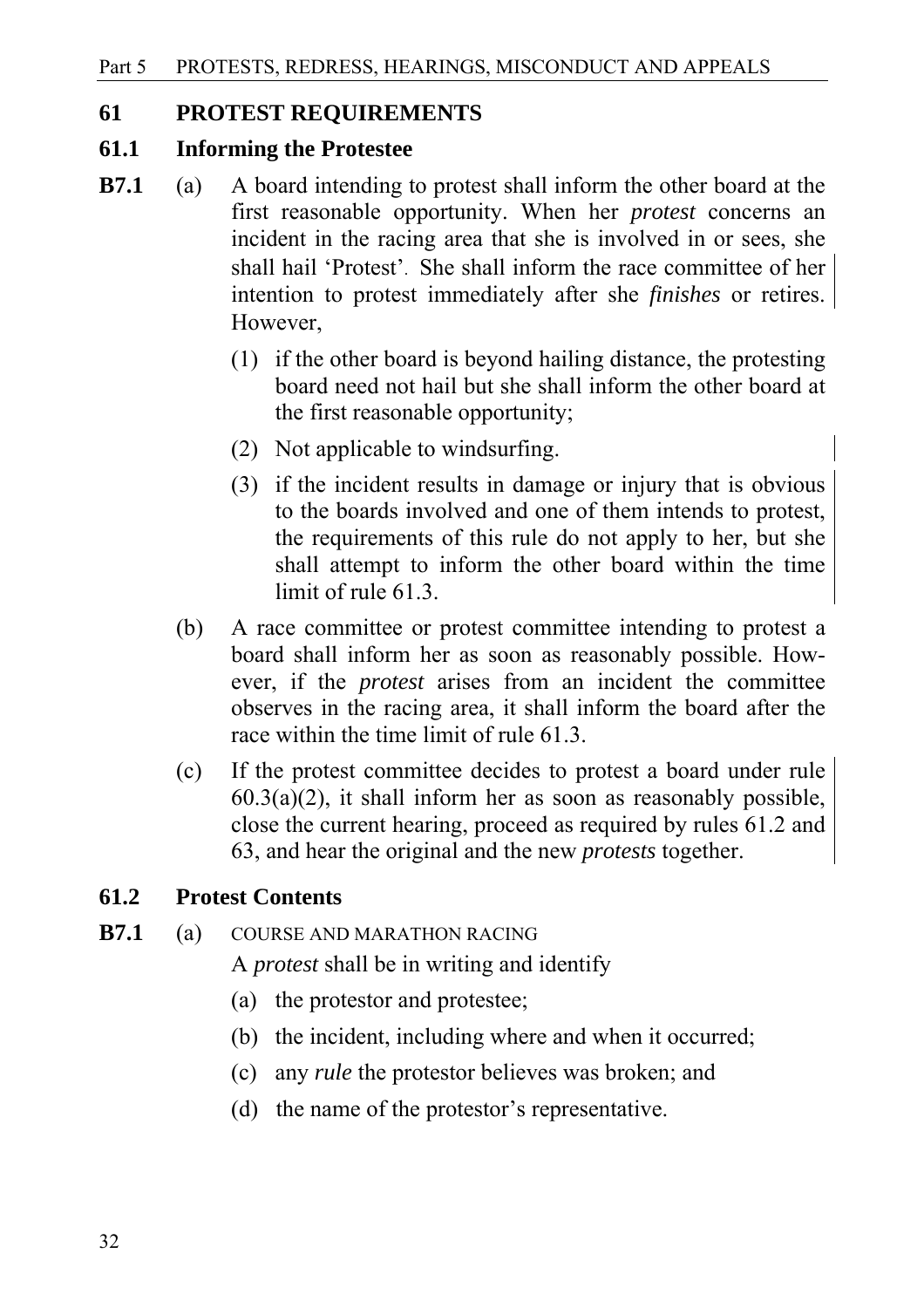## 61 PROTEST REQUIREMENTS

### 61.1 Informing the Protestee

**B7.1** (a) A board intending to protest shall inform the other board at the first reasonable opportunity. When her *protest* concerns an incident in the racing area that she is involved in or sees, she shall hail 'Protest'. She shall inform the race committee of her intention to protest immediately after she *finishes* or retires. However,

(1) if the other board is beyond hailing distance, the protesting board need not hail but she shall inform the other board at the first reasonable opportunity;

(2) Not applicable to windsurfing.

(3) if the incident results in damage or injury that is obvious to the boards involved and one of them intends to protest, the requirements of this rule do not apply to her, but she shall attempt to inform the other board within the time limit of rule 61.3.

(b) A race committee or protest committee intending to protest a board shall inform her as soon as reasonably possible. However, if the *protest* arises from an incident the committee observes in the racing area, it shall inform the board after the race within the time limit of rule 61.3.

(c) If the protest committee decides to protest a board under rule 60.3(a)(2), it shall inform her as soon as reasonably possible, close the current hearing, proceed as required by rules 61.2 and 63, and hear the original and the new *protests* together.

### 61.2 Protest Contents

**B7.1** (a) COURSE AND MARATHON RACING

A *protest* shall be in writing and identify

(a) the protestor and protestee;

(b) the incident, including where and when it occurred;

(c) any *rule* the protestor believes was broken; and

(d) the name of the protestor's representative.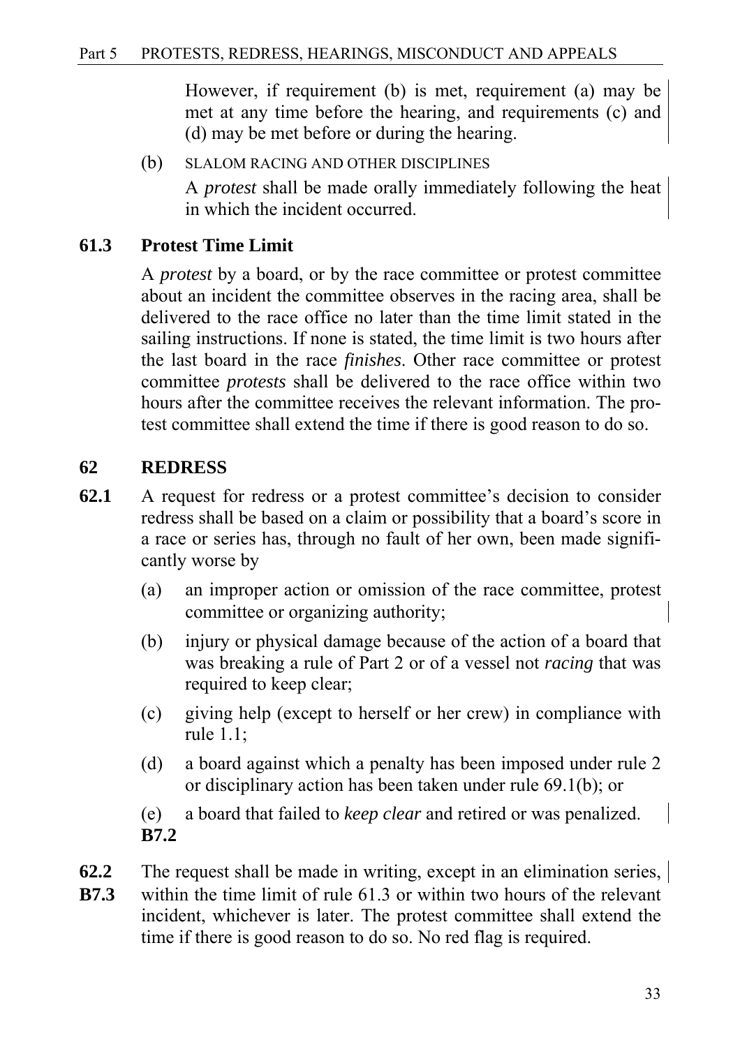However, if requirement (b) is met, requirement (a) may be met at any time before the hearing, and requirements (c) and (d) may be met before or during the hearing.

(b) SLALOM RACING AND OTHER DISCIPLINES

A *protest* shall be made orally immediately following the heat in which the incident occurred.

**61.3 Protest Time Limit**

A *protest* by a board, or by the race committee or protest committee about an incident the committee observes in the racing area, shall be delivered to the race office no later than the time limit stated in the sailing instructions. If none is stated, the time limit is two hours after the last board in the race *finishes*. Other race committee or protest committee *protests* shall be delivered to the race office within two hours after the committee receives the relevant information. The protest committee shall extend the time if there is good reason to do so.

## 62 REDRESS

**62.1** A request for redress or a protest committee's decision to consider redress shall be based on a claim or possibility that a board's score in a race or series has, through no fault of her own, been made significantly worse by

(a) an improper action or omission of the race committee, protest committee or organizing authority;

(b) injury or physical damage because of the action of a board that was breaking a rule of Part 2 or of a vessel not *racing* that was required to keep clear;

(c) giving help (except to herself or her crew) in compliance with rule 1.1;

(d) a board against which a penalty has been imposed under rule 2 or disciplinary action has been taken under rule 69.1(b); or

(e) a board that failed to *keep clear* and retired or was penalized.

**B7.2**

**62.2**
**B7.3** The request shall be made in writing, except in an elimination series, within the time limit of rule 61.3 or within two hours of the relevant incident, whichever is later. The protest committee shall extend the time if there is good reason to do so. No red flag is required.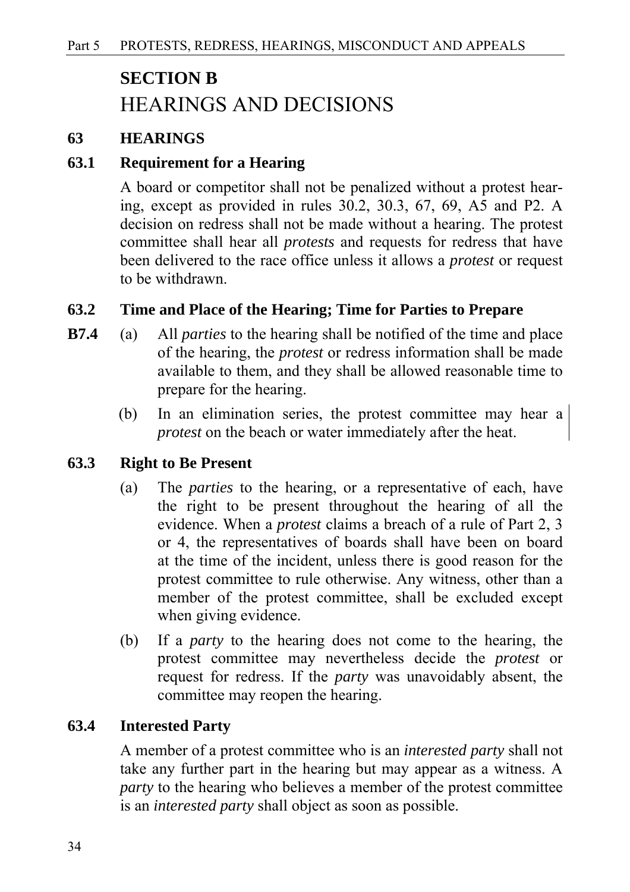## SECTION B
## HEARINGS AND DECISIONS

### 63 HEARINGS

#### 63.1 Requirement for a Hearing

A board or competitor shall not be penalized without a protest hearing, except as provided in rules 30.2, 30.3, 67, 69, A5 and P2. A decision on redress shall not be made without a hearing. The protest committee shall hear all *protests* and requests for redress that have been delivered to the race office unless it allows a *protest* or request to be withdrawn.

#### 63.2 Time and Place of the Hearing; Time for Parties to Prepare

**B7.4** (a) All *parties* to the hearing shall be notified of the time and place of the hearing, the *protest* or redress information shall be made available to them, and they shall be allowed reasonable time to prepare for the hearing.

(b) In an elimination series, the protest committee may hear a *protest* on the beach or water immediately after the heat.

#### 63.3 Right to Be Present

(a) The *parties* to the hearing, or a representative of each, have the right to be present throughout the hearing of all the evidence. When a *protest* claims a breach of a rule of Part 2, 3 or 4, the representatives of boards shall have been on board at the time of the incident, unless there is good reason for the protest committee to rule otherwise. Any witness, other than a member of the protest committee, shall be excluded except when giving evidence.

(b) If a *party* to the hearing does not come to the hearing, the protest committee may nevertheless decide the *protest* or request for redress. If the *party* was unavoidably absent, the committee may reopen the hearing.

#### 63.4 Interested Party

A member of a protest committee who is an *interested party* shall not take any further part in the hearing but may appear as a witness. A *party* to the hearing who believes a member of the protest committee is an *interested party* shall object as soon as possible.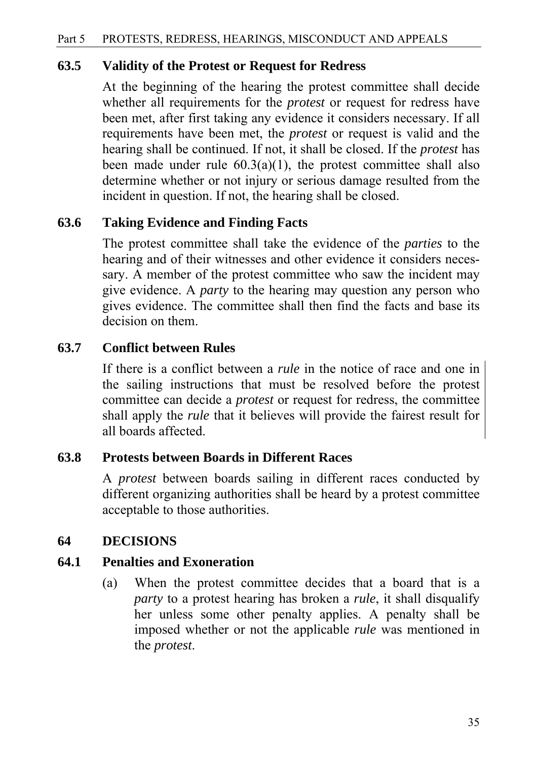### 63.5 Validity of the Protest or Request for Redress

At the beginning of the hearing the protest committee shall decide whether all requirements for the *protest* or request for redress have been met, after first taking any evidence it considers necessary. If all requirements have been met, the *protest* or request is valid and the hearing shall be continued. If not, it shall be closed. If the *protest* has been made under rule 60.3(a)(1), the protest committee shall also determine whether or not injury or serious damage resulted from the incident in question. If not, the hearing shall be closed.

### 63.6 Taking Evidence and Finding Facts

The protest committee shall take the evidence of the *parties* to the hearing and of their witnesses and other evidence it considers necessary. A member of the protest committee who saw the incident may give evidence. A *party* to the hearing may question any person who gives evidence. The committee shall then find the facts and base its decision on them.

### 63.7 Conflict between Rules

If there is a conflict between a *rule* in the notice of race and one in the sailing instructions that must be resolved before the protest committee can decide a *protest* or request for redress, the committee shall apply the *rule* that it believes will provide the fairest result for all boards affected.

### 63.8 Protests between Boards in Different Races

A *protest* between boards sailing in different races conducted by different organizing authorities shall be heard by a protest committee acceptable to those authorities.

## 64 DECISIONS

### 64.1 Penalties and Exoneration

(a) When the protest committee decides that a board that is a *party* to a protest hearing has broken a *rule*, it shall disqualify her unless some other penalty applies. A penalty shall be imposed whether or not the applicable *rule* was mentioned in the *protest*.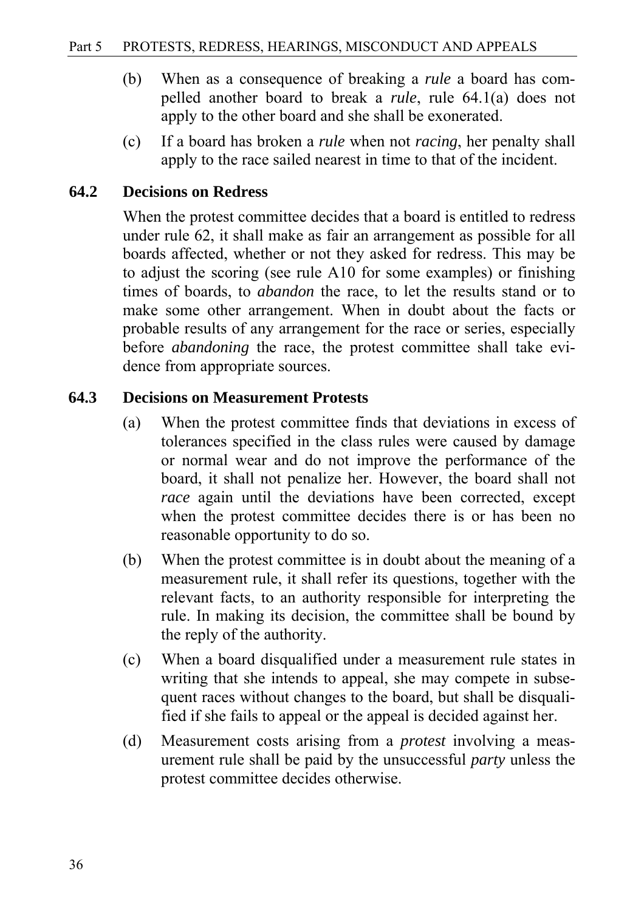(b) When as a consequence of breaking a *rule* a board has compelled another board to break a *rule*, rule 64.1(a) does not apply to the other board and she shall be exonerated.

(c) If a board has broken a *rule* when not *racing*, her penalty shall apply to the race sailed nearest in time to that of the incident.

### 64.2 Decisions on Redress

When the protest committee decides that a board is entitled to redress under rule 62, it shall make as fair an arrangement as possible for all boards affected, whether or not they asked for redress. This may be to adjust the scoring (see rule A10 for some examples) or finishing times of boards, to *abandon* the race, to let the results stand or to make some other arrangement. When in doubt about the facts or probable results of any arrangement for the race or series, especially before *abandoning* the race, the protest committee shall take evidence from appropriate sources.

### 64.3 Decisions on Measurement Protests

(a) When the protest committee finds that deviations in excess of tolerances specified in the class rules were caused by damage or normal wear and do not improve the performance of the board, it shall not penalize her. However, the board shall not *race* again until the deviations have been corrected, except when the protest committee decides there is or has been no reasonable opportunity to do so.

(b) When the protest committee is in doubt about the meaning of a measurement rule, it shall refer its questions, together with the relevant facts, to an authority responsible for interpreting the rule. In making its decision, the committee shall be bound by the reply of the authority.

(c) When a board disqualified under a measurement rule states in writing that she intends to appeal, she may compete in subsequent races without changes to the board, but shall be disqualified if she fails to appeal or the appeal is decided against her.

(d) Measurement costs arising from a *protest* involving a measurement rule shall be paid by the unsuccessful *party* unless the protest committee decides otherwise.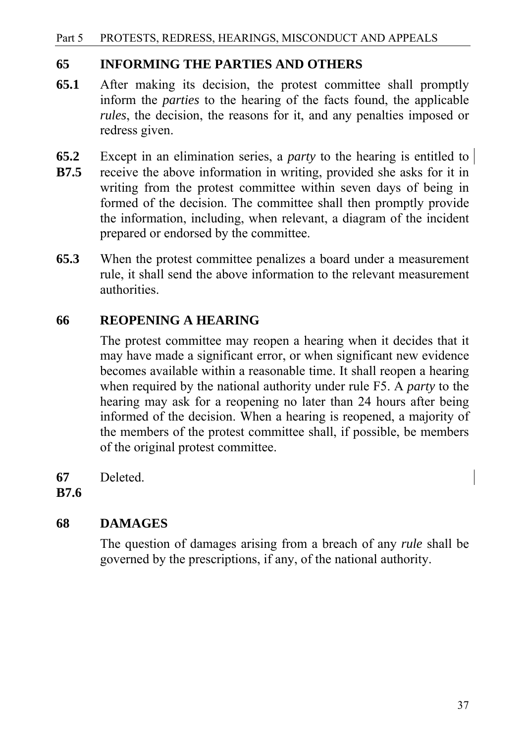## 65 INFORMING THE PARTIES AND OTHERS

**65.1** After making its decision, the protest committee shall promptly inform the *parties* to the hearing of the facts found, the applicable *rules*, the decision, the reasons for it, and any penalties imposed or redress given.

**65.2**
**B7.5** Except in an elimination series, a *party* to the hearing is entitled to receive the above information in writing, provided she asks for it in writing from the protest committee within seven days of being in formed of the decision. The committee shall then promptly provide the information, including, when relevant, a diagram of the incident prepared or endorsed by the committee.

**65.3** When the protest committee penalizes a board under a measurement rule, it shall send the above information to the relevant measurement authorities.

## 66 REOPENING A HEARING

The protest committee may reopen a hearing when it decides that it may have made a significant error, or when significant new evidence becomes available within a reasonable time. It shall reopen a hearing when required by the national authority under rule F5. A *party* to the hearing may ask for a reopening no later than 24 hours after being informed of the decision. When a hearing is reopened, a majority of the members of the protest committee shall, if possible, be members of the original protest committee.

**67**
**B7.6** Deleted.

## 68 DAMAGES

The question of damages arising from a breach of any *rule* shall be governed by the prescriptions, if any, of the national authority.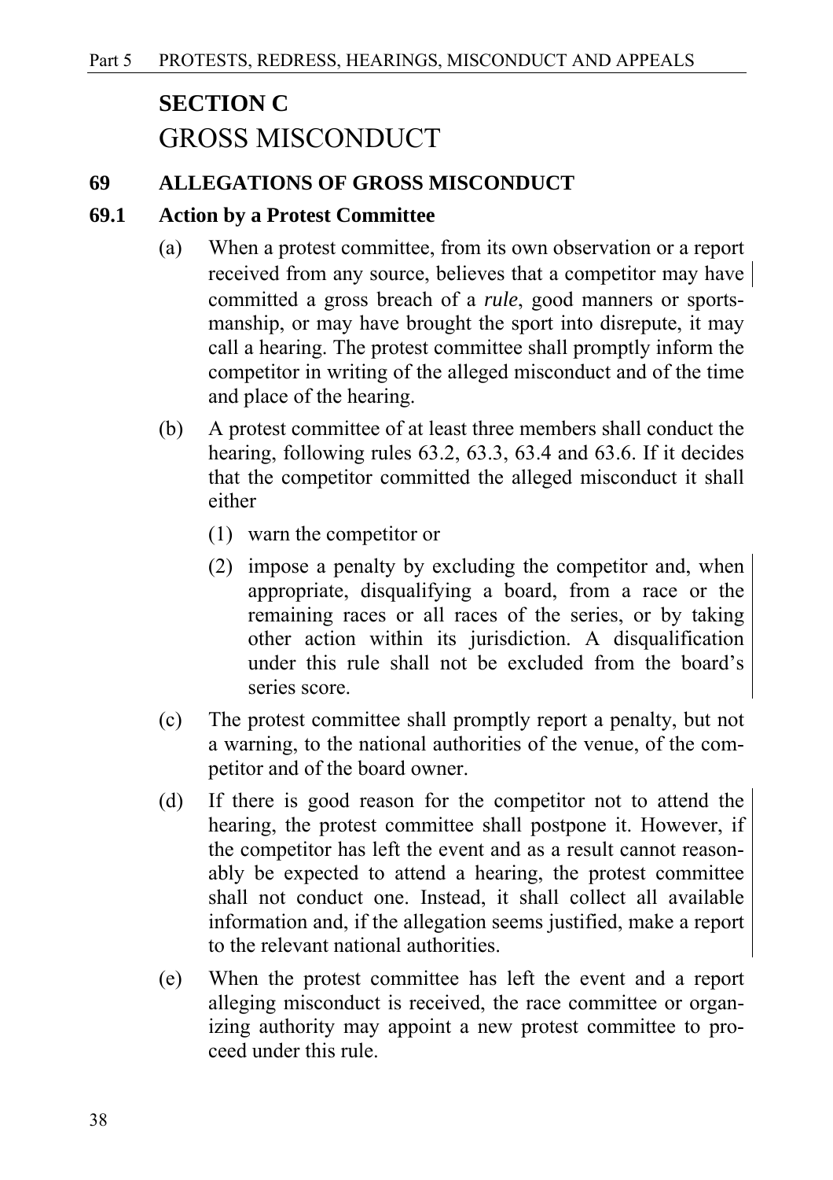## SECTION C
## GROSS MISCONDUCT

### 69 ALLEGATIONS OF GROSS MISCONDUCT

#### 69.1 Action by a Protest Committee

(a) When a protest committee, from its own observation or a report received from any source, believes that a competitor may have committed a gross breach of a *rule*, good manners or sportsmanship, or may have brought the sport into disrepute, it may call a hearing. The protest committee shall promptly inform the competitor in writing of the alleged misconduct and of the time and place of the hearing.

(b) A protest committee of at least three members shall conduct the hearing, following rules 63.2, 63.3, 63.4 and 63.6. If it decides that the competitor committed the alleged misconduct it shall either

  (1) warn the competitor or

  (2) impose a penalty by excluding the competitor and, when appropriate, disqualifying a board, from a race or the remaining races or all races of the series, or by taking other action within its jurisdiction. A disqualification under this rule shall not be excluded from the board's series score.

(c) The protest committee shall promptly report a penalty, but not a warning, to the national authorities of the venue, of the competitor and of the board owner.

(d) If there is good reason for the competitor not to attend the hearing, the protest committee shall postpone it. However, if the competitor has left the event and as a result cannot reasonably be expected to attend a hearing, the protest committee shall not conduct one. Instead, it shall collect all available information and, if the allegation seems justified, make a report to the relevant national authorities.

(e) When the protest committee has left the event and a report alleging misconduct is received, the race committee or organizing authority may appoint a new protest committee to proceed under this rule.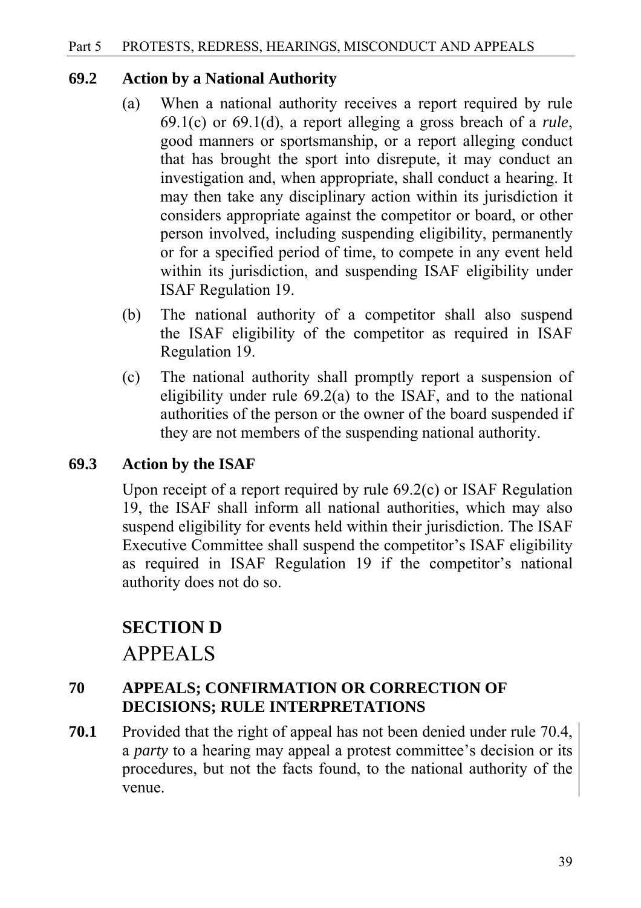### 69.2 Action by a National Authority

(a) When a national authority receives a report required by rule 69.1(c) or 69.1(d), a report alleging a gross breach of a *rule*, good manners or sportsmanship, or a report alleging conduct that has brought the sport into disrepute, it may conduct an investigation and, when appropriate, shall conduct a hearing. It may then take any disciplinary action within its jurisdiction it considers appropriate against the competitor or board, or other person involved, including suspending eligibility, permanently or for a specified period of time, to compete in any event held within its jurisdiction, and suspending ISAF eligibility under ISAF Regulation 19.

(b) The national authority of a competitor shall also suspend the ISAF eligibility of the competitor as required in ISAF Regulation 19.

(c) The national authority shall promptly report a suspension of eligibility under rule 69.2(a) to the ISAF, and to the national authorities of the person or the owner of the board suspended if they are not members of the suspending national authority.

### 69.3 Action by the ISAF

Upon receipt of a report required by rule 69.2(c) or ISAF Regulation 19, the ISAF shall inform all national authorities, which may also suspend eligibility for events held within their jurisdiction. The ISAF Executive Committee shall suspend the competitor's ISAF eligibility as required in ISAF Regulation 19 if the competitor's national authority does not do so.

## SECTION D
## APPEALS

### 70 APPEALS; CONFIRMATION OR CORRECTION OF DECISIONS; RULE INTERPRETATIONS

**70.1** Provided that the right of appeal has not been denied under rule 70.4, a *party* to a hearing may appeal a protest committee's decision or its procedures, but not the facts found, to the national authority of the venue.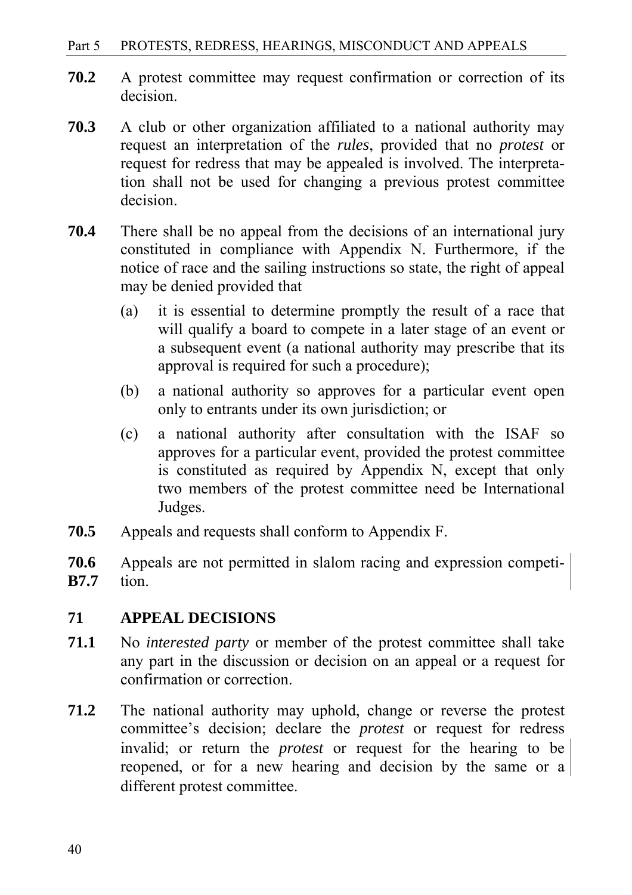**70.2** A protest committee may request confirmation or correction of its decision.

**70.3** A club or other organization affiliated to a national authority may request an interpretation of the *rules*, provided that no *protest* or request for redress that may be appealed is involved. The interpretation shall not be used for changing a previous protest committee decision.

**70.4** There shall be no appeal from the decisions of an international jury constituted in compliance with Appendix N. Furthermore, if the notice of race and the sailing instructions so state, the right of appeal may be denied provided that

- (a) it is essential to determine promptly the result of a race that will qualify a board to compete in a later stage of an event or a subsequent event (a national authority may prescribe that its approval is required for such a procedure);
- (b) a national authority so approves for a particular event open only to entrants under its own jurisdiction; or
- (c) a national authority after consultation with the ISAF so approves for a particular event, provided the protest committee is constituted as required by Appendix N, except that only two members of the protest committee need be International Judges.

**70.5** Appeals and requests shall conform to Appendix F.

**70.6**
**B7.7** Appeals are not permitted in slalom racing and expression competition.

## 71 APPEAL DECISIONS

**71.1** No *interested party* or member of the protest committee shall take any part in the discussion or decision on an appeal or a request for confirmation or correction.

**71.2** The national authority may uphold, change or reverse the protest committee's decision; declare the *protest* or request for redress invalid; or return the *protest* or request for the hearing to be reopened, or for a new hearing and decision by the same or a different protest committee.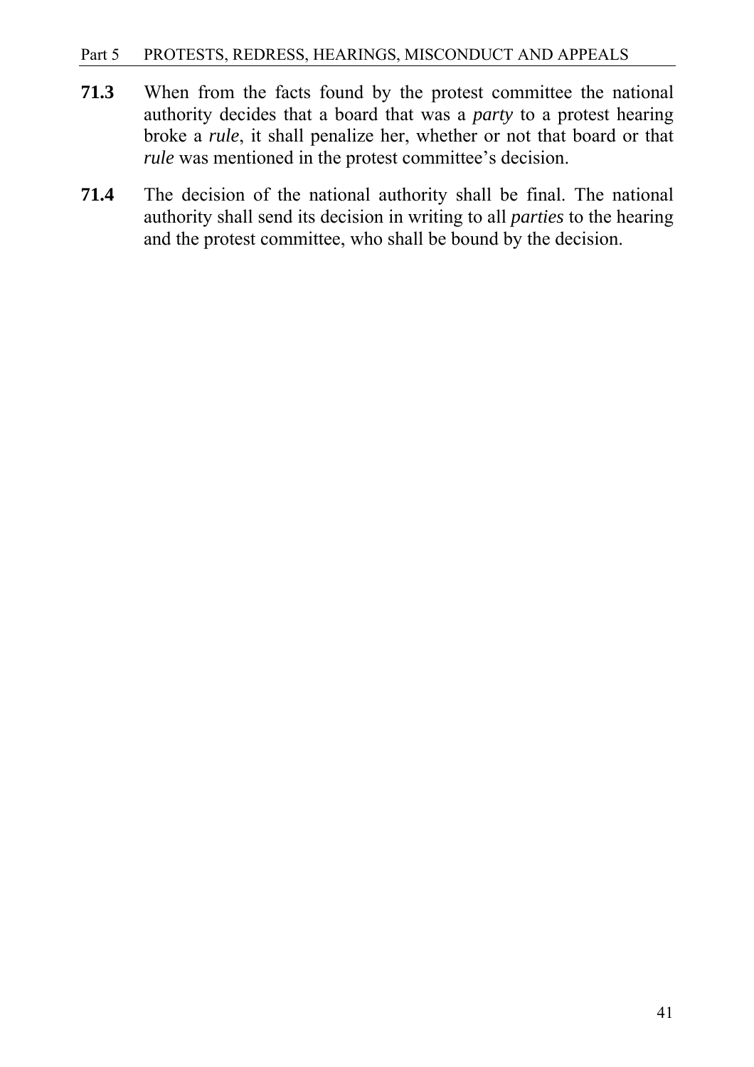**71.3** When from the facts found by the protest committee the national authority decides that a board that was a *party* to a protest hearing broke a *rule*, it shall penalize her, whether or not that board or that *rule* was mentioned in the protest committee's decision.

**71.4** The decision of the national authority shall be final. The national authority shall send its decision in writing to all *parties* to the hearing and the protest committee, who shall be bound by the decision.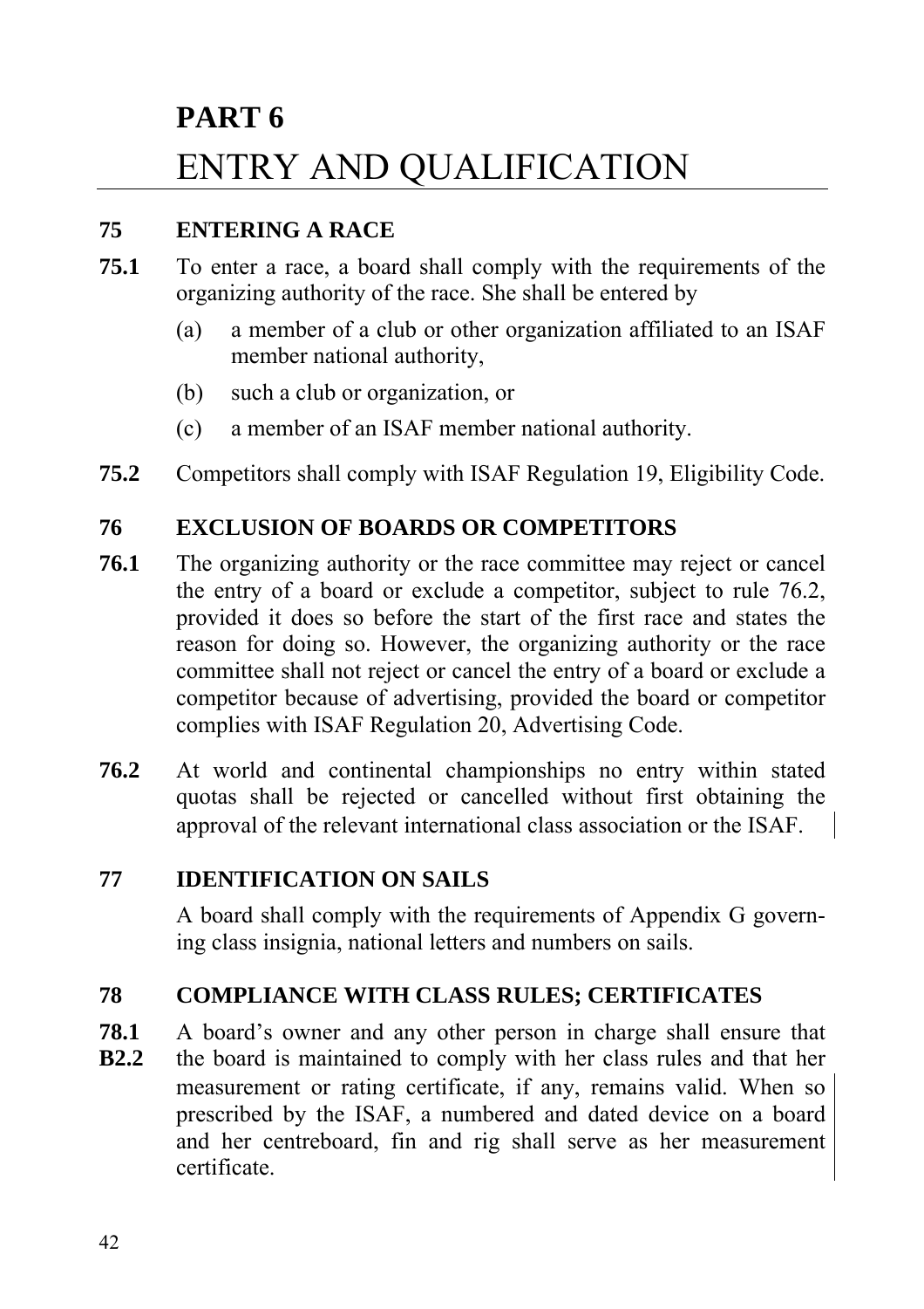# PART 6
# ENTRY AND QUALIFICATION

## 75 ENTERING A RACE

**75.1** To enter a race, a board shall comply with the requirements of the organizing authority of the race. She shall be entered by

(a) a member of a club or other organization affiliated to an ISAF member national authority,

(b) such a club or organization, or

(c) a member of an ISAF member national authority.

**75.2** Competitors shall comply with ISAF Regulation 19, Eligibility Code.

## 76 EXCLUSION OF BOARDS OR COMPETITORS

**76.1** The organizing authority or the race committee may reject or cancel the entry of a board or exclude a competitor, subject to rule 76.2, provided it does so before the start of the first race and states the reason for doing so. However, the organizing authority or the race committee shall not reject or cancel the entry of a board or exclude a competitor because of advertising, provided the board or competitor complies with ISAF Regulation 20, Advertising Code.

**76.2** At world and continental championships no entry within stated quotas shall be rejected or cancelled without first obtaining the approval of the relevant international class association or the ISAF.

## 77 IDENTIFICATION ON SAILS

A board shall comply with the requirements of Appendix G governing class insignia, national letters and numbers on sails.

## 78 COMPLIANCE WITH CLASS RULES; CERTIFICATES

**78.1**
**B2.2** A board's owner and any other person in charge shall ensure that the board is maintained to comply with her class rules and that her measurement or rating certificate, if any, remains valid. When so prescribed by the ISAF, a numbered and dated device on a board and her centreboard, fin and rig shall serve as her measurement certificate.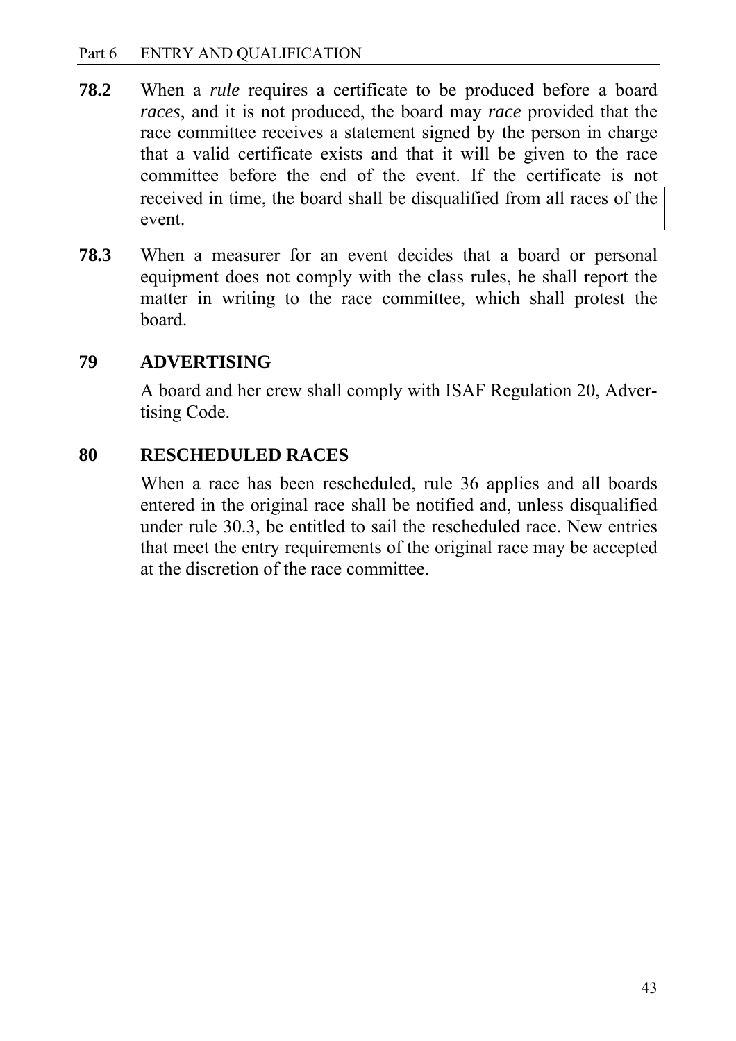**78.2** When a *rule* requires a certificate to be produced before a board *races*, and it is not produced, the board may *race* provided that the race committee receives a statement signed by the person in charge that a valid certificate exists and that it will be given to the race committee before the end of the event. If the certificate is not received in time, the board shall be disqualified from all races of the event.

**78.3** When a measurer for an event decides that a board or personal equipment does not comply with the class rules, he shall report the matter in writing to the race committee, which shall protest the board.

## 79 ADVERTISING

A board and her crew shall comply with ISAF Regulation 20, Advertising Code.

## 80 RESCHEDULED RACES

When a race has been rescheduled, rule 36 applies and all boards entered in the original race shall be notified and, unless disqualified under rule 30.3, be entitled to sail the rescheduled race. New entries that meet the entry requirements of the original race may be accepted at the discretion of the race committee.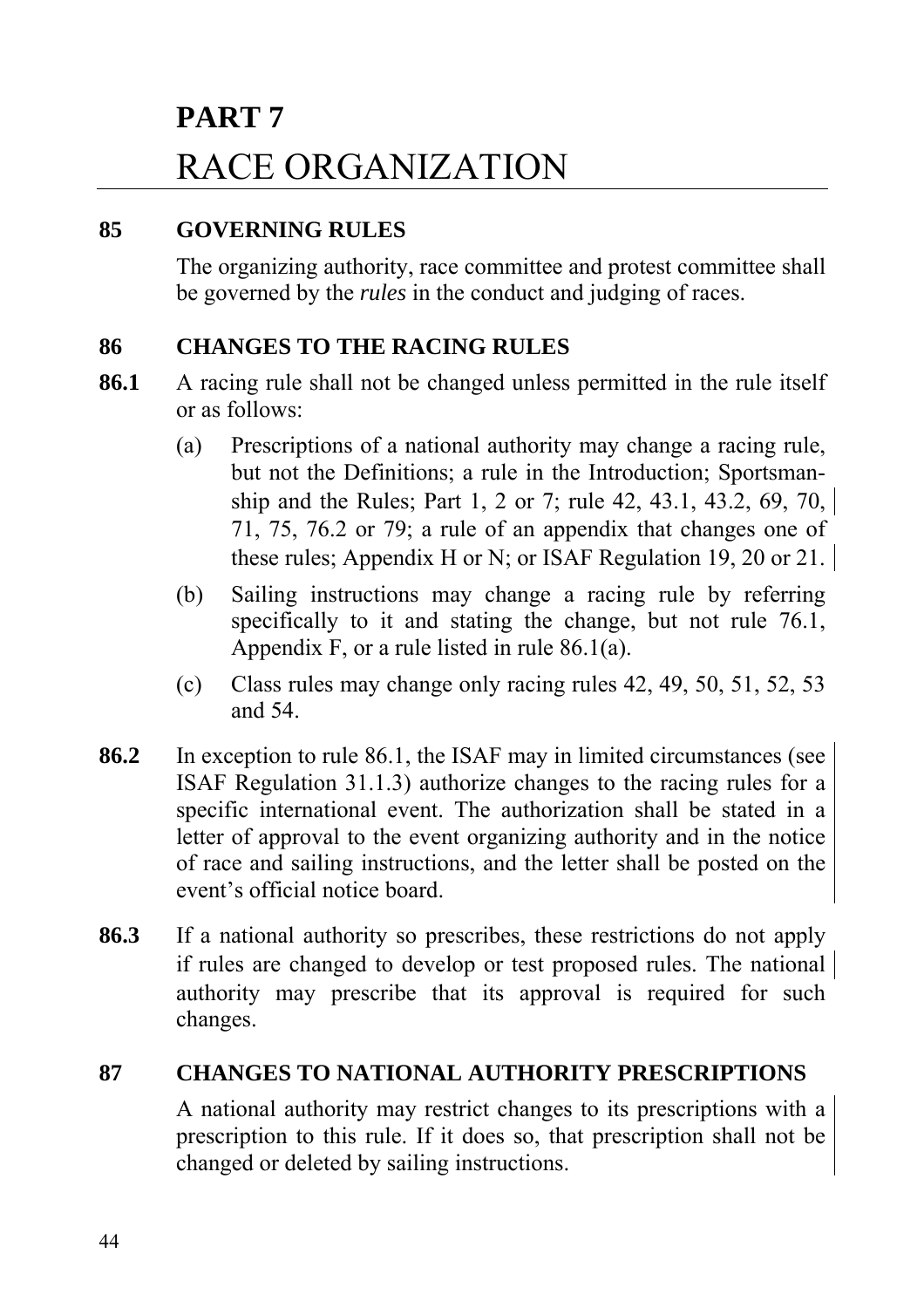# PART 7
# RACE ORGANIZATION

## 85 GOVERNING RULES

The organizing authority, race committee and protest committee shall be governed by the *rules* in the conduct and judging of races.

## 86 CHANGES TO THE RACING RULES

**86.1** A racing rule shall not be changed unless permitted in the rule itself or as follows:

(a) Prescriptions of a national authority may change a racing rule, but not the Definitions; a rule in the Introduction; Sportsmanship and the Rules; Part 1, 2 or 7; rule 42, 43.1, 43.2, 69, 70, 71, 75, 76.2 or 79; a rule of an appendix that changes one of these rules; Appendix H or N; or ISAF Regulation 19, 20 or 21.

(b) Sailing instructions may change a racing rule by referring specifically to it and stating the change, but not rule 76.1, Appendix F, or a rule listed in rule 86.1(a).

(c) Class rules may change only racing rules 42, 49, 50, 51, 52, 53 and 54.

**86.2** In exception to rule 86.1, the ISAF may in limited circumstances (see ISAF Regulation 31.1.3) authorize changes to the racing rules for a specific international event. The authorization shall be stated in a letter of approval to the event organizing authority and in the notice of race and sailing instructions, and the letter shall be posted on the event's official notice board.

**86.3** If a national authority so prescribes, these restrictions do not apply if rules are changed to develop or test proposed rules. The national authority may prescribe that its approval is required for such changes.

## 87 CHANGES TO NATIONAL AUTHORITY PRESCRIPTIONS

A national authority may restrict changes to its prescriptions with a prescription to this rule. If it does so, that prescription shall not be changed or deleted by sailing instructions.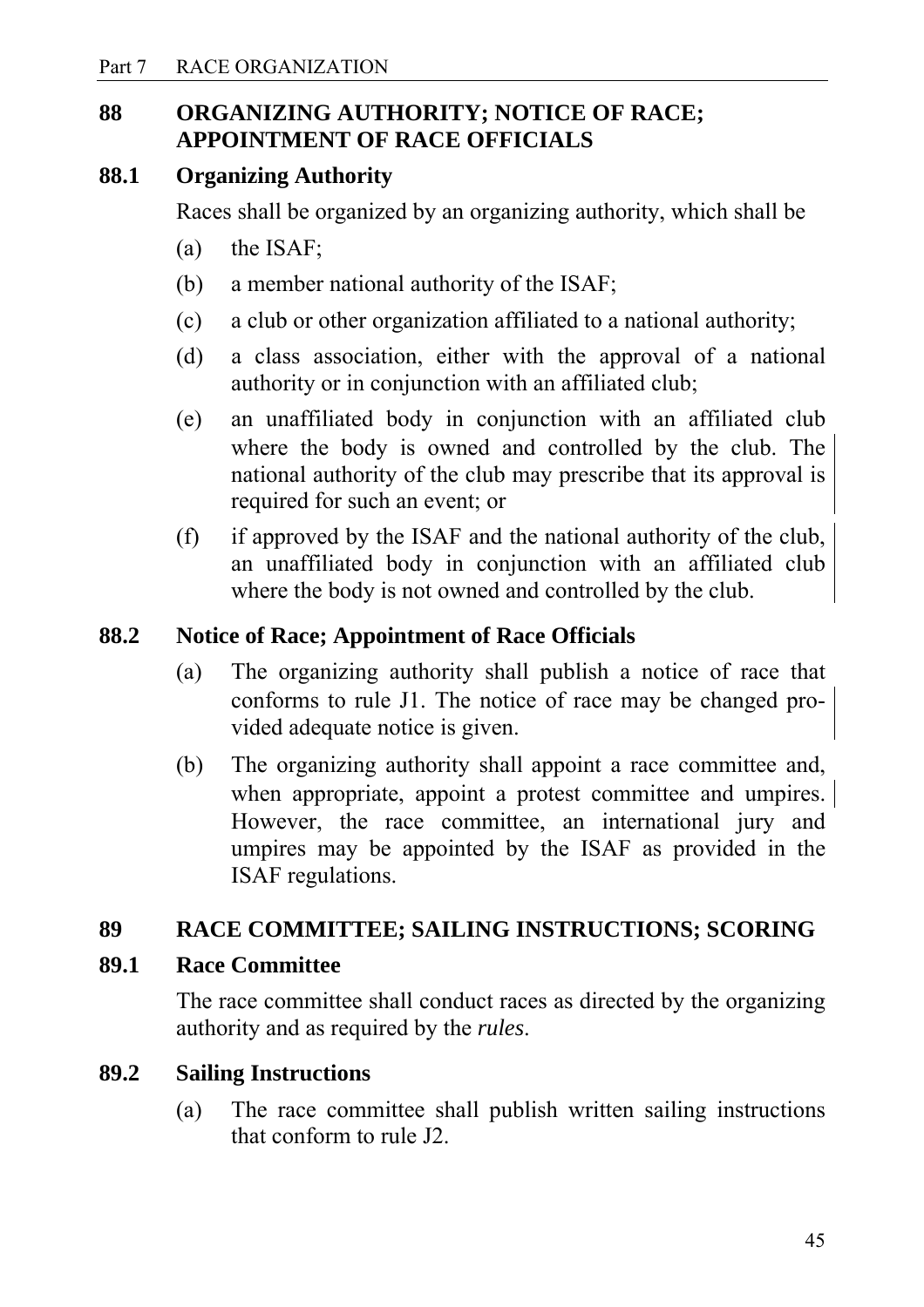## 88 ORGANIZING AUTHORITY; NOTICE OF RACE; APPOINTMENT OF RACE OFFICIALS

### 88.1 Organizing Authority

Races shall be organized by an organizing authority, which shall be

(a) the ISAF;

(b) a member national authority of the ISAF;

(c) a club or other organization affiliated to a national authority;

(d) a class association, either with the approval of a national authority or in conjunction with an affiliated club;

(e) an unaffiliated body in conjunction with an affiliated club where the body is owned and controlled by the club. The national authority of the club may prescribe that its approval is required for such an event; or

(f) if approved by the ISAF and the national authority of the club, an unaffiliated body in conjunction with an affiliated club where the body is not owned and controlled by the club.

### 88.2 Notice of Race; Appointment of Race Officials

(a) The organizing authority shall publish a notice of race that conforms to rule J1. The notice of race may be changed provided adequate notice is given.

(b) The organizing authority shall appoint a race committee and, when appropriate, appoint a protest committee and umpires. However, the race committee, an international jury and umpires may be appointed by the ISAF as provided in the ISAF regulations.

## 89 RACE COMMITTEE; SAILING INSTRUCTIONS; SCORING

### 89.1 Race Committee

The race committee shall conduct races as directed by the organizing authority and as required by the *rules*.

### 89.2 Sailing Instructions

(a) The race committee shall publish written sailing instructions that conform to rule J2.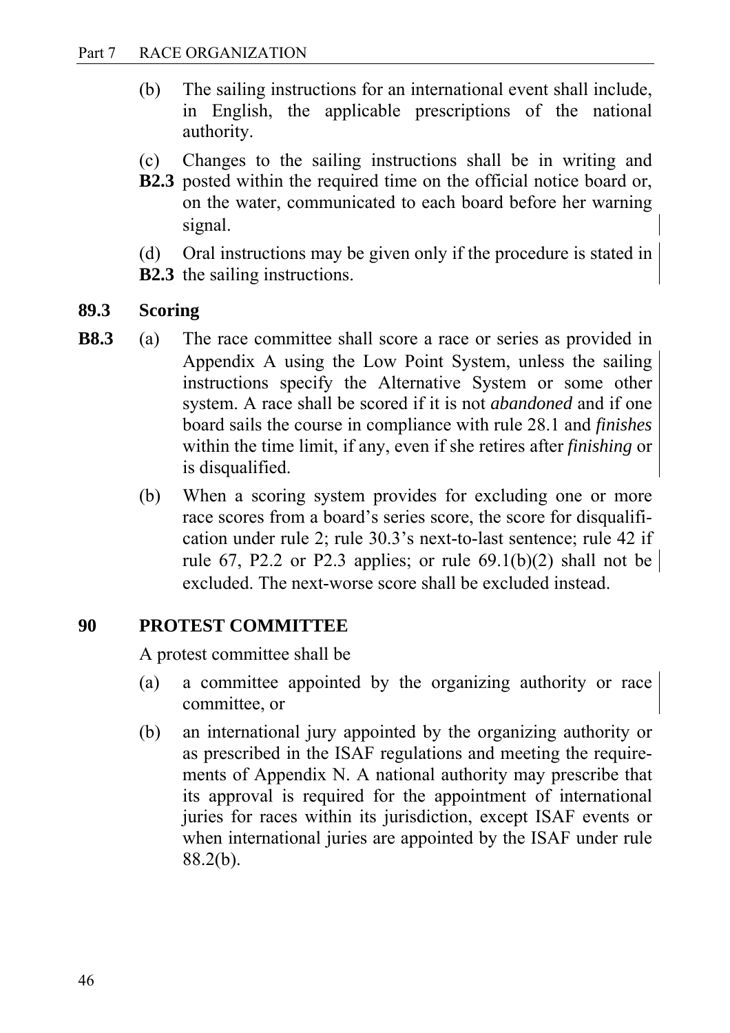(b) The sailing instructions for an international event shall include, in English, the applicable prescriptions of the national authority.

(c) Changes to the sailing instructions shall be in writing and **B2.3** posted within the required time on the official notice board or, on the water, communicated to each board before her warning signal.

(d) Oral instructions may be given only if the procedure is stated in **B2.3** the sailing instructions.

### 89.3 Scoring

**B8.3** (a) The race committee shall score a race or series as provided in Appendix A using the Low Point System, unless the sailing instructions specify the Alternative System or some other system. A race shall be scored if it is not *abandoned* and if one board sails the course in compliance with rule 28.1 and *finishes* within the time limit, if any, even if she retires after *finishing* or is disqualified.

(b) When a scoring system provides for excluding one or more race scores from a board's series score, the score for disqualification under rule 2; rule 30.3's next-to-last sentence; rule 42 if rule 67, P2.2 or P2.3 applies; or rule 69.1(b)(2) shall not be excluded. The next-worse score shall be excluded instead.

## 90 PROTEST COMMITTEE

A protest committee shall be

(a) a committee appointed by the organizing authority or race committee, or

(b) an international jury appointed by the organizing authority or as prescribed in the ISAF regulations and meeting the requirements of Appendix N. A national authority may prescribe that its approval is required for the appointment of international juries for races within its jurisdiction, except ISAF events or when international juries are appointed by the ISAF under rule 88.2(b).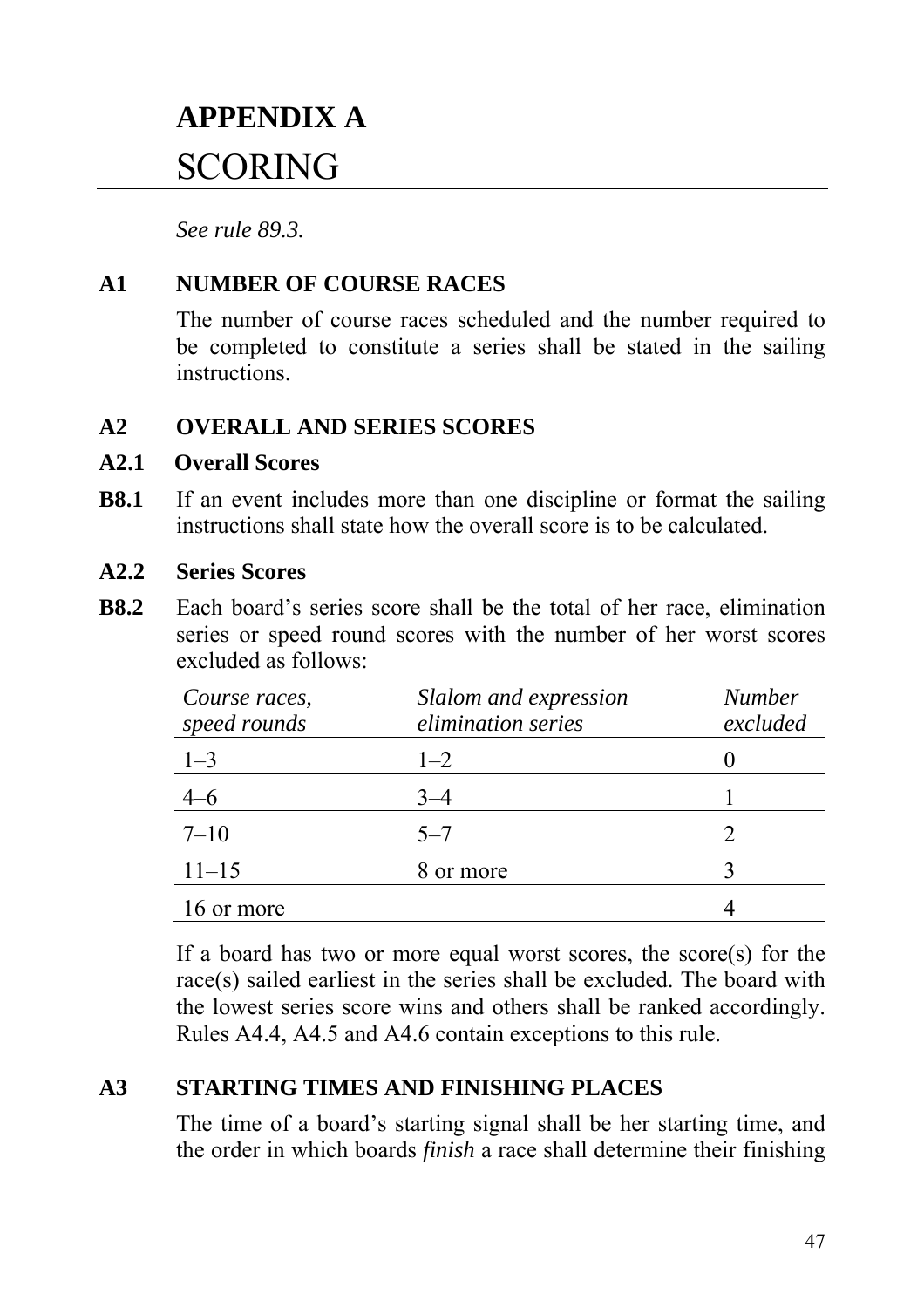# APPENDIX A

# SCORING

*See rule 89.3.*

## A1 NUMBER OF COURSE RACES

The number of course races scheduled and the number required to be completed to constitute a series shall be stated in the sailing instructions.

## A2 OVERALL AND SERIES SCORES

### A2.1 Overall Scores

**B8.1** If an event includes more than one discipline or format the sailing instructions shall state how the overall score is to be calculated.

### A2.2 Series Scores

**B8.2** Each board's series score shall be the total of her race, elimination series or speed round scores with the number of her worst scores excluded as follows:

| *Course races, speed rounds* | *Slalom and expression elimination series* | *Number excluded* |
|---|---|---|
| 1–3 | 1–2 | 0 |
| 4–6 | 3–4 | 1 |
| 7–10 | 5–7 | 2 |
| 11–15 | 8 or more | 3 |
| 16 or more | | 4 |

If a board has two or more equal worst scores, the score(s) for the race(s) sailed earliest in the series shall be excluded. The board with the lowest series score wins and others shall be ranked accordingly. Rules A4.4, A4.5 and A4.6 contain exceptions to this rule.

## A3 STARTING TIMES AND FINISHING PLACES

The time of a board's starting signal shall be her starting time, and the order in which boards *finish* a race shall determine their finishing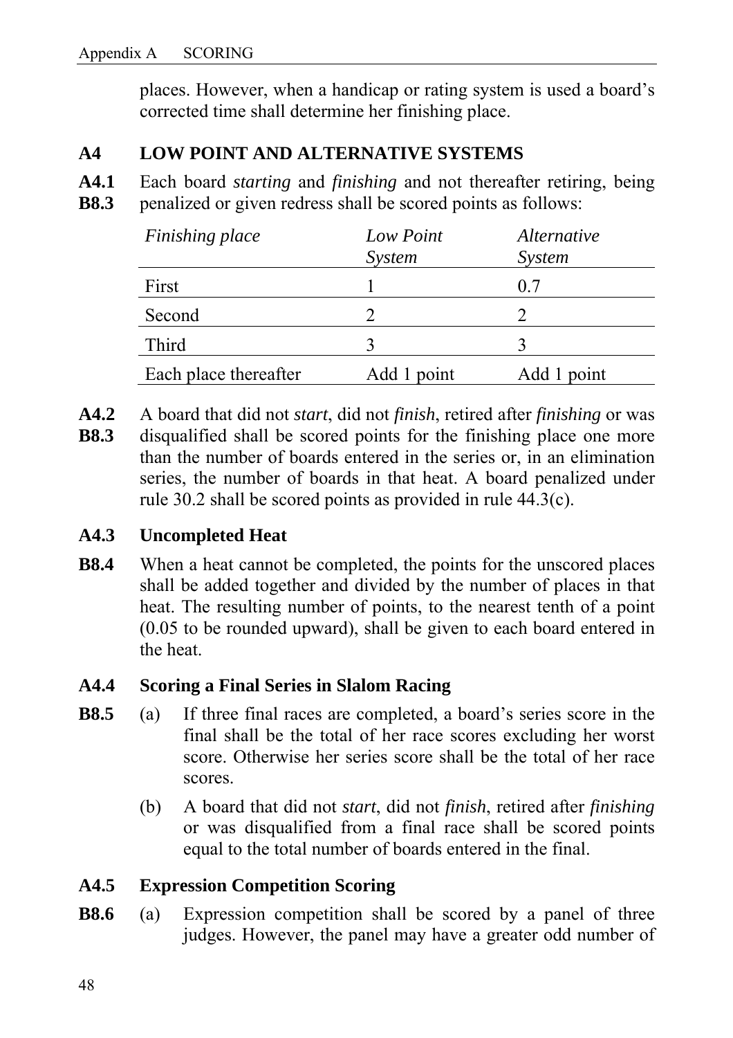places. However, when a handicap or rating system is used a board's corrected time shall determine her finishing place.

## A4 LOW POINT AND ALTERNATIVE SYSTEMS

**A4.1**
**B8.3** Each board *starting* and *finishing* and not thereafter retiring, being penalized or given redress shall be scored points as follows:

| *Finishing place* | *Low Point System* | *Alternative System* |
|---|---|---|
| First | 1 | 0.7 |
| Second | 2 | 2 |
| Third | 3 | 3 |
| Each place thereafter | Add 1 point | Add 1 point |

**A4.2**
**B8.3** A board that did not *start*, did not *finish*, retired after *finishing* or was disqualified shall be scored points for the finishing place one more than the number of boards entered in the series or, in an elimination series, the number of boards in that heat. A board penalized under rule 30.2 shall be scored points as provided in rule 44.3(c).

### A4.3 Uncompleted Heat

**B8.4** When a heat cannot be completed, the points for the unscored places shall be added together and divided by the number of places in that heat. The resulting number of points, to the nearest tenth of a point (0.05 to be rounded upward), shall be given to each board entered in the heat.

### A4.4 Scoring a Final Series in Slalom Racing

**B8.5**
(a) If three final races are completed, a board's series score in the final shall be the total of her race scores excluding her worst score. Otherwise her series score shall be the total of her race scores.

(b) A board that did not *start*, did not *finish*, retired after *finishing* or was disqualified from a final race shall be scored points equal to the total number of boards entered in the final.

### A4.5 Expression Competition Scoring

**B8.6**
(a) Expression competition shall be scored by a panel of three judges. However, the panel may have a greater odd number of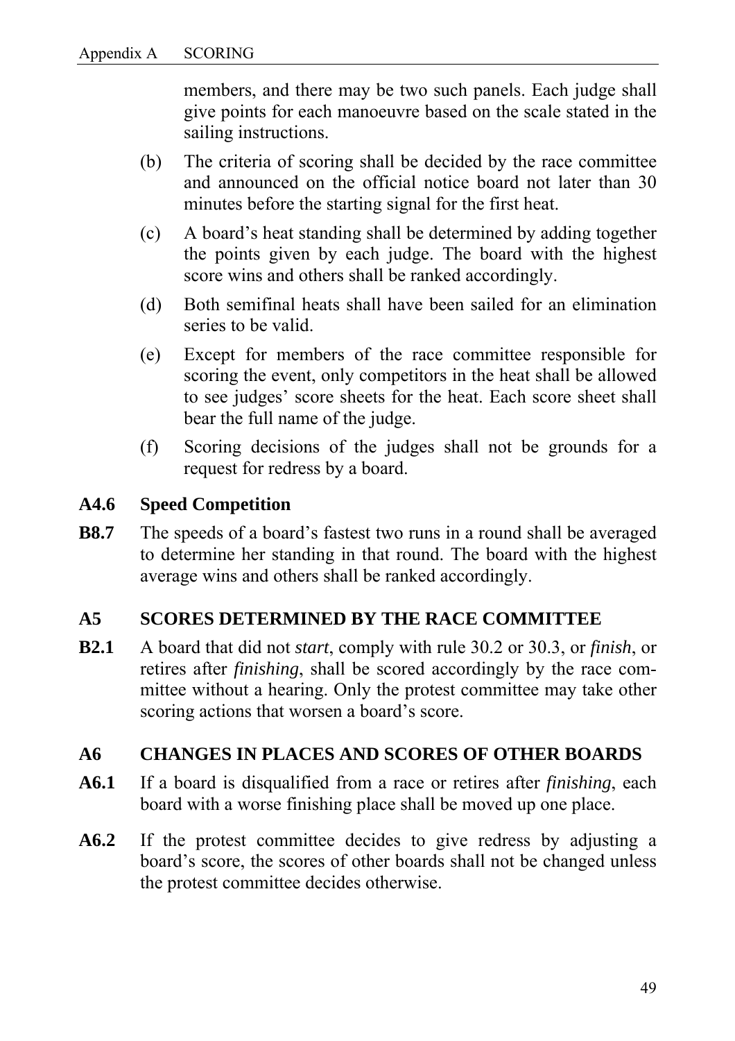members, and there may be two such panels. Each judge shall give points for each manoeuvre based on the scale stated in the sailing instructions.

(b) The criteria of scoring shall be decided by the race committee and announced on the official notice board not later than 30 minutes before the starting signal for the first heat.

(c) A board's heat standing shall be determined by adding together the points given by each judge. The board with the highest score wins and others shall be ranked accordingly.

(d) Both semifinal heats shall have been sailed for an elimination series to be valid.

(e) Except for members of the race committee responsible for scoring the event, only competitors in the heat shall be allowed to see judges' score sheets for the heat. Each score sheet shall bear the full name of the judge.

(f) Scoring decisions of the judges shall not be grounds for a request for redress by a board.

### A4.6 Speed Competition

**B8.7** The speeds of a board's fastest two runs in a round shall be averaged to determine her standing in that round. The board with the highest average wins and others shall be ranked accordingly.

## A5 SCORES DETERMINED BY THE RACE COMMITTEE

**B2.1** A board that did not *start*, comply with rule 30.2 or 30.3, or *finish*, or retires after *finishing*, shall be scored accordingly by the race committee without a hearing. Only the protest committee may take other scoring actions that worsen a board's score.

## A6 CHANGES IN PLACES AND SCORES OF OTHER BOARDS

**A6.1** If a board is disqualified from a race or retires after *finishing*, each board with a worse finishing place shall be moved up one place.

**A6.2** If the protest committee decides to give redress by adjusting a board's score, the scores of other boards shall not be changed unless the protest committee decides otherwise.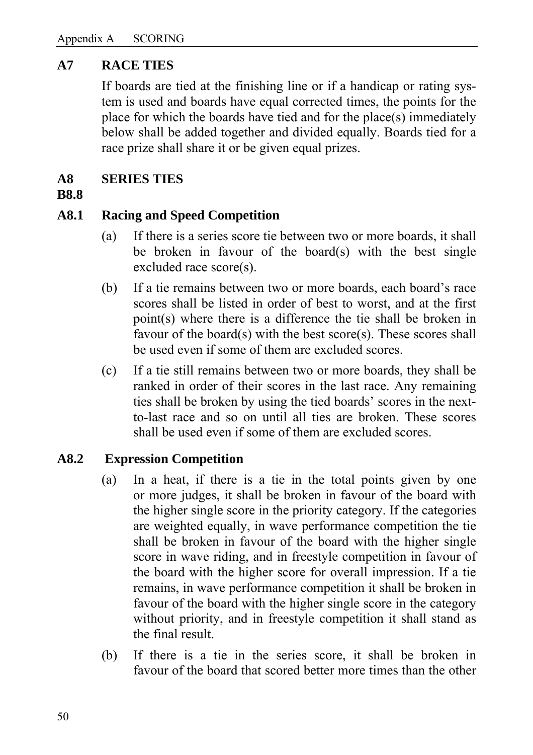## A7 RACE TIES

If boards are tied at the finishing line or if a handicap or rating system is used and boards have equal corrected times, the points for the place for which the boards have tied and for the place(s) immediately below shall be added together and divided equally. Boards tied for a race prize shall share it or be given equal prizes.

## A8 B8.8 SERIES TIES

### A8.1 Racing and Speed Competition

(a) If there is a series score tie between two or more boards, it shall be broken in favour of the board(s) with the best single excluded race score(s).

(b) If a tie remains between two or more boards, each board's race scores shall be listed in order of best to worst, and at the first point(s) where there is a difference the tie shall be broken in favour of the board(s) with the best score(s). These scores shall be used even if some of them are excluded scores.

(c) If a tie still remains between two or more boards, they shall be ranked in order of their scores in the last race. Any remaining ties shall be broken by using the tied boards' scores in the next-to-last race and so on until all ties are broken. These scores shall be used even if some of them are excluded scores.

### A8.2 Expression Competition

(a) In a heat, if there is a tie in the total points given by one or more judges, it shall be broken in favour of the board with the higher single score in the priority category. If the categories are weighted equally, in wave performance competition the tie shall be broken in favour of the board with the higher single score in wave riding, and in freestyle competition in favour of the board with the higher score for overall impression. If a tie remains, in wave performance competition it shall be broken in favour of the board with the higher single score in the category without priority, and in freestyle competition it shall stand as the final result.

(b) If there is a tie in the series score, it shall be broken in favour of the board that scored better more times than the other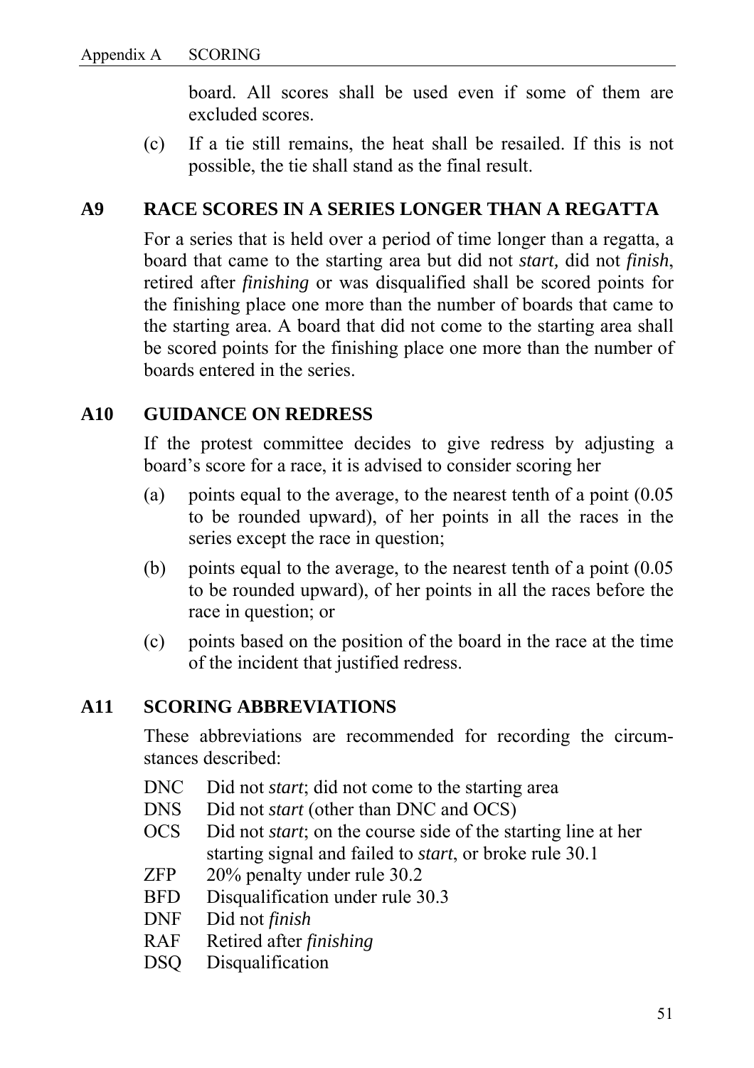board. All scores shall be used even if some of them are excluded scores.

(c) If a tie still remains, the heat shall be resailed. If this is not possible, the tie shall stand as the final result.

## A9 RACE SCORES IN A SERIES LONGER THAN A REGATTA

For a series that is held over a period of time longer than a regatta, a board that came to the starting area but did not *start,* did not *finish*, retired after *finishing* or was disqualified shall be scored points for the finishing place one more than the number of boards that came to the starting area. A board that did not come to the starting area shall be scored points for the finishing place one more than the number of boards entered in the series.

## A10 GUIDANCE ON REDRESS

If the protest committee decides to give redress by adjusting a board's score for a race, it is advised to consider scoring her

(a) points equal to the average, to the nearest tenth of a point (0.05 to be rounded upward), of her points in all the races in the series except the race in question;

(b) points equal to the average, to the nearest tenth of a point (0.05 to be rounded upward), of her points in all the races before the race in question; or

(c) points based on the position of the board in the race at the time of the incident that justified redress.

## A11 SCORING ABBREVIATIONS

These abbreviations are recommended for recording the circumstances described:

- DNC Did not *start*; did not come to the starting area
- DNS Did not *start* (other than DNC and OCS)
- OCS Did not *start*; on the course side of the starting line at her starting signal and failed to *start*, or broke rule 30.1
- ZFP 20% penalty under rule 30.2
- BFD Disqualification under rule 30.3
- DNF Did not *finish*
- RAF Retired after *finishing*
- DSQ Disqualification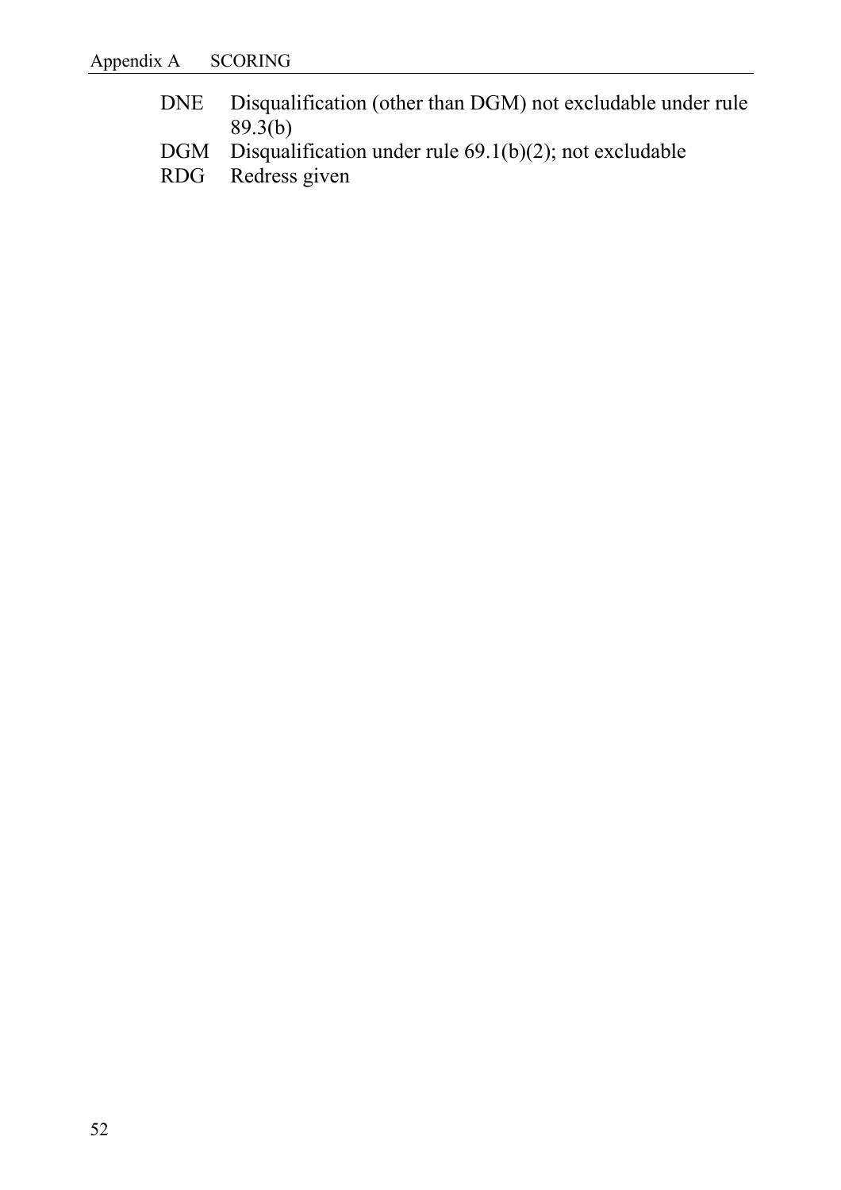DNE Disqualification (other than DGM) not excludable under rule 89.3(b)

DGM Disqualification under rule 69.1(b)(2); not excludable

RDG Redress given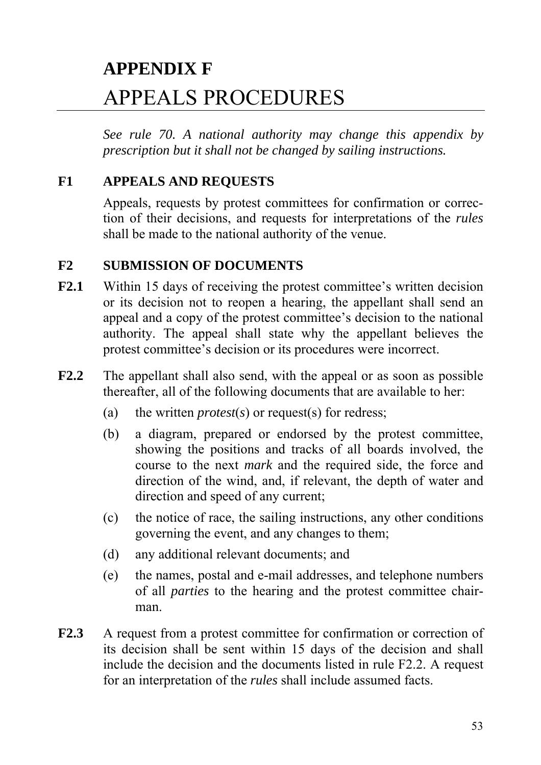# APPENDIX F
# APPEALS PROCEDURES

*See rule 70. A national authority may change this appendix by prescription but it shall not be changed by sailing instructions.*

## F1 APPEALS AND REQUESTS

Appeals, requests by protest committees for confirmation or correction of their decisions, and requests for interpretations of the *rules* shall be made to the national authority of the venue.

## F2 SUBMISSION OF DOCUMENTS

**F2.1** Within 15 days of receiving the protest committee's written decision or its decision not to reopen a hearing, the appellant shall send an appeal and a copy of the protest committee's decision to the national authority. The appeal shall state why the appellant believes the protest committee's decision or its procedures were incorrect.

**F2.2** The appellant shall also send, with the appeal or as soon as possible thereafter, all of the following documents that are available to her:

(a) the written *protest*(*s*) or request(s) for redress;

(b) a diagram, prepared or endorsed by the protest committee, showing the positions and tracks of all boards involved, the course to the next *mark* and the required side, the force and direction of the wind, and, if relevant, the depth of water and direction and speed of any current;

(c) the notice of race, the sailing instructions, any other conditions governing the event, and any changes to them;

(d) any additional relevant documents; and

(e) the names, postal and e-mail addresses, and telephone numbers of all *parties* to the hearing and the protest committee chairman.

**F2.3** A request from a protest committee for confirmation or correction of its decision shall be sent within 15 days of the decision and shall include the decision and the documents listed in rule F2.2. A request for an interpretation of the *rules* shall include assumed facts.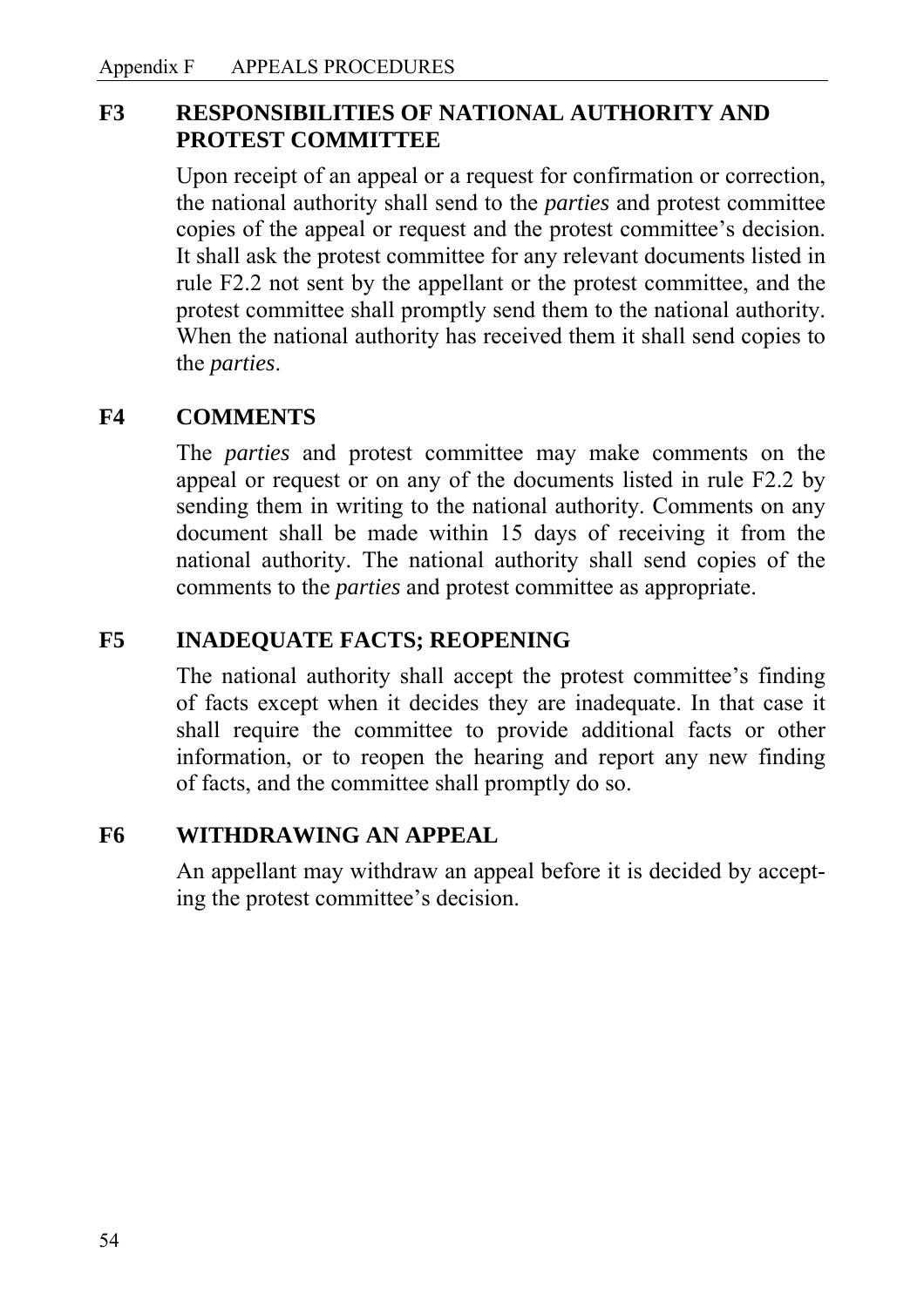## F3 RESPONSIBILITIES OF NATIONAL AUTHORITY AND PROTEST COMMITTEE

Upon receipt of an appeal or a request for confirmation or correction, the national authority shall send to the *parties* and protest committee copies of the appeal or request and the protest committee's decision. It shall ask the protest committee for any relevant documents listed in rule F2.2 not sent by the appellant or the protest committee, and the protest committee shall promptly send them to the national authority. When the national authority has received them it shall send copies to the *parties*.

## F4 COMMENTS

The *parties* and protest committee may make comments on the appeal or request or on any of the documents listed in rule F2.2 by sending them in writing to the national authority. Comments on any document shall be made within 15 days of receiving it from the national authority. The national authority shall send copies of the comments to the *parties* and protest committee as appropriate.

## F5 INADEQUATE FACTS; REOPENING

The national authority shall accept the protest committee's finding of facts except when it decides they are inadequate. In that case it shall require the committee to provide additional facts or other information, or to reopen the hearing and report any new finding of facts, and the committee shall promptly do so.

## F6 WITHDRAWING AN APPEAL

An appellant may withdraw an appeal before it is decided by accepting the protest committee's decision.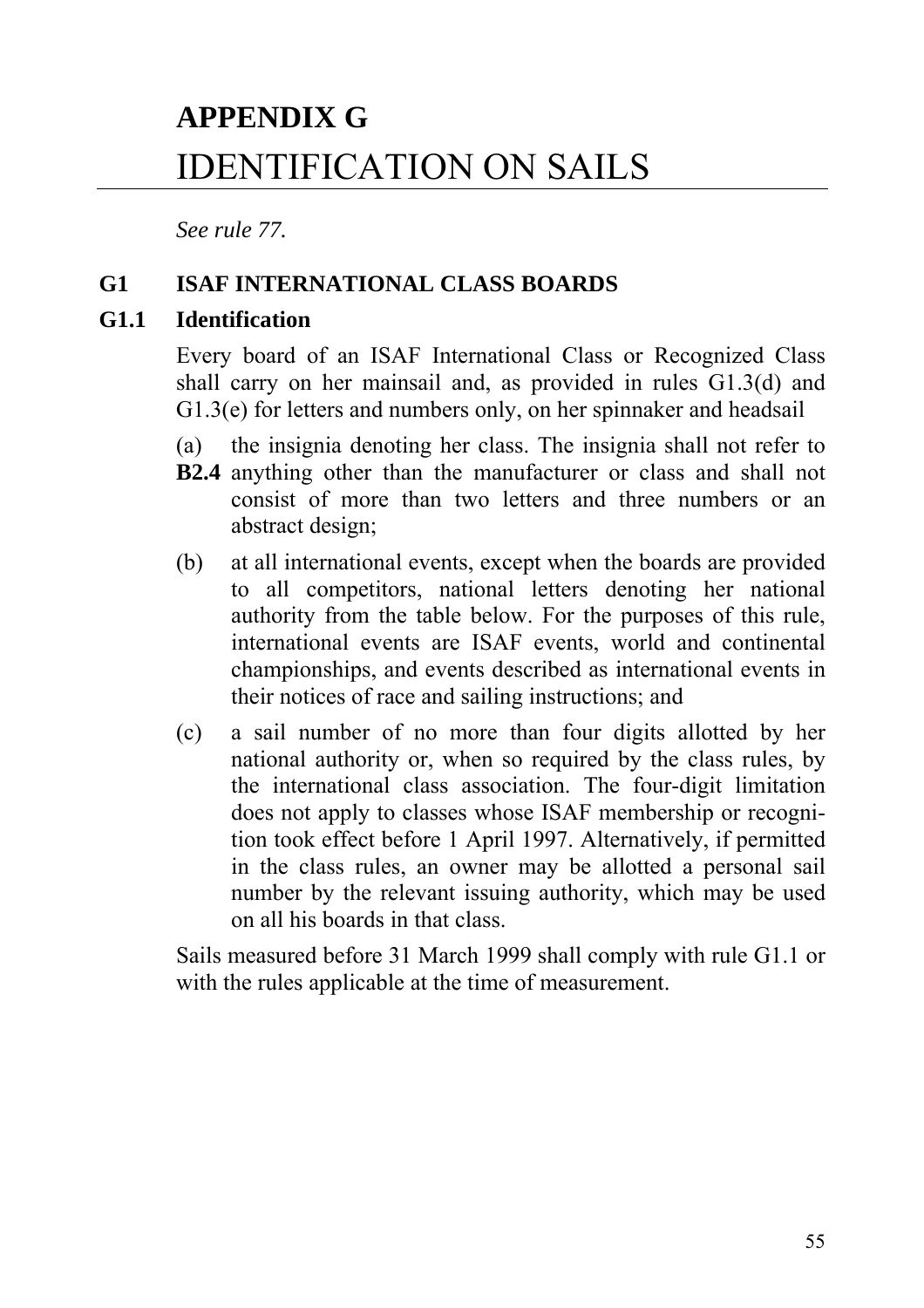# APPENDIX G
# IDENTIFICATION ON SAILS

*See rule 77.*

## G1 ISAF INTERNATIONAL CLASS BOARDS

### G1.1 Identification

Every board of an ISAF International Class or Recognized Class shall carry on her mainsail and, as provided in rules G1.3(d) and G1.3(e) for letters and numbers only, on her spinnaker and headsail

(a) the insignia denoting her class. The insignia shall not refer to anything other than the manufacturer or class and shall not consist of more than two letters and three numbers or an abstract design;

**B2.4**

(b) at all international events, except when the boards are provided to all competitors, national letters denoting her national authority from the table below. For the purposes of this rule, international events are ISAF events, world and continental championships, and events described as international events in their notices of race and sailing instructions; and

(c) a sail number of no more than four digits allotted by her national authority or, when so required by the class rules, by the international class association. The four-digit limitation does not apply to classes whose ISAF membership or recognition took effect before 1 April 1997. Alternatively, if permitted in the class rules, an owner may be allotted a personal sail number by the relevant issuing authority, which may be used on all his boards in that class.

Sails measured before 31 March 1999 shall comply with rule G1.1 or with the rules applicable at the time of measurement.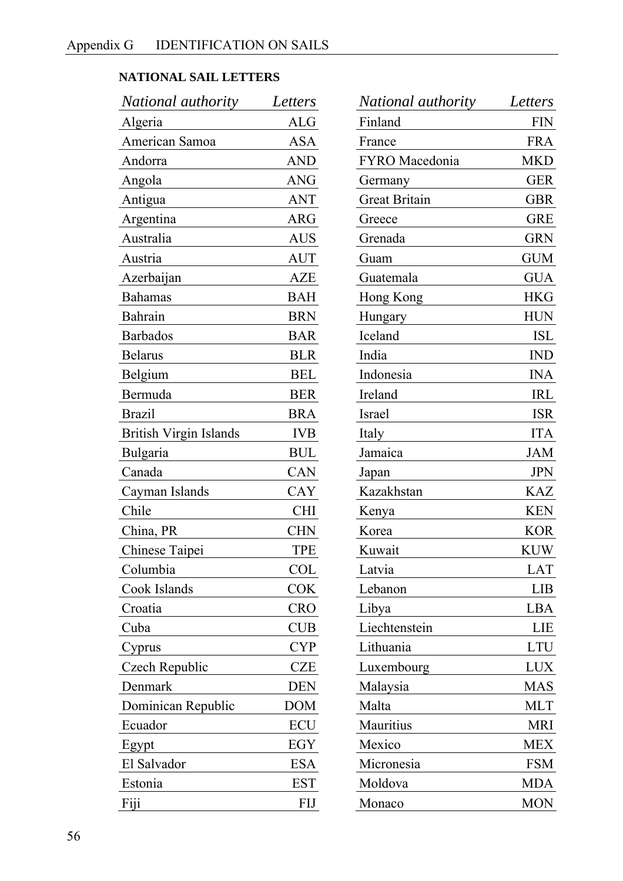**NATIONAL SAIL LETTERS**

| *National authority* | *Letters* |
|---|---|
| Algeria | ALG |
| American Samoa | ASA |
| Andorra | AND |
| Angola | ANG |
| Antigua | ANT |
| Argentina | ARG |
| Australia | AUS |
| Austria | AUT |
| Azerbaijan | AZE |
| Bahamas | BAH |
| Bahrain | BRN |
| Barbados | BAR |
| Belarus | BLR |
| Belgium | BEL |
| Bermuda | BER |
| Brazil | BRA |
| British Virgin Islands | IVB |
| Bulgaria | BUL |
| Canada | CAN |
| Cayman Islands | CAY |
| Chile | CHI |
| China, PR | CHN |
| Chinese Taipei | TPE |
| Columbia | COL |
| Cook Islands | COK |
| Croatia | CRO |
| Cuba | CUB |
| Cyprus | CYP |
| Czech Republic | CZE |
| Denmark | DEN |
| Dominican Republic | DOM |
| Ecuador | ECU |
| Egypt | EGY |
| El Salvador | ESA |
| Estonia | EST |
| Fiji | FIJ |
| Finland | FIN |
| France | FRA |
| FYRO Macedonia | MKD |
| Germany | GER |
| Great Britain | GBR |
| Greece | GRE |
| Grenada | GRN |
| Guam | GUM |
| Guatemala | GUA |
| Hong Kong | HKG |
| Hungary | HUN |
| Iceland | ISL |
| India | IND |
| Indonesia | INA |
| Ireland | IRL |
| Israel | ISR |
| Italy | ITA |
| Jamaica | JAM |
| Japan | JPN |
| Kazakhstan | KAZ |
| Kenya | KEN |
| Korea | KOR |
| Kuwait | KUW |
| Latvia | LAT |
| Lebanon | LIB |
| Libya | LBA |
| Liechtenstein | LIE |
| Lithuania | LTU |
| Luxembourg | LUX |
| Malaysia | MAS |
| Malta | MLT |
| Mauritius | MRI |
| Mexico | MEX |
| Micronesia | FSM |
| Moldova | MDA |
| Monaco | MON |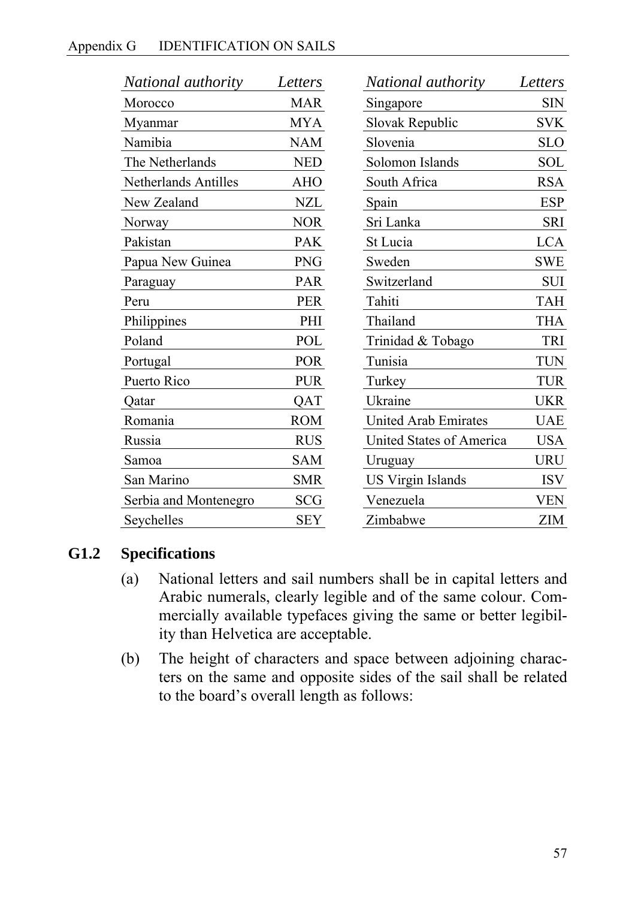| National authority | Letters |
|---|---|
| Morocco | MAR |
| Myanmar | MYA |
| Namibia | NAM |
| The Netherlands | NED |
| Netherlands Antilles | AHO |
| New Zealand | NZL |
| Norway | NOR |
| Pakistan | PAK |
| Papua New Guinea | PNG |
| Paraguay | PAR |
| Peru | PER |
| Philippines | PHI |
| Poland | POL |
| Portugal | POR |
| Puerto Rico | PUR |
| Qatar | QAT |
| Romania | ROM |
| Russia | RUS |
| Samoa | SAM |
| San Marino | SMR |
| Serbia and Montenegro | SCG |
| Seychelles | SEY |
| Singapore | SIN |
| Slovak Republic | SVK |
| Slovenia | SLO |
| Solomon Islands | SOL |
| South Africa | RSA |
| Spain | ESP |
| Sri Lanka | SRI |
| St Lucia | LCA |
| Sweden | SWE |
| Switzerland | SUI |
| Tahiti | TAH |
| Thailand | THA |
| Trinidad & Tobago | TRI |
| Tunisia | TUN |
| Turkey | TUR |
| Ukraine | UKR |
| United Arab Emirates | UAE |
| United States of America | USA |
| Uruguay | URU |
| US Virgin Islands | ISV |
| Venezuela | VEN |
| Zimbabwe | ZIM |

### G1.2 Specifications

(a) National letters and sail numbers shall be in capital letters and Arabic numerals, clearly legible and of the same colour. Commercially available typefaces giving the same or better legibility than Helvetica are acceptable.

(b) The height of characters and space between adjoining characters on the same and opposite sides of the sail shall be related to the board's overall length as follows: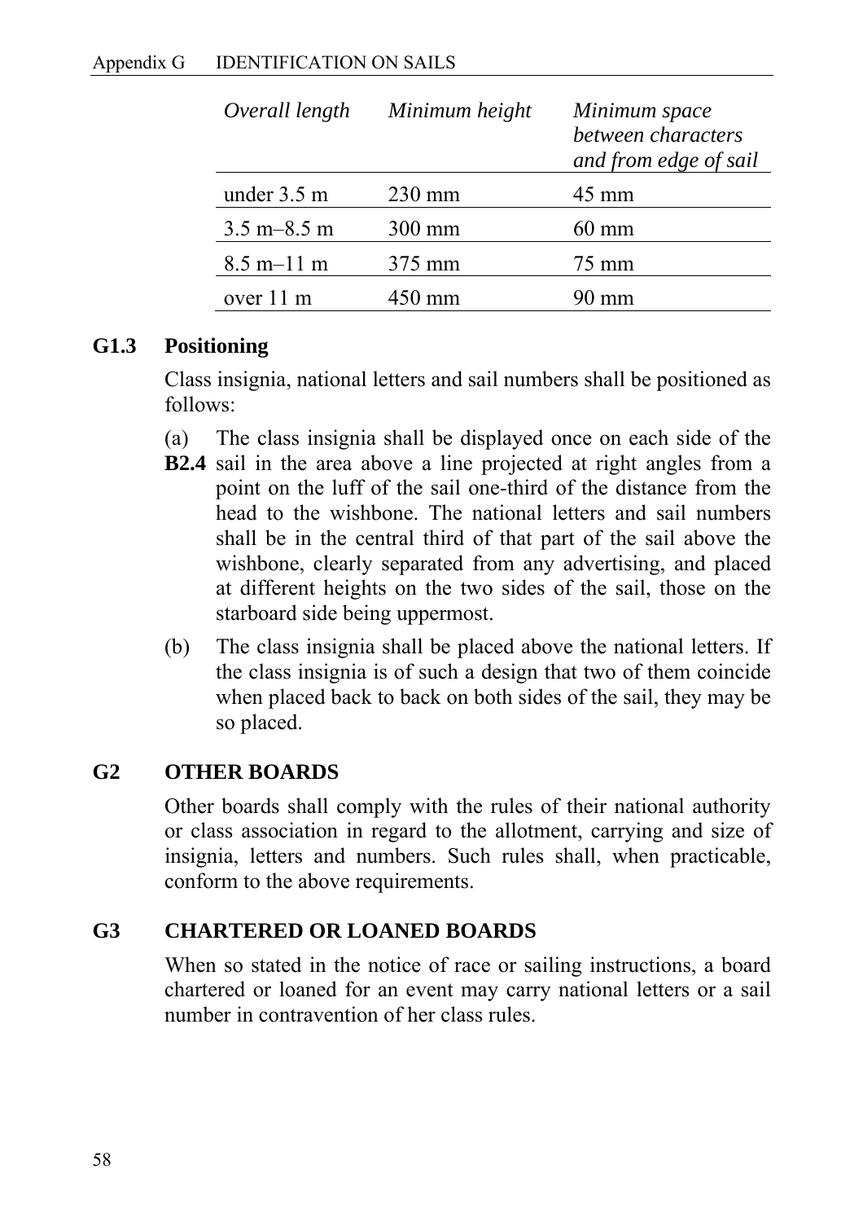| *Overall length* | *Minimum height* | *Minimum space between characters and from edge of sail* |
|---|---|---|
| under 3.5 m | 230 mm | 45 mm |
| 3.5 m–8.5 m | 300 mm | 60 mm |
| 8.5 m–11 m | 375 mm | 75 mm |
| over 11 m | 450 mm | 90 mm |

### G1.3 Positioning

Class insignia, national letters and sail numbers shall be positioned as follows:

(a) **B2.4** The class insignia shall be displayed once on each side of the sail in the area above a line projected at right angles from a point on the luff of the sail one-third of the distance from the head to the wishbone. The national letters and sail numbers shall be in the central third of that part of the sail above the wishbone, clearly separated from any advertising, and placed at different heights on the two sides of the sail, those on the starboard side being uppermost.

(b) The class insignia shall be placed above the national letters. If the class insignia is of such a design that two of them coincide when placed back to back on both sides of the sail, they may be so placed.

## G2 OTHER BOARDS

Other boards shall comply with the rules of their national authority or class association in regard to the allotment, carrying and size of insignia, letters and numbers. Such rules shall, when practicable, conform to the above requirements.

## G3 CHARTERED OR LOANED BOARDS

When so stated in the notice of race or sailing instructions, a board chartered or loaned for an event may carry national letters or a sail number in contravention of her class rules.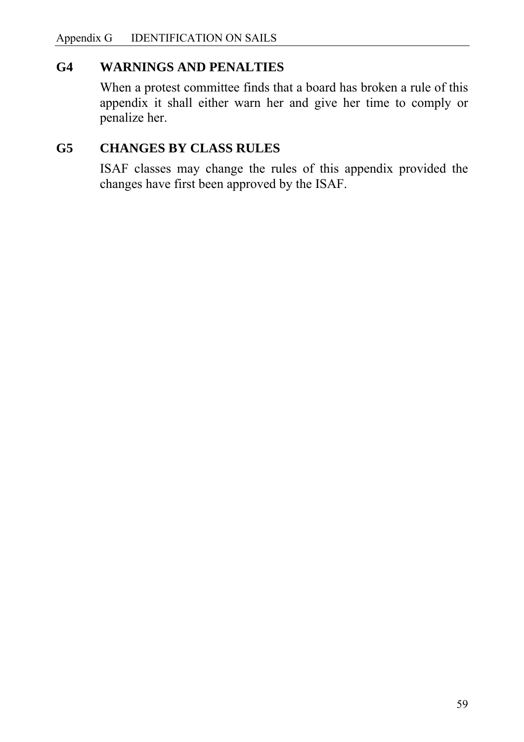## G4 WARNINGS AND PENALTIES

When a protest committee finds that a board has broken a rule of this appendix it shall either warn her and give her time to comply or penalize her.

## G5 CHANGES BY CLASS RULES

ISAF classes may change the rules of this appendix provided the changes have first been approved by the ISAF.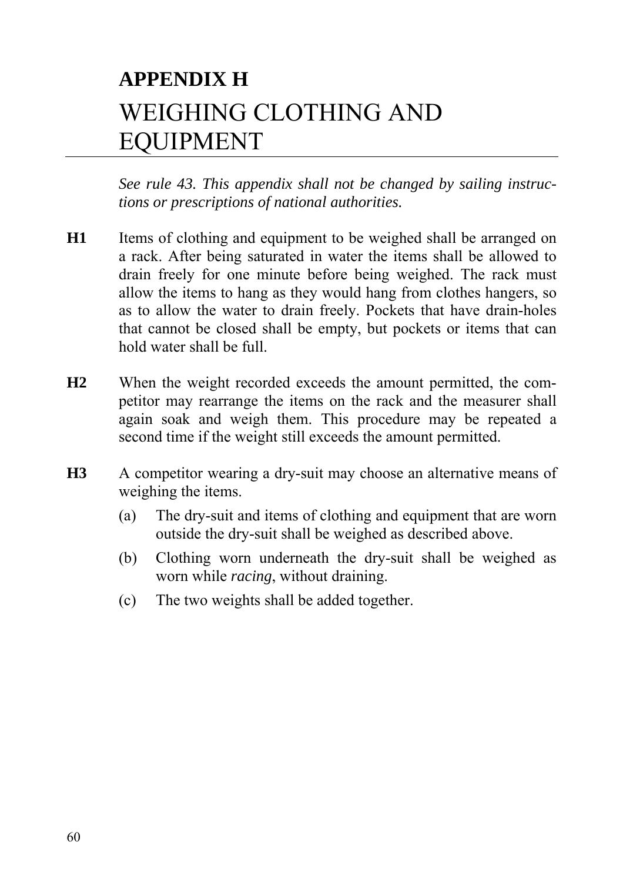# APPENDIX H
# WEIGHING CLOTHING AND EQUIPMENT

*See rule 43. This appendix shall not be changed by sailing instructions or prescriptions of national authorities.*

**H1** Items of clothing and equipment to be weighed shall be arranged on a rack. After being saturated in water the items shall be allowed to drain freely for one minute before being weighed. The rack must allow the items to hang as they would hang from clothes hangers, so as to allow the water to drain freely. Pockets that have drain-holes that cannot be closed shall be empty, but pockets or items that can hold water shall be full.

**H2** When the weight recorded exceeds the amount permitted, the competitor may rearrange the items on the rack and the measurer shall again soak and weigh them. This procedure may be repeated a second time if the weight still exceeds the amount permitted.

**H3** A competitor wearing a dry-suit may choose an alternative means of weighing the items.

(a) The dry-suit and items of clothing and equipment that are worn outside the dry-suit shall be weighed as described above.

(b) Clothing worn underneath the dry-suit shall be weighed as worn while *racing*, without draining.

(c) The two weights shall be added together.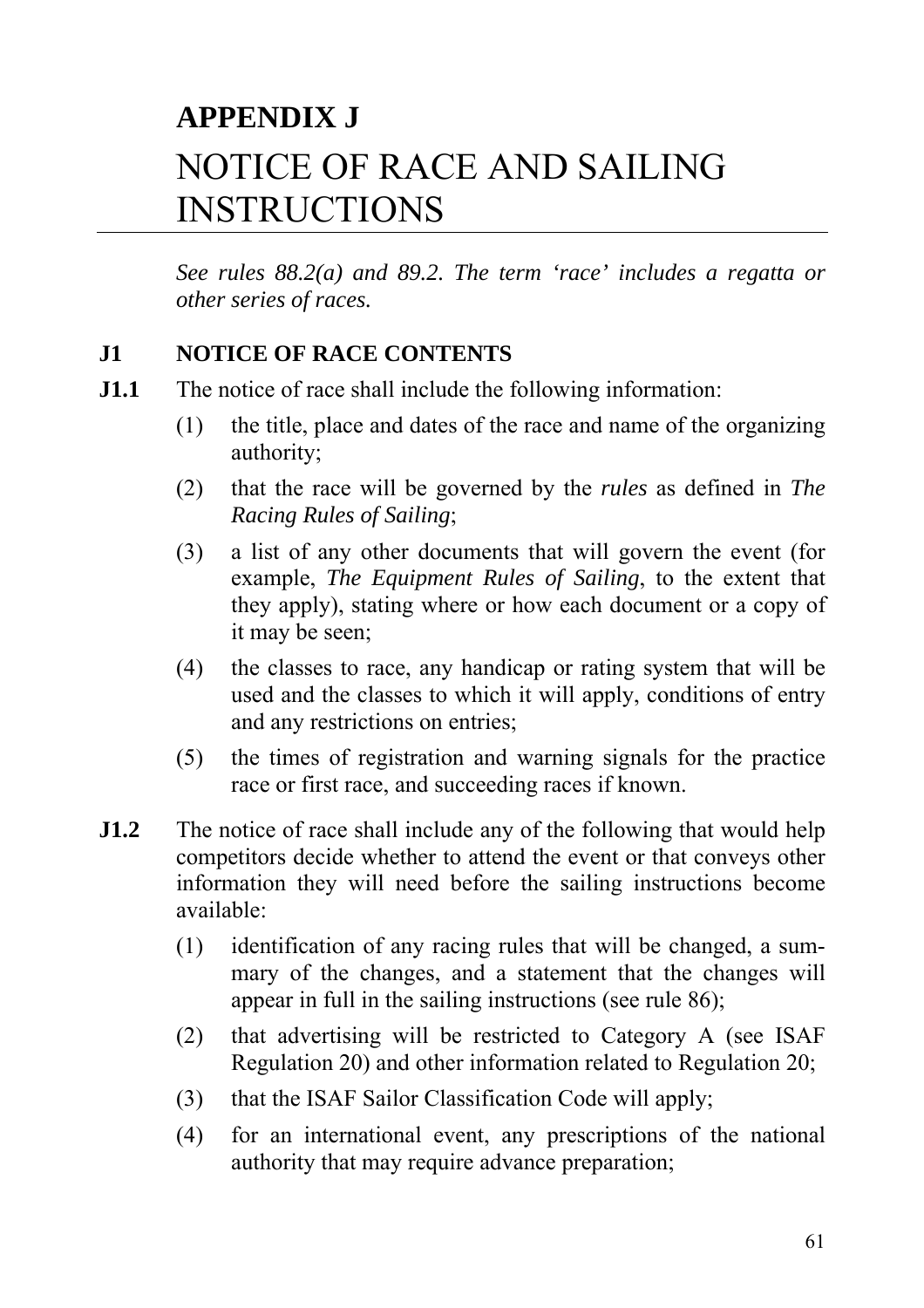# APPENDIX J

# NOTICE OF RACE AND SAILING INSTRUCTIONS

*See rules 88.2(a) and 89.2. The term 'race' includes a regatta or other series of races.*

## J1 NOTICE OF RACE CONTENTS

**J1.1** The notice of race shall include the following information:

(1) the title, place and dates of the race and name of the organizing authority;

(2) that the race will be governed by the *rules* as defined in *The Racing Rules of Sailing*;

(3) a list of any other documents that will govern the event (for example, *The Equipment Rules of Sailing*, to the extent that they apply), stating where or how each document or a copy of it may be seen;

(4) the classes to race, any handicap or rating system that will be used and the classes to which it will apply, conditions of entry and any restrictions on entries;

(5) the times of registration and warning signals for the practice race or first race, and succeeding races if known.

**J1.2** The notice of race shall include any of the following that would help competitors decide whether to attend the event or that conveys other information they will need before the sailing instructions become available:

(1) identification of any racing rules that will be changed, a summary of the changes, and a statement that the changes will appear in full in the sailing instructions (see rule 86);

(2) that advertising will be restricted to Category A (see ISAF Regulation 20) and other information related to Regulation 20;

(3) that the ISAF Sailor Classification Code will apply;

(4) for an international event, any prescriptions of the national authority that may require advance preparation;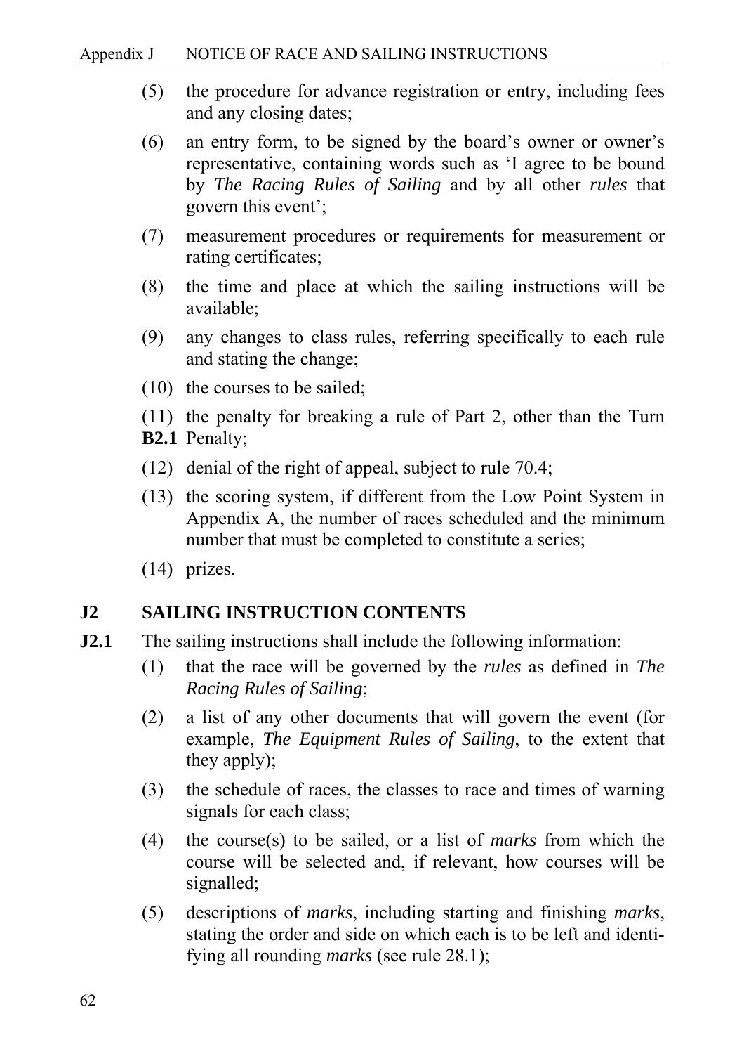(5) the procedure for advance registration or entry, including fees and any closing dates;

(6) an entry form, to be signed by the board's owner or owner's representative, containing words such as 'I agree to be bound by *The Racing Rules of Sailing* and by all other *rules* that govern this event';

(7) measurement procedures or requirements for measurement or rating certificates;

(8) the time and place at which the sailing instructions will be available;

(9) any changes to class rules, referring specifically to each rule and stating the change;

(10) the courses to be sailed;

(11) the penalty for breaking a rule of Part 2, other than the Turn Penalty;

**B2.1**

(12) denial of the right of appeal, subject to rule 70.4;

(13) the scoring system, if different from the Low Point System in Appendix A, the number of races scheduled and the minimum number that must be completed to constitute a series;

(14) prizes.

## J2 SAILING INSTRUCTION CONTENTS

**J2.1** The sailing instructions shall include the following information:

(1) that the race will be governed by the *rules* as defined in *The Racing Rules of Sailing*;

(2) a list of any other documents that will govern the event (for example, *The Equipment Rules of Sailing*, to the extent that they apply);

(3) the schedule of races, the classes to race and times of warning signals for each class;

(4) the course(s) to be sailed, or a list of *marks* from which the course will be selected and, if relevant, how courses will be signalled;

(5) descriptions of *marks*, including starting and finishing *marks*, stating the order and side on which each is to be left and identifying all rounding *marks* (see rule 28.1);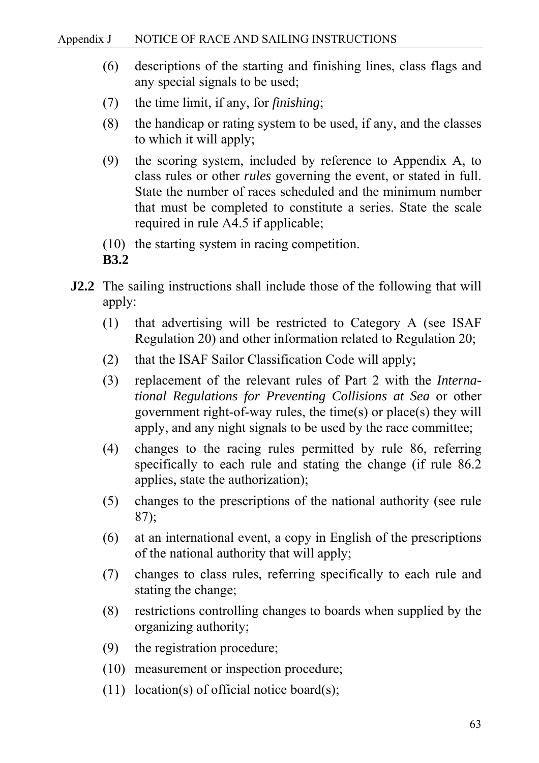(6) descriptions of the starting and finishing lines, class flags and any special signals to be used;

(7) the time limit, if any, for *finishing*;

(8) the handicap or rating system to be used, if any, and the classes to which it will apply;

(9) the scoring system, included by reference to Appendix A, to class rules or other *rules* governing the event, or stated in full. State the number of races scheduled and the minimum number that must be completed to constitute a series. State the scale required in rule A4.5 if applicable;

(10) the starting system in racing competition.

**B3.2**

**J2.2** The sailing instructions shall include those of the following that will apply:

(1) that advertising will be restricted to Category A (see ISAF Regulation 20) and other information related to Regulation 20;

(2) that the ISAF Sailor Classification Code will apply;

(3) replacement of the relevant rules of Part 2 with the *International Regulations for Preventing Collisions at Sea* or other government right-of-way rules, the time(s) or place(s) they will apply, and any night signals to be used by the race committee;

(4) changes to the racing rules permitted by rule 86, referring specifically to each rule and stating the change (if rule 86.2 applies, state the authorization);

(5) changes to the prescriptions of the national authority (see rule 87);

(6) at an international event, a copy in English of the prescriptions of the national authority that will apply;

(7) changes to class rules, referring specifically to each rule and stating the change;

(8) restrictions controlling changes to boards when supplied by the organizing authority;

(9) the registration procedure;

(10) measurement or inspection procedure;

(11) location(s) of official notice board(s);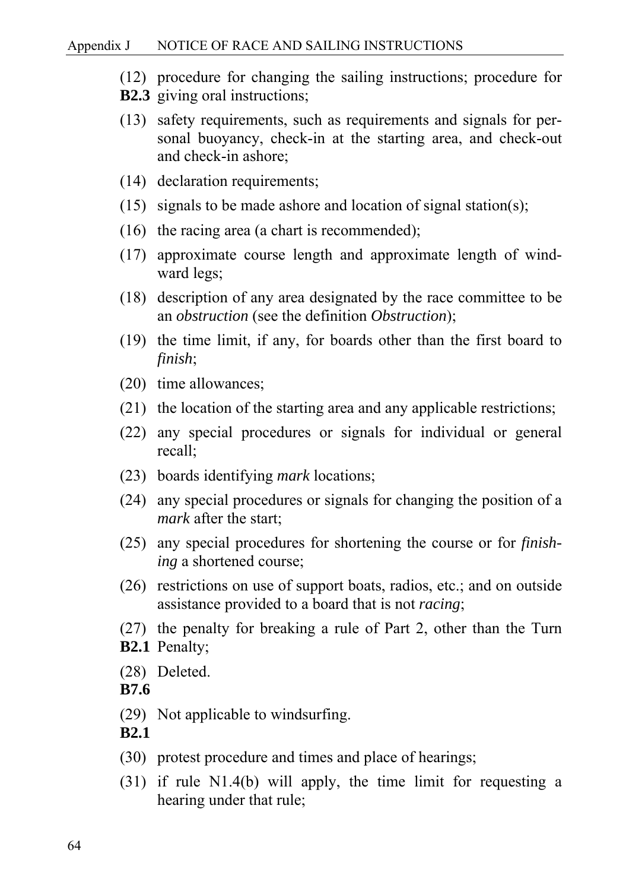(12) procedure for changing the sailing instructions; procedure for
**B2.3** giving oral instructions;

(13) safety requirements, such as requirements and signals for personal buoyancy, check-in at the starting area, and check-out and check-in ashore;

(14) declaration requirements;

(15) signals to be made ashore and location of signal station(s);

(16) the racing area (a chart is recommended);

(17) approximate course length and approximate length of windward legs;

(18) description of any area designated by the race committee to be an *obstruction* (see the definition *Obstruction*);

(19) the time limit, if any, for boards other than the first board to *finish*;

(20) time allowances;

(21) the location of the starting area and any applicable restrictions;

(22) any special procedures or signals for individual or general recall;

(23) boards identifying *mark* locations;

(24) any special procedures or signals for changing the position of a *mark* after the start;

(25) any special procedures for shortening the course or for *finishing* a shortened course;

(26) restrictions on use of support boats, radios, etc.; and on outside assistance provided to a board that is not *racing*;

(27) the penalty for breaking a rule of Part 2, other than the Turn
**B2.1** Penalty;

(28) Deleted.
**B7.6**

(29) Not applicable to windsurfing.
**B2.1**

(30) protest procedure and times and place of hearings;

(31) if rule N1.4(b) will apply, the time limit for requesting a hearing under that rule;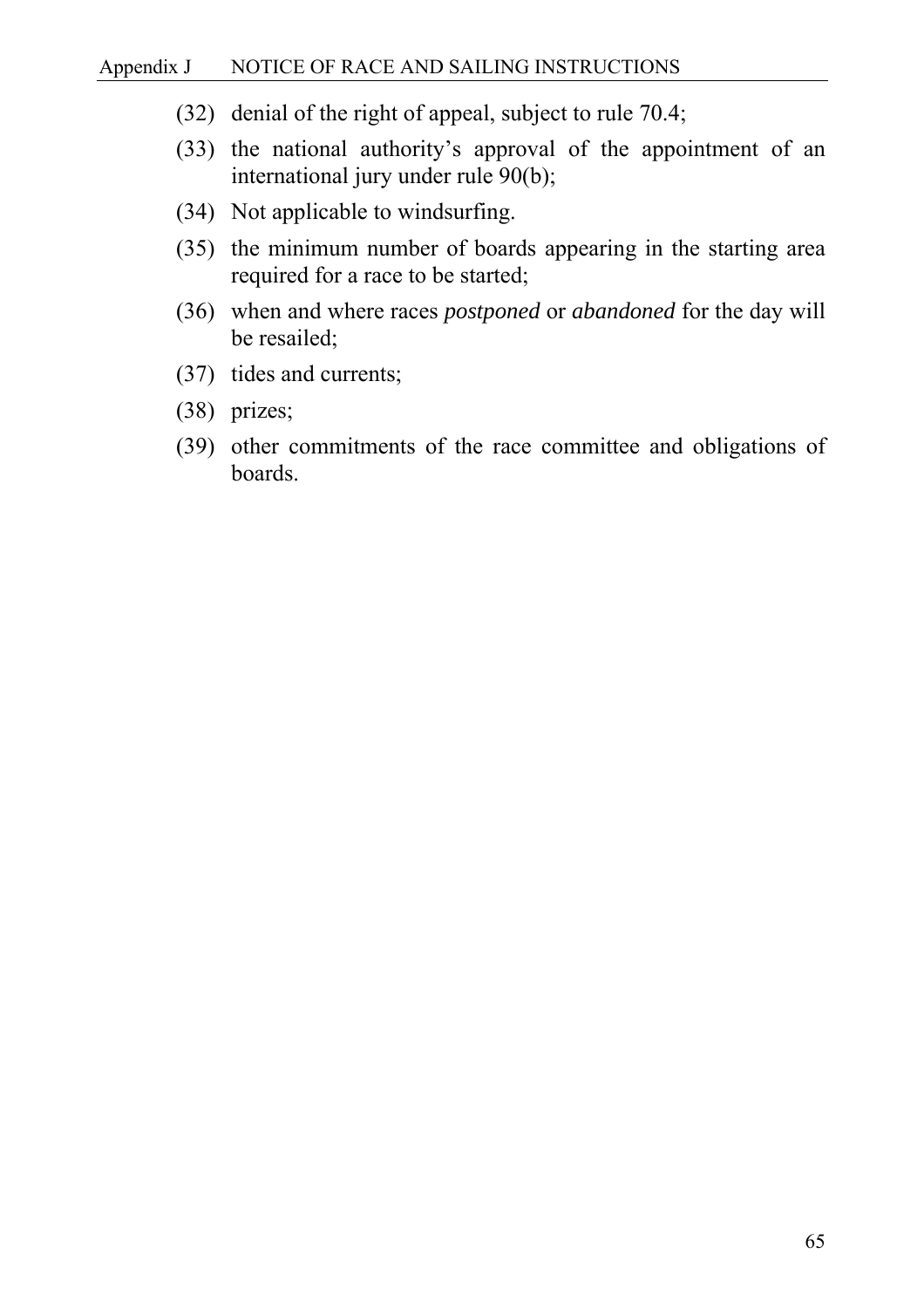(32) denial of the right of appeal, subject to rule 70.4;

(33) the national authority's approval of the appointment of an international jury under rule 90(b);

(34) Not applicable to windsurfing.

(35) the minimum number of boards appearing in the starting area required for a race to be started;

(36) when and where races *postponed* or *abandoned* for the day will be resailed;

(37) tides and currents;

(38) prizes;

(39) other commitments of the race committee and obligations of boards.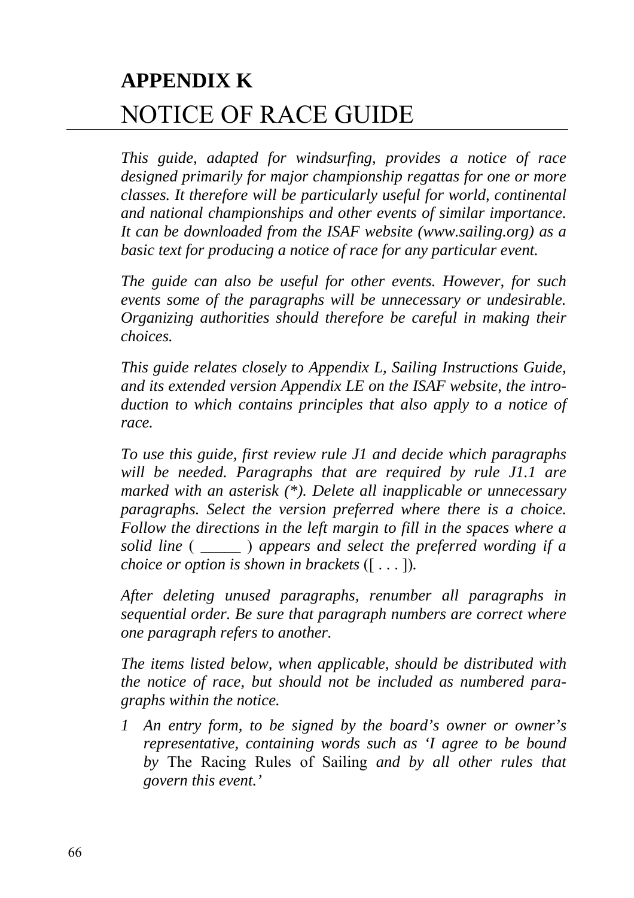# APPENDIX K
# NOTICE OF RACE GUIDE

*This guide, adapted for windsurfing, provides a notice of race designed primarily for major championship regattas for one or more classes. It therefore will be particularly useful for world, continental and national championships and other events of similar importance. It can be downloaded from the ISAF website (www.sailing.org) as a basic text for producing a notice of race for any particular event.*

*The guide can also be useful for other events. However, for such events some of the paragraphs will be unnecessary or undesirable. Organizing authorities should therefore be careful in making their choices.*

*This guide relates closely to Appendix L, Sailing Instructions Guide, and its extended version Appendix LE on the ISAF website, the introduction to which contains principles that also apply to a notice of race.*

*To use this guide, first review rule J1 and decide which paragraphs will be needed. Paragraphs that are required by rule J1.1 are marked with an asterisk (*). Delete all inapplicable or unnecessary paragraphs. Select the version preferred where there is a choice. Follow the directions in the left margin to fill in the spaces where a solid line (* _____ *) appears and select the preferred wording if a choice or option is shown in brackets* ([ . . . ])*.*

*After deleting unused paragraphs, renumber all paragraphs in sequential order. Be sure that paragraph numbers are correct where one paragraph refers to another.*

*The items listed below, when applicable, should be distributed with the notice of race, but should not be included as numbered paragraphs within the notice.*

1. *An entry form, to be signed by the board's owner or owner's representative, containing words such as 'I agree to be bound by* The Racing Rules of Sailing *and by all other rules that govern this event.'*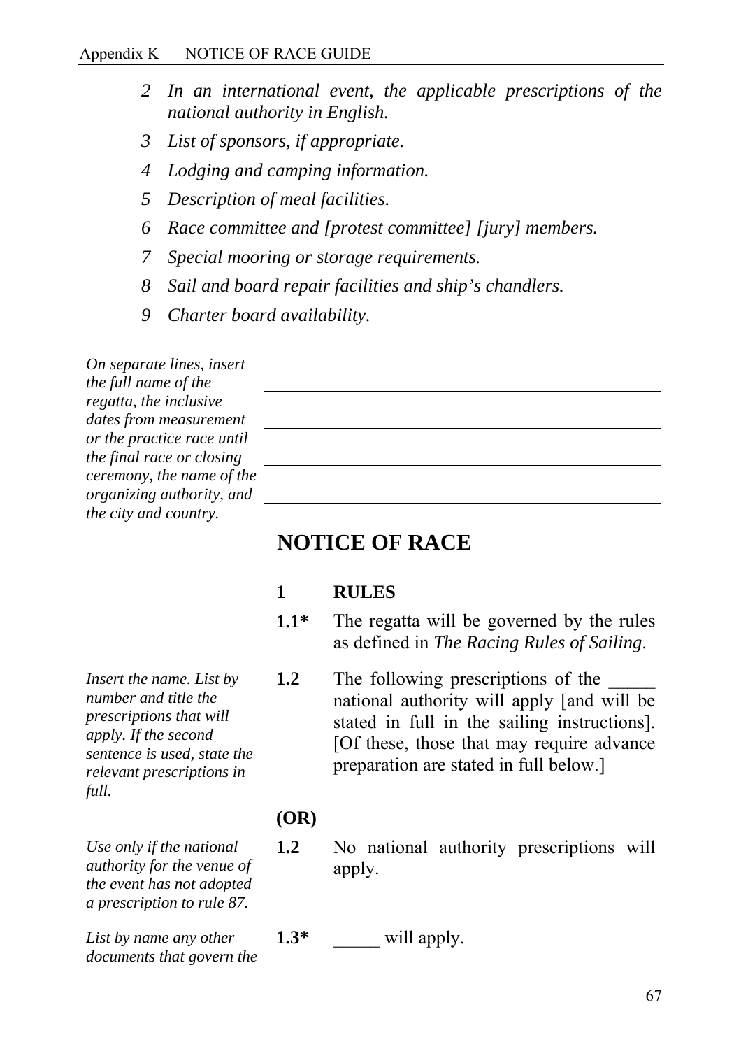2 *In an international event, the applicable prescriptions of the national authority in English.*

3 *List of sponsors, if appropriate.*

4 *Lodging and camping information.*

5 *Description of meal facilities.*

6 *Race committee and [protest committee] [jury] members.*

7 *Special mooring or storage requirements.*

8 *Sail and board repair facilities and ship's chandlers.*

9 *Charter board availability.*

*On separate lines, insert the full name of the regatta, the inclusive dates from measurement or the practice race until the final race or closing ceremony, the name of the organizing authority, and the city and country.*

\_\_\_\_\_\_\_\_\_\_\_\_\_\_\_\_\_\_\_\_\_\_\_\_\_\_\_\_\_\_\_\_\_\_\_\_\_\_\_\_

\_\_\_\_\_\_\_\_\_\_\_\_\_\_\_\_\_\_\_\_\_\_\_\_\_\_\_\_\_\_\_\_\_\_\_\_\_\_\_\_

\_\_\_\_\_\_\_\_\_\_\_\_\_\_\_\_\_\_\_\_\_\_\_\_\_\_\_\_\_\_\_\_\_\_\_\_\_\_\_\_

\_\_\_\_\_\_\_\_\_\_\_\_\_\_\_\_\_\_\_\_\_\_\_\_\_\_\_\_\_\_\_\_\_\_\_\_\_\_\_\_

## NOTICE OF RACE

### 1 RULES

**1.1*** The regatta will be governed by the rules as defined in *The Racing Rules of Sailing*.

*Insert the name. List by number and title the prescriptions that will apply. If the second sentence is used, state the relevant prescriptions in full.*

**1.2** The following prescriptions of the _____ national authority will apply [and will be stated in full in the sailing instructions]. [Of these, those that may require advance preparation are stated in full below.]

**(OR)**

*Use only if the national authority for the venue of the event has not adopted a prescription to rule 87.*

**1.2** No national authority prescriptions will apply.

*List by name any other documents that govern the*

**1.3*** _____ will apply.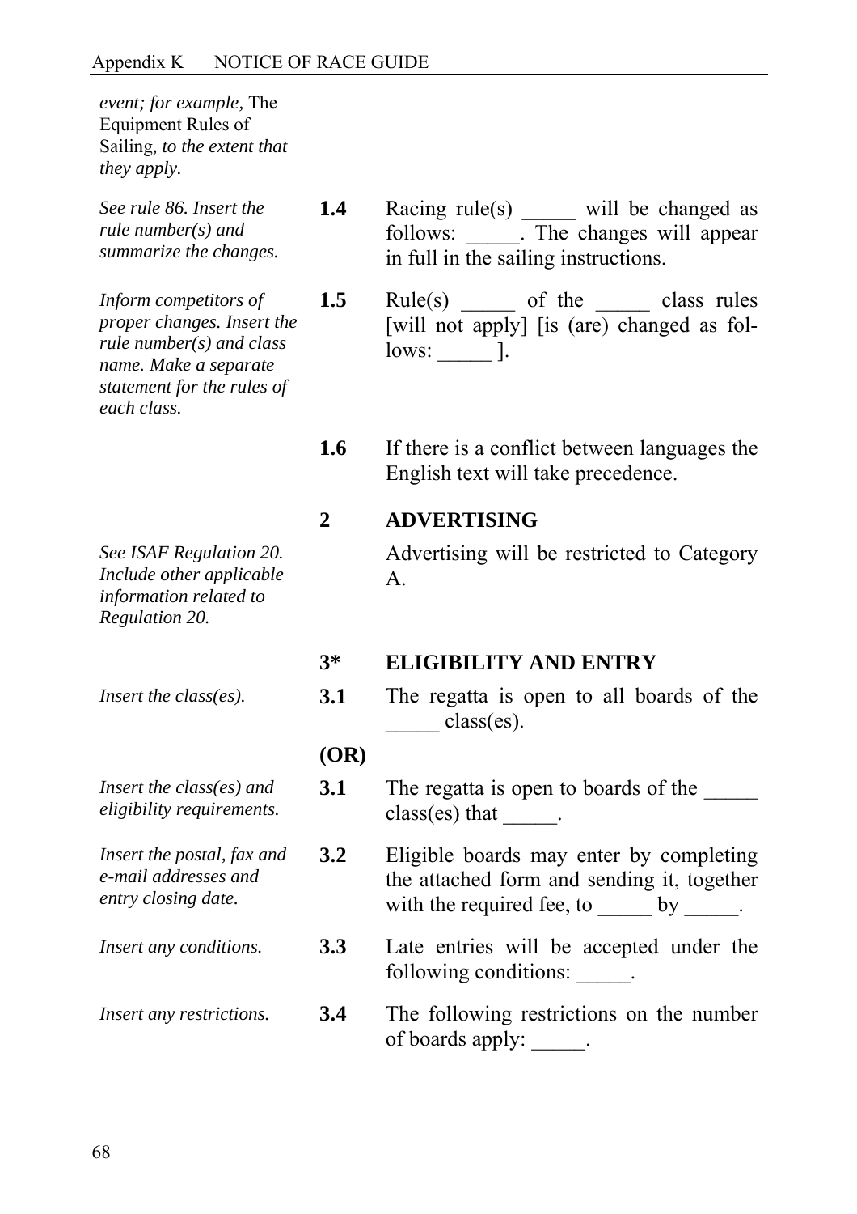*event; for example,* The Equipment Rules of Sailing*, to the extent that they apply.*

*See rule 86. Insert the rule number(s) and summarize the changes.*

**1.4** Racing rule(s) _____ will be changed as follows: _____. The changes will appear in full in the sailing instructions.

*Inform competitors of proper changes. Insert the rule number(s) and class name. Make a separate statement for the rules of each class.*

**1.5** Rule(s) _____ of the _____ class rules [will not apply] [is (are) changed as follows: _____ ].

**1.6** If there is a conflict between languages the English text will take precedence.

## 2 ADVERTISING

*See ISAF Regulation 20. Include other applicable information related to Regulation 20.*

Advertising will be restricted to Category A.

## 3* ELIGIBILITY AND ENTRY

*Insert the class(es).*

**3.1** The regatta is open to all boards of the _____ class(es).

**(OR)**

*Insert the class(es) and eligibility requirements.*

**3.1** The regatta is open to boards of the _____ class(es) that _____.

*Insert the postal, fax and e-mail addresses and entry closing date.*

**3.2** Eligible boards may enter by completing the attached form and sending it, together with the required fee, to _____ by _____.

*Insert any conditions.*

**3.3** Late entries will be accepted under the following conditions: _____.

*Insert any restrictions.*

**3.4** The following restrictions on the number of boards apply: _____.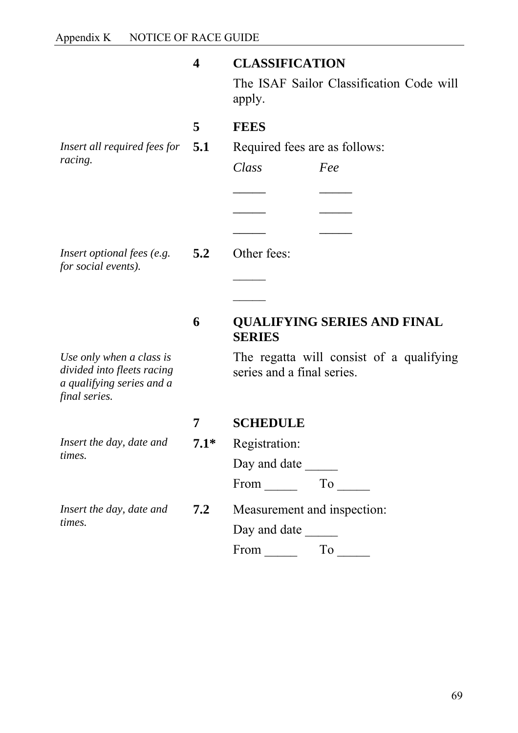## 4 CLASSIFICATION

The ISAF Sailor Classification Code will apply.

## 5 FEES

*Insert all required fees for racing.*

**5.1** Required fees are as follows:

| *Class* | *Fee* |
|---|---|
| _____ | _____ |
| _____ | _____ |
| _____ | _____ |

*Insert optional fees (e.g. for social events).*

**5.2** Other fees:

_____

_____

## 6 QUALIFYING SERIES AND FINAL SERIES

*Use only when a class is divided into fleets racing a qualifying series and a final series.*

The regatta will consist of a qualifying series and a final series.

## 7 SCHEDULE

*Insert the day, date and times.*

**7.1*** Registration:

Day and date _____

From _____ To _____

*Insert the day, date and times.*

**7.2** Measurement and inspection:

Day and date _____

From _____ To _____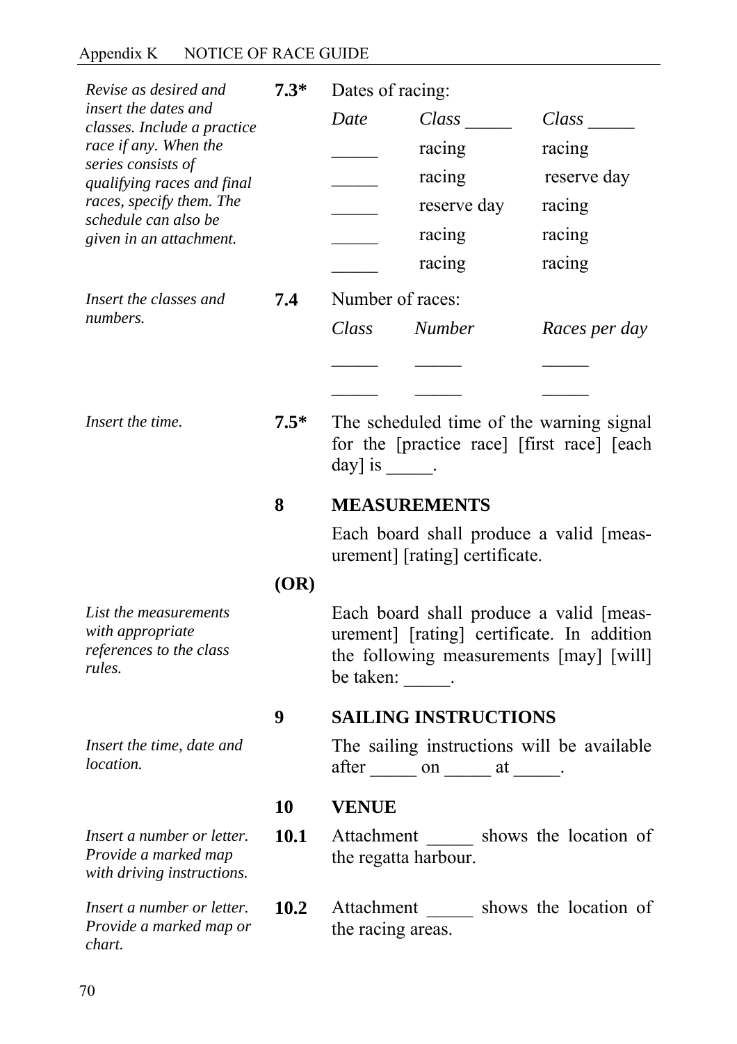*Revise as desired and insert the dates and classes. Include a practice race if any. When the series consists of qualifying races and final races, specify them. The schedule can also be given in an attachment.*

**7.3*** Dates of racing:

| *Date* | *Class _____* | *Class _____* |
|---|---|---|
| _____ | racing | racing |
| _____ | racing | reserve day |
| _____ | reserve day | racing |
| _____ | racing | racing |
| _____ | racing | racing |

*Insert the classes and numbers.*

**7.4** Number of races:

| *Class* | *Number* | *Races per day* |
|---|---|---|
| _____ | _____ | _____ |
| _____ | _____ | _____ |

*Insert the time.*

**7.5*** The scheduled time of the warning signal for the [practice race] [first race] [each day] is _____.

## 8 MEASUREMENTS

Each board shall produce a valid [measurement] [rating] certificate.

**(OR)**

*List the measurements with appropriate references to the class rules.*

Each board shall produce a valid [measurement] [rating] certificate. In addition the following measurements [may] [will] be taken: _____.

## 9 SAILING INSTRUCTIONS

*Insert the time, date and location.*

The sailing instructions will be available after _____ on _____ at _____.

## 10 VENUE

*Insert a number or letter. Provide a marked map with driving instructions.*

**10.1** Attachment _____ shows the location of the regatta harbour.

*Insert a number or letter. Provide a marked map or chart.*

**10.2** Attachment _____ shows the location of the racing areas.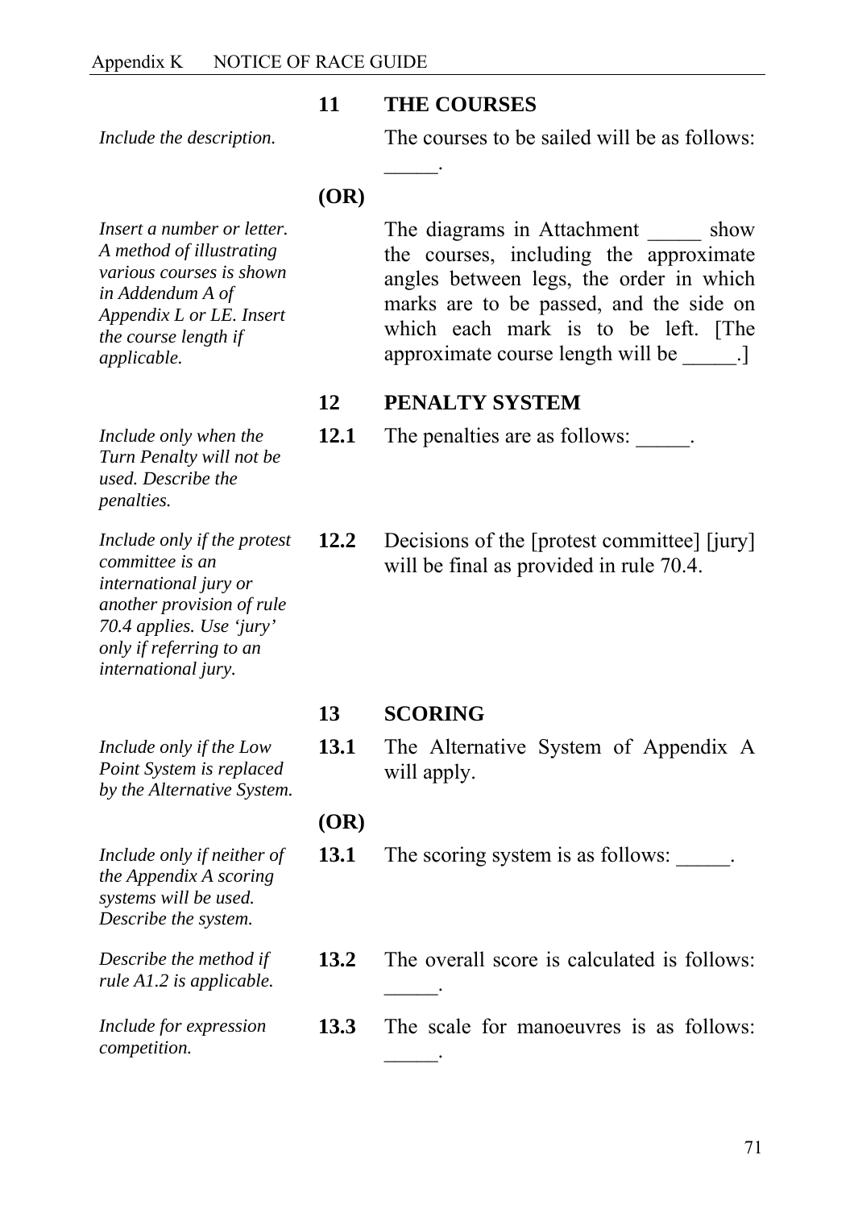## 11 THE COURSES

*Include the description.*

The courses to be sailed will be as follows: _____.

**(OR)**

*Insert a number or letter. A method of illustrating various courses is shown in Addendum A of Appendix L or LE. Insert the course length if applicable.*

The diagrams in Attachment _____ show the courses, including the approximate angles between legs, the order in which marks are to be passed, and the side on which each mark is to be left. [The approximate course length will be _____.]

## 12 PENALTY SYSTEM

*Include only when the Turn Penalty will not be used. Describe the penalties.*

**12.1** The penalties are as follows: _____.

*Include only if the protest committee is an international jury or another provision of rule 70.4 applies. Use 'jury' only if referring to an international jury.*

**12.2** Decisions of the [protest committee] [jury] will be final as provided in rule 70.4.

## 13 SCORING

*Include only if the Low Point System is replaced by the Alternative System.*

**13.1** The Alternative System of Appendix A will apply.

**(OR)**

*Include only if neither of the Appendix A scoring systems will be used. Describe the system.*

**13.1** The scoring system is as follows: _____.

*Describe the method if rule A1.2 is applicable.*

**13.2** The overall score is calculated is follows: _____.

*Include for expression competition.*

**13.3** The scale for manoeuvres is as follows: _____.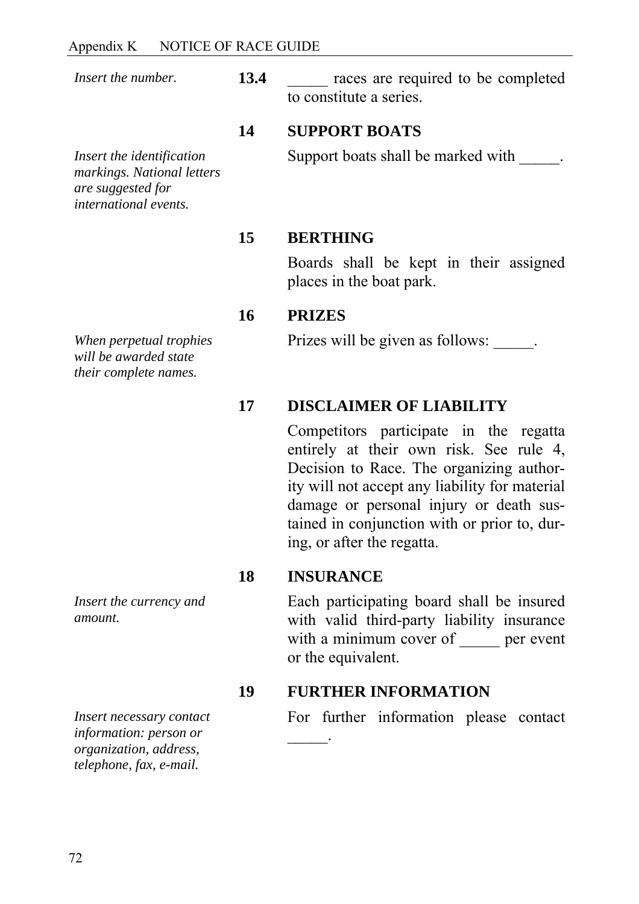*Insert the number.*

**13.4** _____ races are required to be completed to constitute a series.

## 14 SUPPORT BOATS

*Insert the identification markings. National letters are suggested for international events.*

Support boats shall be marked with _____.

## 15 BERTHING

Boards shall be kept in their assigned places in the boat park.

## 16 PRIZES

*When perpetual trophies will be awarded state their complete names.*

Prizes will be given as follows: _____.

## 17 DISCLAIMER OF LIABILITY

Competitors participate in the regatta entirely at their own risk. See rule 4, Decision to Race. The organizing authority will not accept any liability for material damage or personal injury or death sustained in conjunction with or prior to, during, or after the regatta.

## 18 INSURANCE

*Insert the currency and amount.*

Each participating board shall be insured with valid third-party liability insurance with a minimum cover of _____ per event or the equivalent.

## 19 FURTHER INFORMATION

*Insert necessary contact information: person or organization, address, telephone, fax, e-mail.*

For further information please contact _____.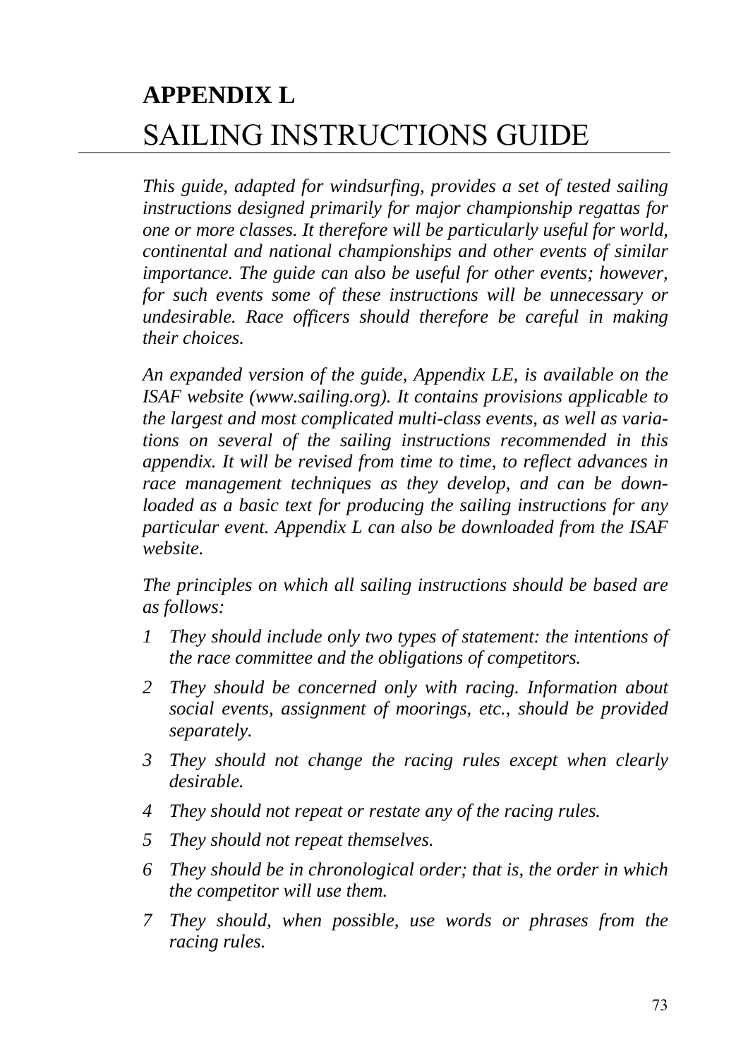# APPENDIX L
# SAILING INSTRUCTIONS GUIDE

*This guide, adapted for windsurfing, provides a set of tested sailing instructions designed primarily for major championship regattas for one or more classes. It therefore will be particularly useful for world, continental and national championships and other events of similar importance. The guide can also be useful for other events; however, for such events some of these instructions will be unnecessary or undesirable. Race officers should therefore be careful in making their choices.*

*An expanded version of the guide, Appendix LE, is available on the ISAF website (www.sailing.org). It contains provisions applicable to the largest and most complicated multi-class events, as well as variations on several of the sailing instructions recommended in this appendix. It will be revised from time to time, to reflect advances in race management techniques as they develop, and can be downloaded as a basic text for producing the sailing instructions for any particular event. Appendix L can also be downloaded from the ISAF website.*

*The principles on which all sailing instructions should be based are as follows:*

1. *They should include only two types of statement: the intentions of the race committee and the obligations of competitors.*
2. *They should be concerned only with racing. Information about social events, assignment of moorings, etc., should be provided separately.*
3. *They should not change the racing rules except when clearly desirable.*
4. *They should not repeat or restate any of the racing rules.*
5. *They should not repeat themselves.*
6. *They should be in chronological order; that is, the order in which the competitor will use them.*
7. *They should, when possible, use words or phrases from the racing rules.*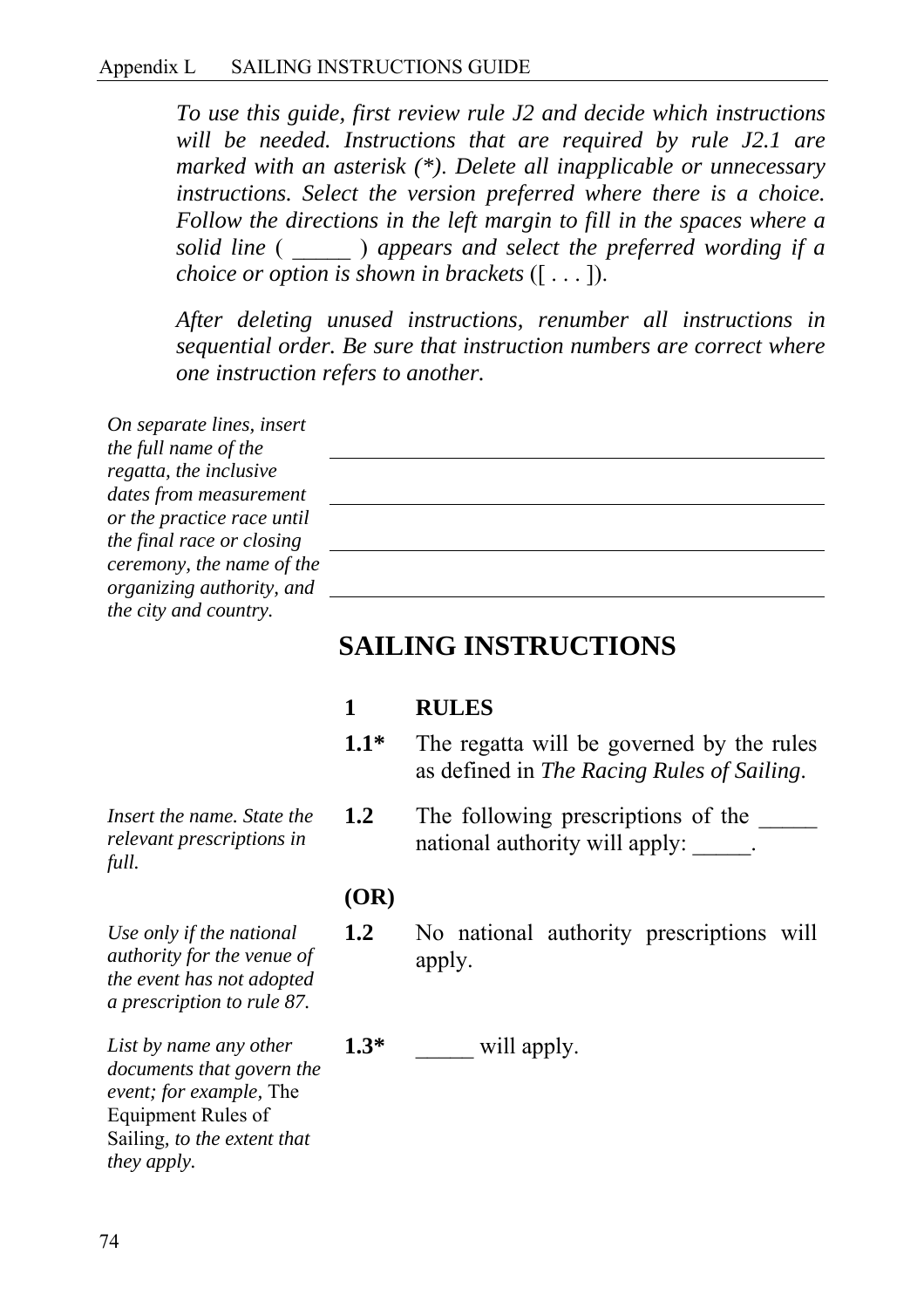*To use this guide, first review rule J2 and decide which instructions will be needed. Instructions that are required by rule J2.1 are marked with an asterisk (*). Delete all inapplicable or unnecessary instructions. Select the version preferred where there is a choice. Follow the directions in the left margin to fill in the spaces where a solid line (* _____ *) appears and select the preferred wording if a choice or option is shown in brackets* ([ . . . ]).

*After deleting unused instructions, renumber all instructions in sequential order. Be sure that instruction numbers are correct where one instruction refers to another.*

*On separate lines, insert the full name of the regatta, the inclusive dates from measurement or the practice race until the final race or closing ceremony, the name of the organizing authority, and the city and country.*

_____________________________________________

_____________________________________________

_____________________________________________

_____________________________________________

# SAILING INSTRUCTIONS

## 1 RULES

**1.1*** The regatta will be governed by the rules as defined in *The Racing Rules of Sailing*.

*Insert the name. State the relevant prescriptions in full.*

**1.2** The following prescriptions of the _____ national authority will apply: _____.

**(OR)**

*Use only if the national authority for the venue of the event has not adopted a prescription to rule 87.*

**1.2** No national authority prescriptions will apply.

*List by name any other documents that govern the event; for example,* The Equipment Rules of Sailing*, to the extent that they apply.*

**1.3*** _____ will apply.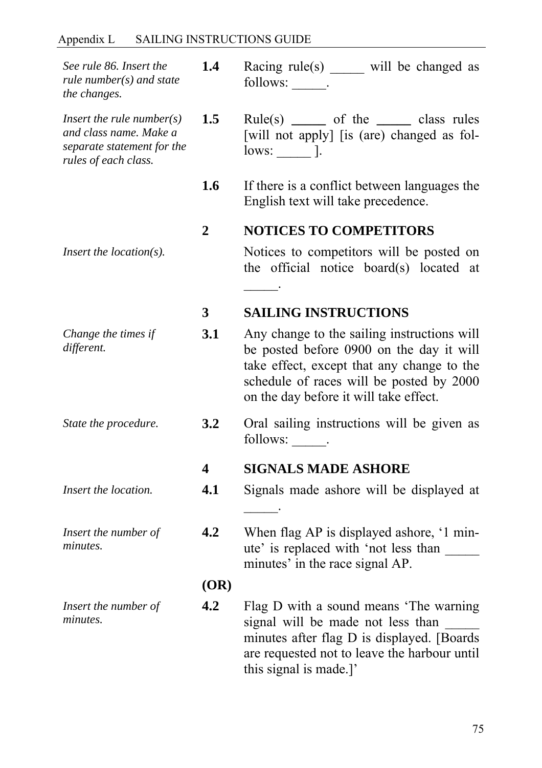*See rule 86. Insert the rule number(s) and state the changes.*

**1.4** Racing rule(s) _____ will be changed as follows: _____.

*Insert the rule number(s) and class name. Make a separate statement for the rules of each class.*

**1.5** Rule(s) _____ of the _____ class rules [will not apply] [is (are) changed as follows: _____ ].

**1.6** If there is a conflict between languages the English text will take precedence.

## 2 NOTICES TO COMPETITORS

*Insert the location(s).*

Notices to competitors will be posted on the official notice board(s) located at _____.

## 3 SAILING INSTRUCTIONS

*Change the times if different.*

**3.1** Any change to the sailing instructions will be posted before 0900 on the day it will take effect, except that any change to the schedule of races will be posted by 2000 on the day before it will take effect.

*State the procedure.*

**3.2** Oral sailing instructions will be given as follows: _____.

## 4 SIGNALS MADE ASHORE

*Insert the location.*

**4.1** Signals made ashore will be displayed at _____.

*Insert the number of minutes.*

**4.2** When flag AP is displayed ashore, '1 minute' is replaced with 'not less than _____ minutes' in the race signal AP.

**(OR)**

*Insert the number of minutes.*

**4.2** Flag D with a sound means 'The warning signal will be made not less than _____ minutes after flag D is displayed. [Boats are requested not to leave the harbour until this signal is made.]'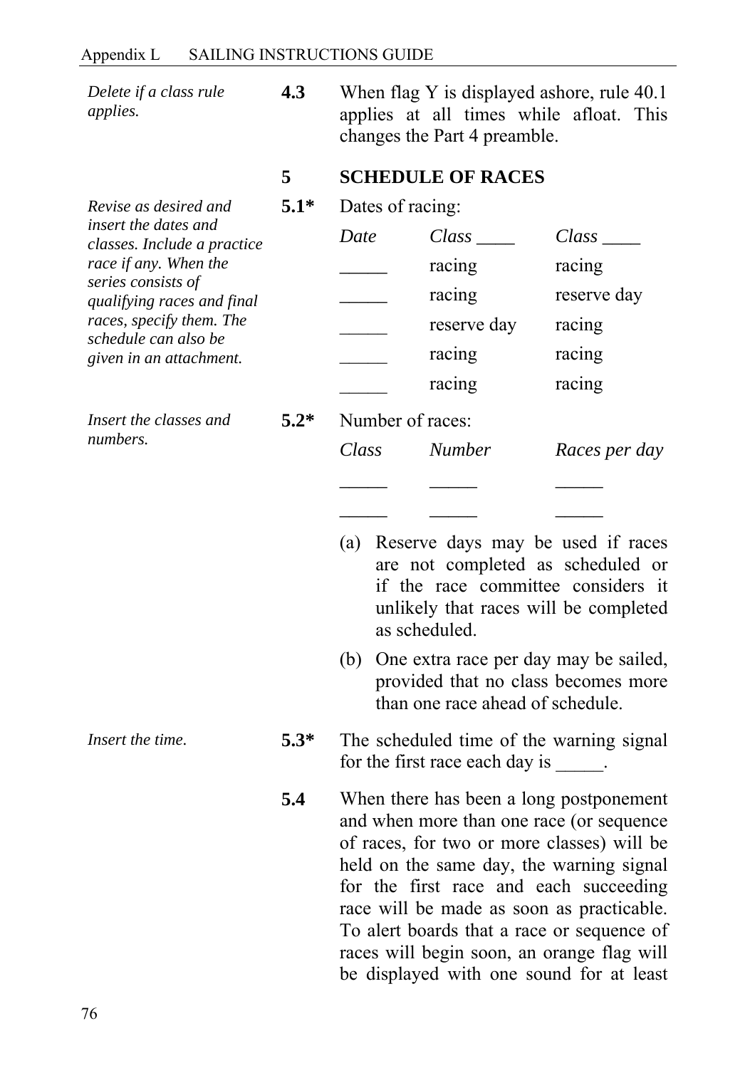*Delete if a class rule applies.*

**4.3** When flag Y is displayed ashore, rule 40.1 applies at all times while afloat. This changes the Part 4 preamble.

## 5 SCHEDULE OF RACES

*Revise as desired and insert the dates and classes. Include a practice race if any. When the series consists of qualifying races and final races, specify them. The schedule can also be given in an attachment.*

**5.1*** Dates of racing:

| *Date* | *Class* ____ | *Class* ____ |
|---|---|---|
| _____ | racing | racing |
| _____ | racing | reserve day |
| _____ | reserve day | racing |
| _____ | racing | racing |
| _____ | racing | racing |

*Insert the classes and numbers.*

**5.2*** Number of races:

| *Class* | *Number* | *Races per day* |
|---|---|---|
| _____ | _____ | _____ |
| _____ | _____ | _____ |

(a) Reserve days may be used if races are not completed as scheduled or if the race committee considers it unlikely that races will be completed as scheduled.

(b) One extra race per day may be sailed, provided that no class becomes more than one race ahead of schedule.

*Insert the time.*

**5.3*** The scheduled time of the warning signal for the first race each day is _____.

**5.4** When there has been a long postponement and when more than one race (or sequence of races, for two or more classes) will be held on the same day, the warning signal for the first race and each succeeding race will be made as soon as practicable. To alert boards that a race or sequence of races will begin soon, an orange flag will be displayed with one sound for at least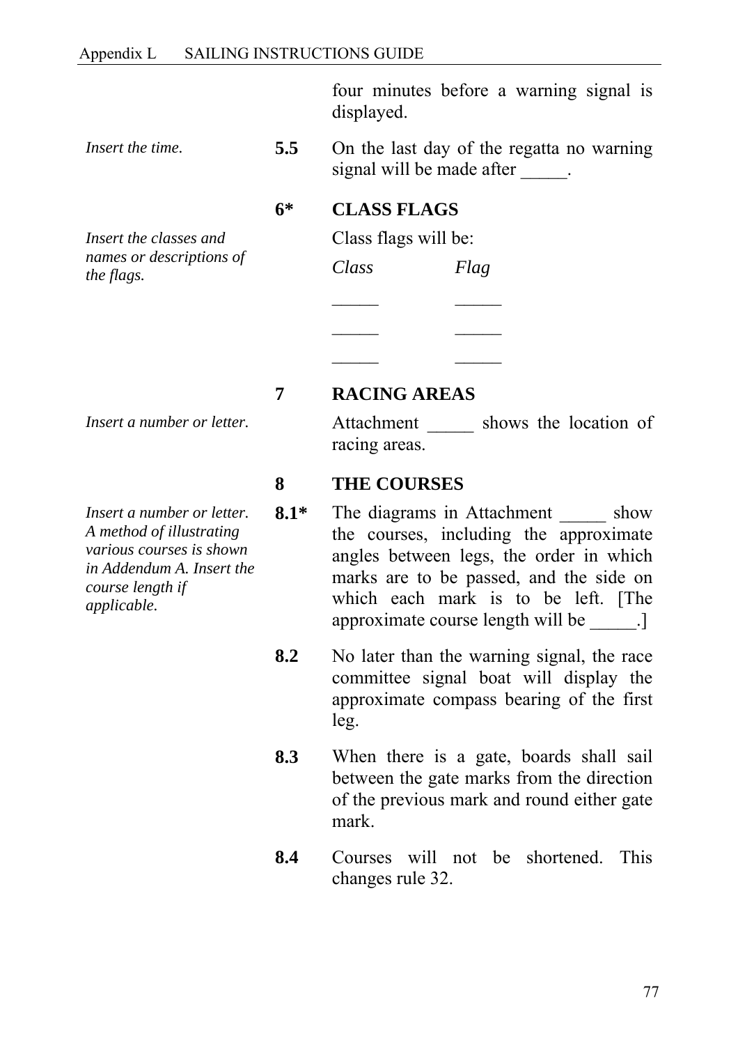four minutes before a warning signal is displayed.

*Insert the time.*

**5.5** On the last day of the regatta no warning signal will be made after _____.

## 6* CLASS FLAGS

*Insert the classes and names or descriptions of the flags.*

Class flags will be:

| *Class* | *Flag* |
|---|---|
| _____ | _____ |
| _____ | _____ |
| _____ | _____ |

## 7 RACING AREAS

*Insert a number or letter.*

Attachment _____ shows the location of racing areas.

## 8 THE COURSES

*Insert a number or letter. A method of illustrating various courses is shown in Addendum A. Insert the course length if applicable.*

**8.1*** The diagrams in Attachment _____ show the courses, including the approximate angles between legs, the order in which marks are to be passed, and the side on which each mark is to be left. [The approximate course length will be _____.]

**8.2** No later than the warning signal, the race committee signal boat will display the approximate compass bearing of the first leg.

**8.3** When there is a gate, boards shall sail between the gate marks from the direction of the previous mark and round either gate mark.

**8.4** Courses will not be shortened. This changes rule 32.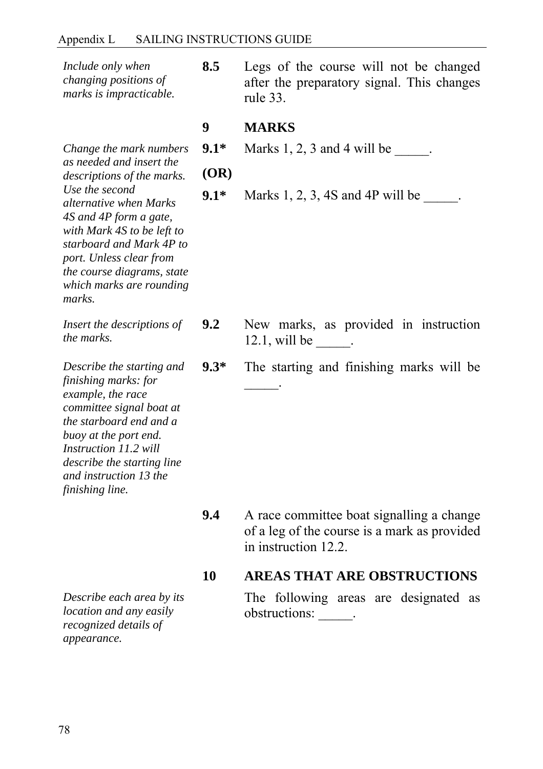*Include only when changing positions of marks is impracticable.*

**8.5** Legs of the course will not be changed after the preparatory signal. This changes rule 33.

## 9 MARKS

*Change the mark numbers as needed and insert the descriptions of the marks. Use the second alternative when Marks 4S and 4P form a gate, with Mark 4S to be left to starboard and Mark 4P to port. Unless clear from the course diagrams, state which marks are rounding marks.*

**9.1*** Marks 1, 2, 3 and 4 will be _____.

**(OR)**

**9.1*** Marks 1, 2, 3, 4S and 4P will be _____.

*Insert the descriptions of the marks.*

**9.2** New marks, as provided in instruction 12.1, will be _____.

*Describe the starting and finishing marks: for example, the race committee signal boat at the starboard end and a buoy at the port end. Instruction 11.2 will describe the starting line and instruction 13 the finishing line.*

**9.3*** The starting and finishing marks will be _____.

**9.4** A race committee boat signalling a change of a leg of the course is a mark as provided in instruction 12.2.

## 10 AREAS THAT ARE OBSTRUCTIONS

*Describe each area by its location and any easily recognized details of appearance.*

The following areas are designated as obstructions: _____.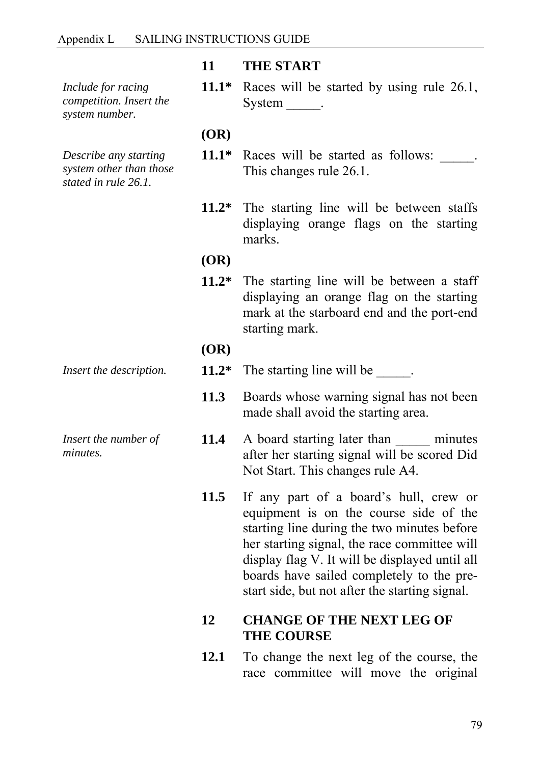## 11 THE START

*Include for racing competition. Insert the system number.*

**11.1*** Races will be started by using rule 26.1, System _____.

**(OR)**

*Describe any starting system other than those stated in rule 26.1.*

**11.1*** Races will be started as follows: _____. This changes rule 26.1.

**11.2*** The starting line will be between staffs displaying orange flags on the starting marks.

**(OR)**

**11.2*** The starting line will be between a staff displaying an orange flag on the starting mark at the starboard end and the port-end starting mark.

**(OR)**

*Insert the description.*

**11.2*** The starting line will be _____.

**11.3** Boards whose warning signal has not been made shall avoid the starting area.

*Insert the number of minutes.*

**11.4** A board starting later than _____ minutes after her starting signal will be scored Did Not Start. This changes rule A4.

**11.5** If any part of a board's hull, crew or equipment is on the course side of the starting line during the two minutes before her starting signal, the race committee will display flag V. It will be displayed until all boards have sailed completely to the pre-start side, but not after the starting signal.

## 12 CHANGE OF THE NEXT LEG OF THE COURSE

**12.1** To change the next leg of the course, the race committee will move the original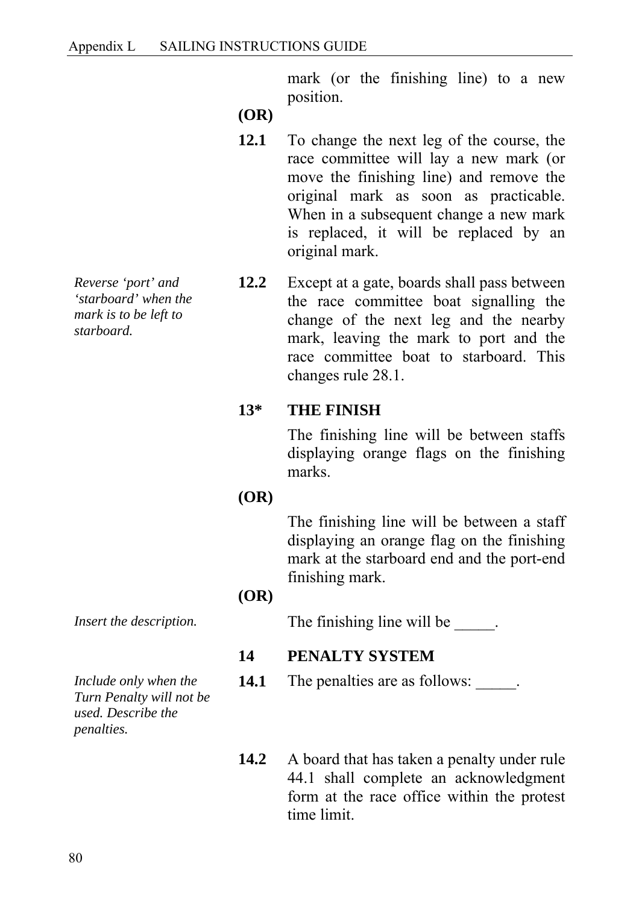mark (or the finishing line) to a new position.

**(OR)**

**12.1** To change the next leg of the course, the race committee will lay a new mark (or move the finishing line) and remove the original mark as soon as practicable. When in a subsequent change a new mark is replaced, it will be replaced by an original mark.

*Reverse 'port' and 'starboard' when the mark is to be left to starboard.*

**12.2** Except at a gate, boards shall pass between the race committee boat signalling the change of the next leg and the nearby mark, leaving the mark to port and the race committee boat to starboard. This changes rule 28.1.

## 13* THE FINISH

The finishing line will be between staffs displaying orange flags on the finishing marks.

**(OR)**

The finishing line will be between a staff displaying an orange flag on the finishing mark at the starboard end and the port-end finishing mark.

**(OR)**

*Insert the description.*

The finishing line will be _____.

## 14 PENALTY SYSTEM

*Include only when the Turn Penalty will not be used. Describe the penalties.*

**14.1** The penalties are as follows: _____.

**14.2** A board that has taken a penalty under rule 44.1 shall complete an acknowledgment form at the race office within the protest time limit.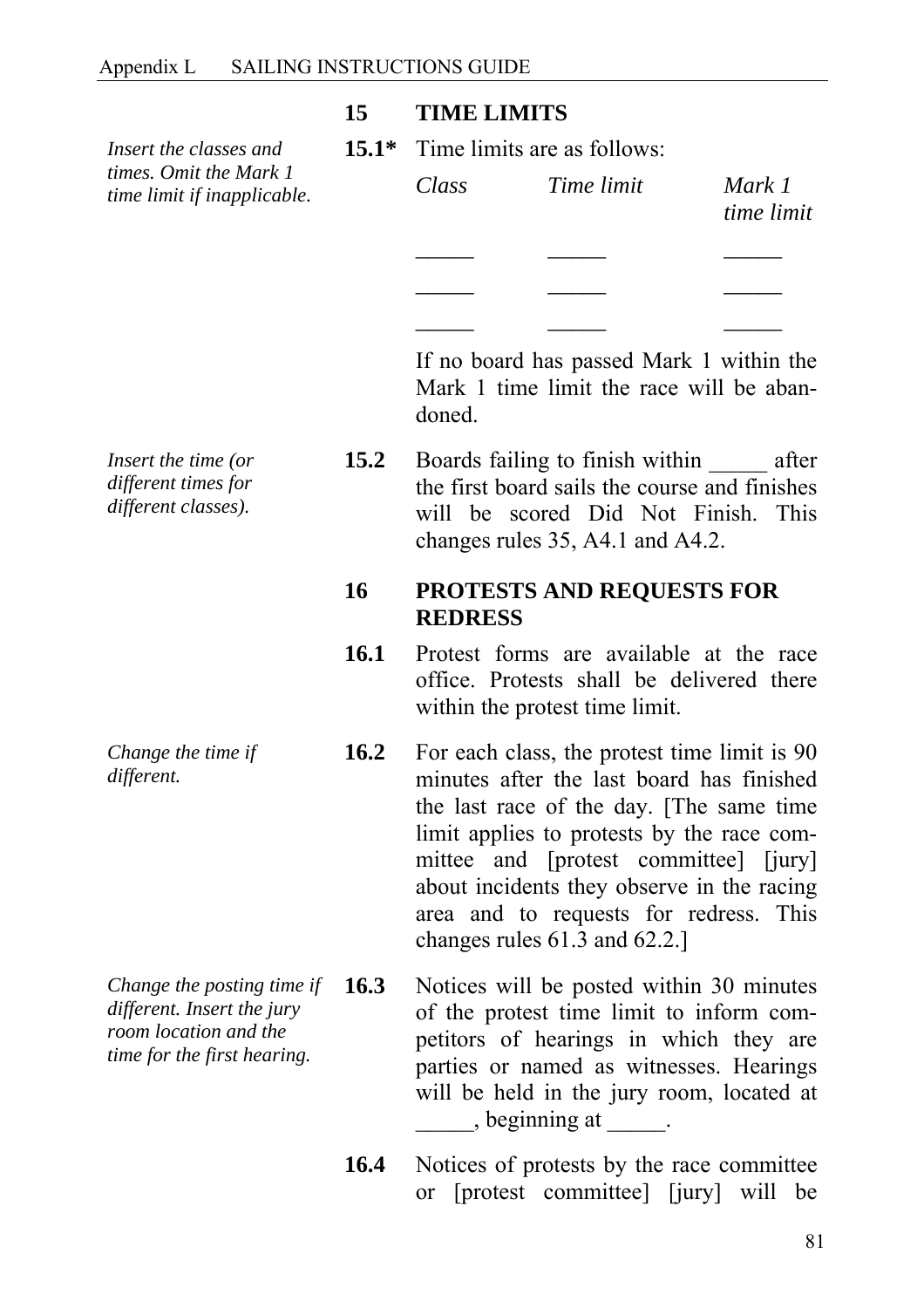## 15 TIME LIMITS

*Insert the classes and times. Omit the Mark 1 time limit if inapplicable.*

**15.1*** Time limits are as follows:

| *Class* | *Time limit* | *Mark 1 time limit* |
|---|---|---|
| _____ | _____ | _____ |
| _____ | _____ | _____ |
| _____ | _____ | _____ |

If no board has passed Mark 1 within the Mark 1 time limit the race will be abandoned.

*Insert the time (or different times for different classes).*

**15.2** Boards failing to finish within _____ after the first board sails the course and finishes will be scored Did Not Finish. This changes rules 35, A4.1 and A4.2.

## 16 PROTESTS AND REQUESTS FOR REDRESS

**16.1** Protest forms are available at the race office. Protests shall be delivered there within the protest time limit.

*Change the time if different.*

**16.2** For each class, the protest time limit is 90 minutes after the last board has finished the last race of the day. [The same time limit applies to protests by the race committee and [protest committee] [jury] about incidents they observe in the racing area and to requests for redress. This changes rules 61.3 and 62.2.]

*Change the posting time if different. Insert the jury room location and the time for the first hearing.*

**16.3** Notices will be posted within 30 minutes of the protest time limit to inform competitors of hearings in which they are parties or named as witnesses. Hearings will be held in the jury room, located at _____, beginning at _____.

**16.4** Notices of protests by the race committee or [protest committee] [jury] will be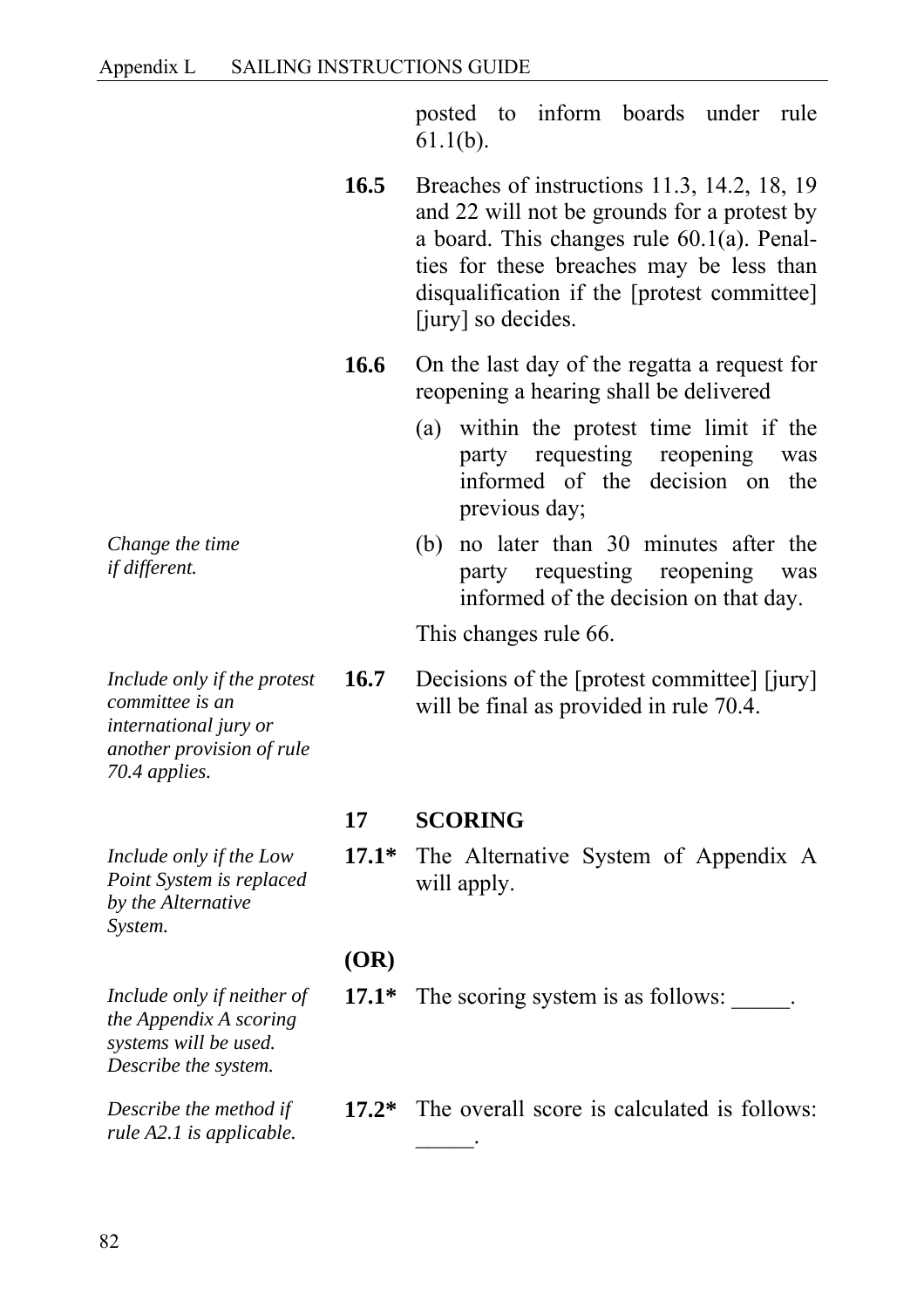posted to inform boards under rule 61.1(b).

**16.5** Breaches of instructions 11.3, 14.2, 18, 19 and 22 will not be grounds for a protest by a board. This changes rule 60.1(a). Penalties for these breaches may be less than disqualification if the [protest committee] [jury] so decides.

**16.6** On the last day of the regatta a request for reopening a hearing shall be delivered

(a) within the protest time limit if the party requesting reopening was informed of the decision on the previous day;

*Change the time if different.*

(b) no later than 30 minutes after the party requesting reopening was informed of the decision on that day.

This changes rule 66.

*Include only if the protest committee is an international jury or another provision of rule 70.4 applies.*

**16.7** Decisions of the [protest committee] [jury] will be final as provided in rule 70.4.

## 17 SCORING

*Include only if the Low Point System is replaced by the Alternative System.*

**17.1*** The Alternative System of Appendix A will apply.

**(OR)**

*Include only if neither of the Appendix A scoring systems will be used. Describe the system.*

**17.1*** The scoring system is as follows: _____.

*Describe the method if rule A2.1 is applicable.*

**17.2*** The overall score is calculated is follows: _____.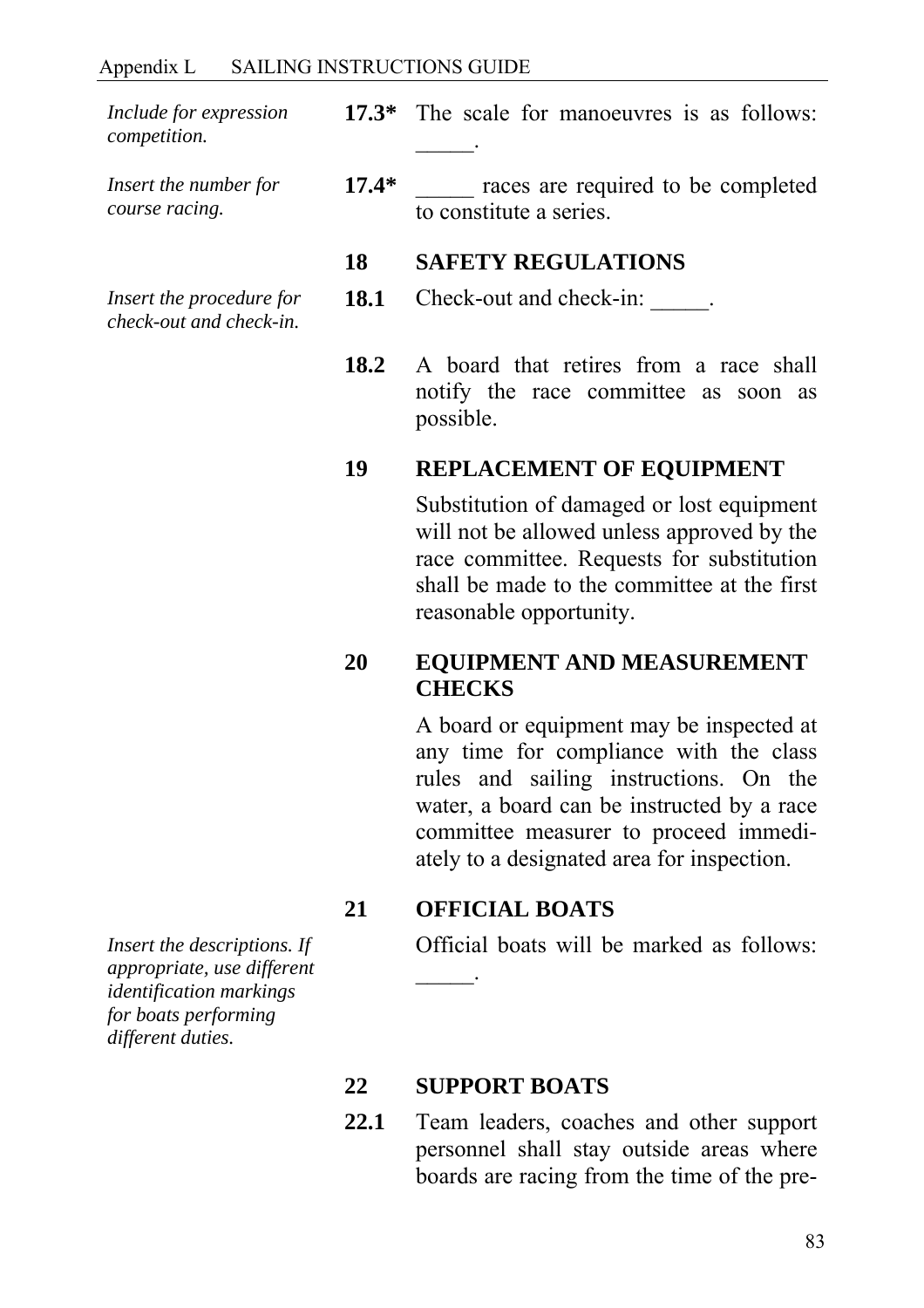*Include for expression competition.*

**17.3*** The scale for manoeuvres is as follows: _____.

*Insert the number for course racing.*

**17.4*** _____ races are required to be completed to constitute a series.

## 18 SAFETY REGULATIONS

*Insert the procedure for check-out and check-in.*

**18.1** Check-out and check-in: _____.

**18.2** A board that retires from a race shall notify the race committee as soon as possible.

## 19 REPLACEMENT OF EQUIPMENT

Substitution of damaged or lost equipment will not be allowed unless approved by the race committee. Requests for substitution shall be made to the committee at the first reasonable opportunity.

## 20 EQUIPMENT AND MEASUREMENT CHECKS

A board or equipment may be inspected at any time for compliance with the class rules and sailing instructions. On the water, a board can be instructed by a race committee measurer to proceed immediately to a designated area for inspection.

## 21 OFFICIAL BOATS

*Insert the descriptions. If appropriate, use different identification markings for boats performing different duties.*

Official boats will be marked as follows: _____.

## 22 SUPPORT BOATS

**22.1** Team leaders, coaches and other support personnel shall stay outside areas where boards are racing from the time of the pre-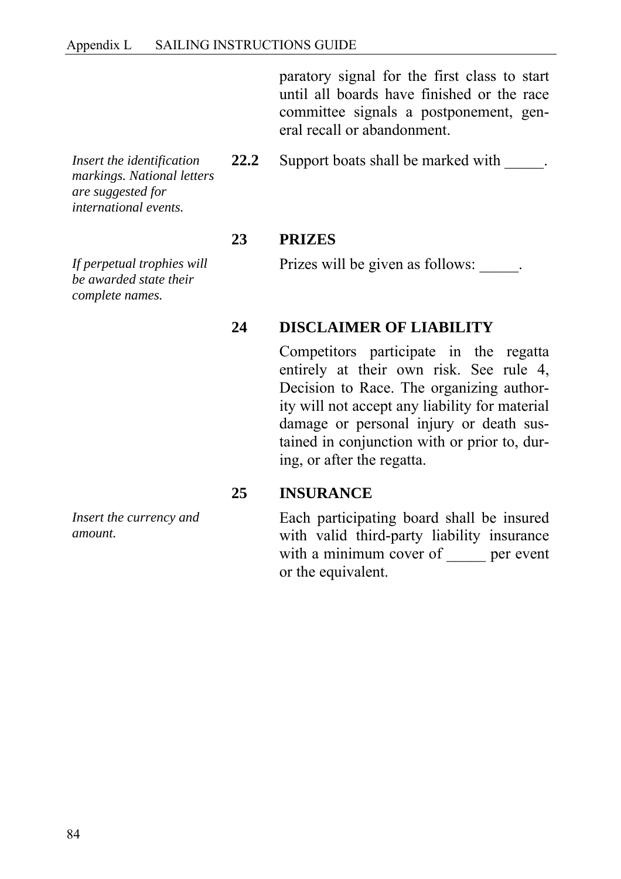paratory signal for the first class to start until all boards have finished or the race committee signals a postponement, general recall or abandonment.

*Insert the identification markings. National letters are suggested for international events.*

**22.2** Support boats shall be marked with _____.

## 23 PRIZES

*If perpetual trophies will be awarded state their complete names.*

Prizes will be given as follows: _____.

## 24 DISCLAIMER OF LIABILITY

Competitors participate in the regatta entirely at their own risk. See rule 4, Decision to Race. The organizing authority will not accept any liability for material damage or personal injury or death sustained in conjunction with or prior to, during, or after the regatta.

## 25 INSURANCE

*Insert the currency and amount.*

Each participating board shall be insured with valid third-party liability insurance with a minimum cover of _____ per event or the equivalent.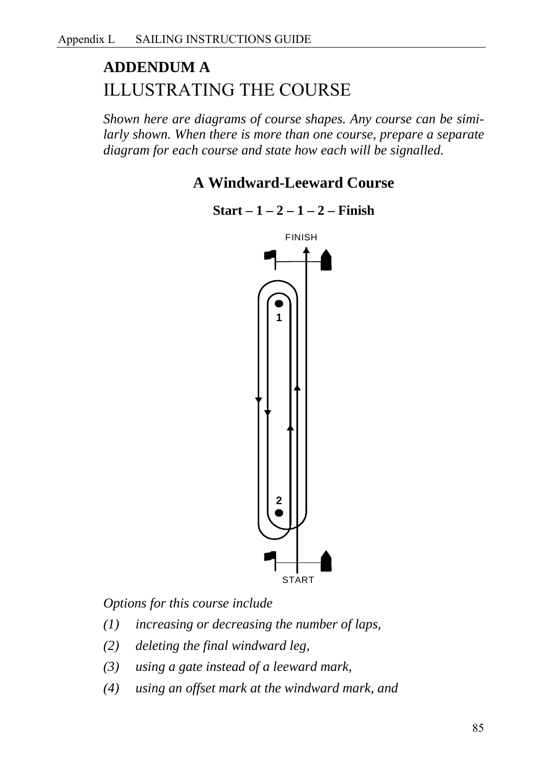## ADDENDUM A

# ILLUSTRATING THE COURSE

*Shown here are diagrams of course shapes. Any course can be similarly shown. When there is more than one course, prepare a separate diagram for each course and state how each will be signalled.*

### A Windward-Leeward Course

**Start – 1 – 2 – 1 – 2 – Finish**

FINISH

1

2

START

*Options for this course include*

*(1) increasing or decreasing the number of laps,*

*(2) deleting the final windward leg,*

*(3) using a gate instead of a leeward mark,*

*(4) using an offset mark at the windward mark, and*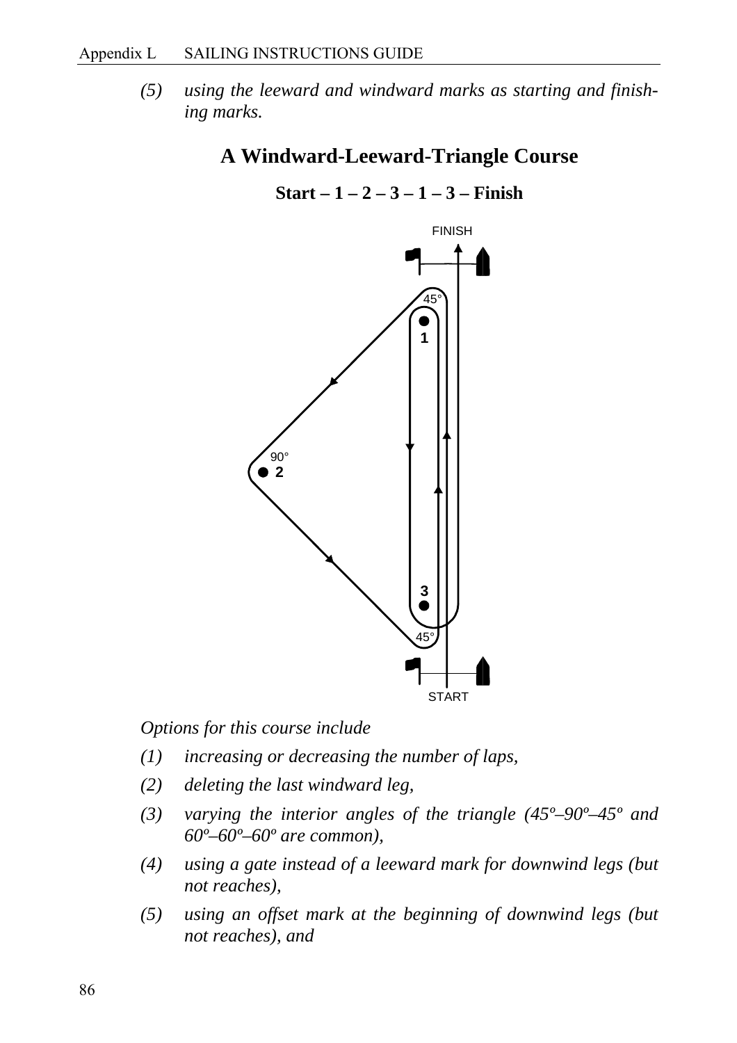*(5) using the leeward and windward marks as starting and finishing marks.*

## A Windward-Leeward-Triangle Course

**Start – 1 – 2 – 3 – 1 – 3 – Finish**

*Options for this course include*

*(1) increasing or decreasing the number of laps,*

*(2) deleting the last windward leg,*

*(3) varying the interior angles of the triangle (45º–90º–45º and 60º–60º–60º are common),*

*(4) using a gate instead of a leeward mark for downwind legs (but not reaches),*

*(5) using an offset mark at the beginning of downwind legs (but not reaches), and*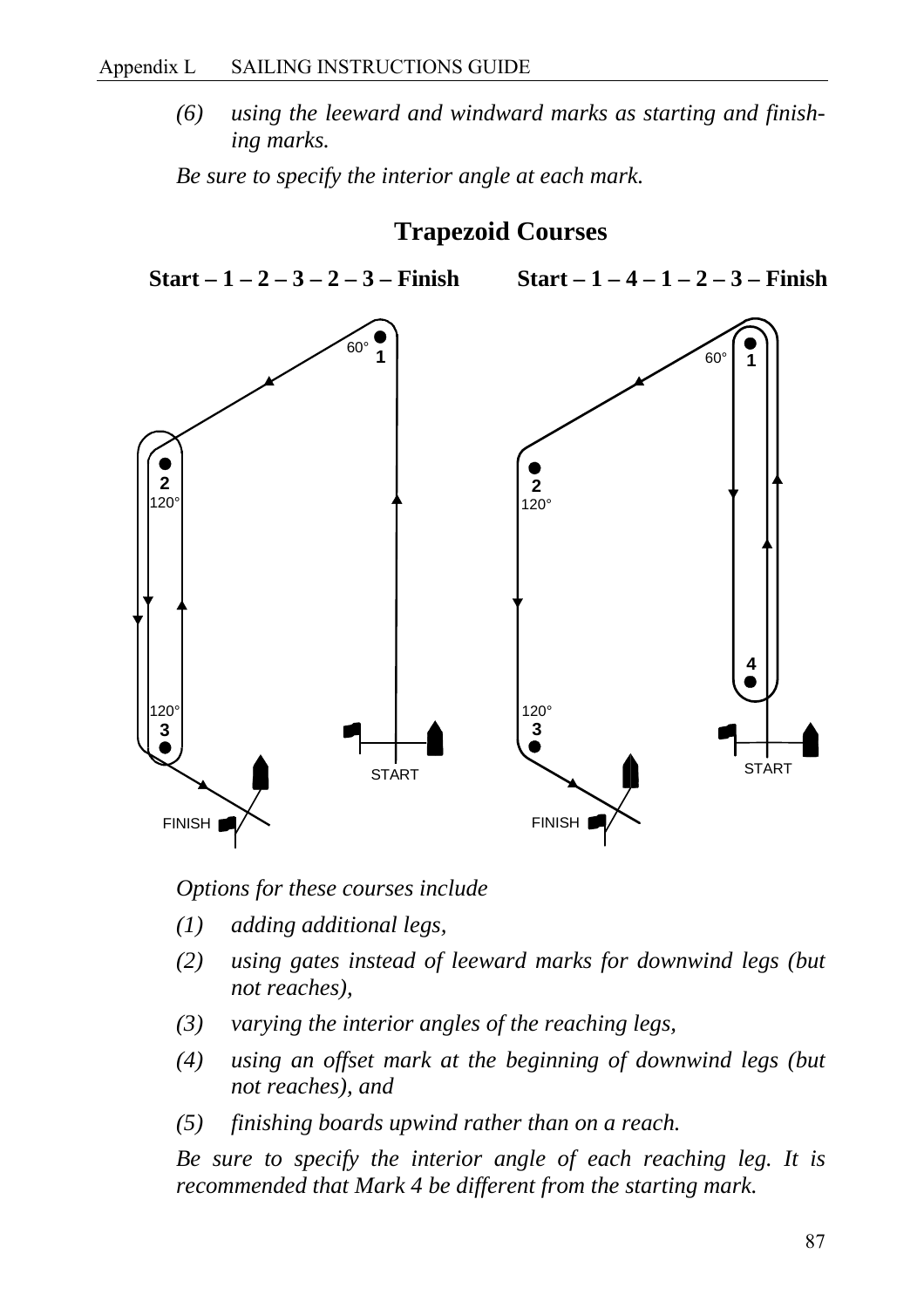*(6) using the leeward and windward marks as starting and finishing marks.*

*Be sure to specify the interior angle at each mark.*

## Trapezoid Courses

**Start – 1 – 2 – 3 – 2 – 3 – Finish** **Start – 1 – 4 – 1 – 2 – 3 – Finish**

*Options for these courses include*

*(1) adding additional legs,*

*(2) using gates instead of leeward marks for downwind legs (but not reaches),*

*(3) varying the interior angles of the reaching legs,*

*(4) using an offset mark at the beginning of downwind legs (but not reaches), and*

*(5) finishing boards upwind rather than on a reach.*

*Be sure to specify the interior angle of each reaching leg. It is recommended that Mark 4 be different from the starting mark.*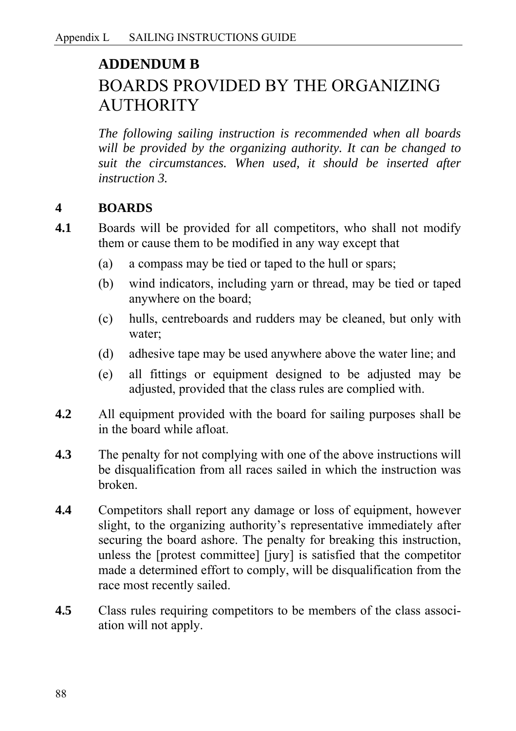# ADDENDUM B

## BOARDS PROVIDED BY THE ORGANIZING AUTHORITY

*The following sailing instruction is recommended when all boards will be provided by the organizing authority. It can be changed to suit the circumstances. When used, it should be inserted after instruction 3.*

**4 BOARDS**

**4.1** Boards will be provided for all competitors, who shall not modify them or cause them to be modified in any way except that

- (a) a compass may be tied or taped to the hull or spars;
- (b) wind indicators, including yarn or thread, may be tied or taped anywhere on the board;
- (c) hulls, centreboards and rudders may be cleaned, but only with water;
- (d) adhesive tape may be used anywhere above the water line; and
- (e) all fittings or equipment designed to be adjusted may be adjusted, provided that the class rules are complied with.

**4.2** All equipment provided with the board for sailing purposes shall be in the board while afloat.

**4.3** The penalty for not complying with one of the above instructions will be disqualification from all races sailed in which the instruction was broken.

**4.4** Competitors shall report any damage or loss of equipment, however slight, to the organizing authority's representative immediately after securing the board ashore. The penalty for breaking this instruction, unless the [protest committee] [jury] is satisfied that the competitor made a determined effort to comply, will be disqualification from the race most recently sailed.

**4.5** Class rules requiring competitors to be members of the class association will not apply.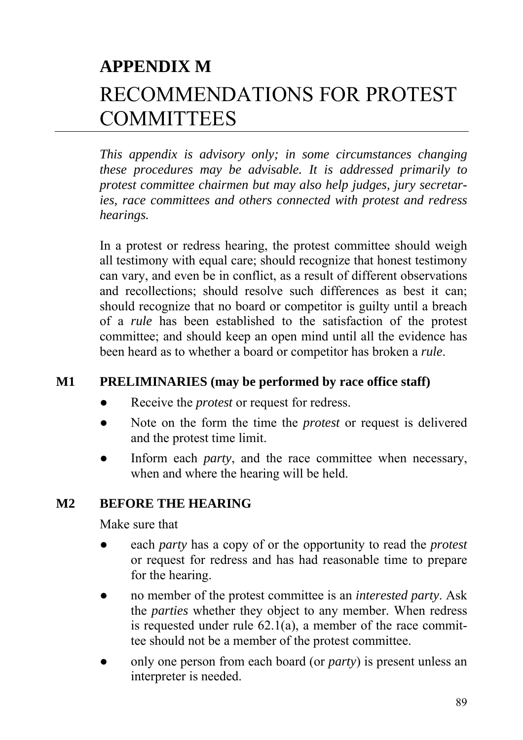# APPENDIX M

# RECOMMENDATIONS FOR PROTEST COMMITTEES

*This appendix is advisory only; in some circumstances changing these procedures may be advisable. It is addressed primarily to protest committee chairmen but may also help judges, jury secretaries, race committees and others connected with protest and redress hearings.*

In a protest or redress hearing, the protest committee should weigh all testimony with equal care; should recognize that honest testimony can vary, and even be in conflict, as a result of different observations and recollections; should resolve such differences as best it can; should recognize that no board or competitor is guilty until a breach of a *rule* has been established to the satisfaction of the protest committee; and should keep an open mind until all the evidence has been heard as to whether a board or competitor has broken a *rule*.

## M1 PRELIMINARIES (may be performed by race office staff)

- Receive the *protest* or request for redress.
- Note on the form the time the *protest* or request is delivered and the protest time limit.
- Inform each *party*, and the race committee when necessary, when and where the hearing will be held.

## M2 BEFORE THE HEARING

Make sure that

- each *party* has a copy of or the opportunity to read the *protest* or request for redress and has had reasonable time to prepare for the hearing.
- no member of the protest committee is an *interested party*. Ask the *parties* whether they object to any member. When redress is requested under rule 62.1(a), a member of the race committee should not be a member of the protest committee.
- only one person from each board (or *party*) is present unless an interpreter is needed.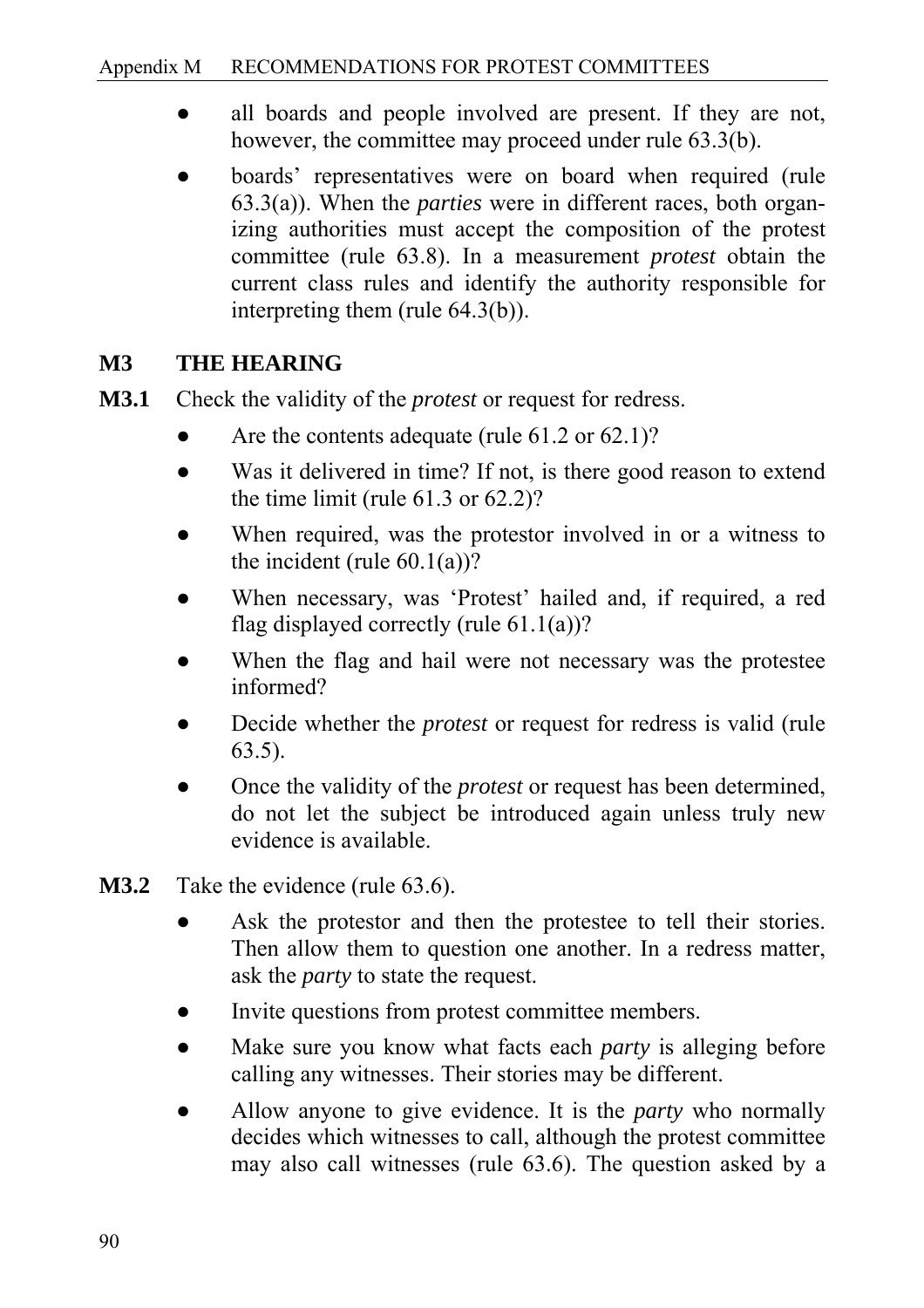- all boards and people involved are present. If they are not, however, the committee may proceed under rule 63.3(b).
- boards' representatives were on board when required (rule 63.3(a)). When the *parties* were in different races, both organizing authorities must accept the composition of the protest committee (rule 63.8). In a measurement *protest* obtain the current class rules and identify the authority responsible for interpreting them (rule 64.3(b)).

## M3 THE HEARING

**M3.1** Check the validity of the *protest* or request for redress.

- Are the contents adequate (rule 61.2 or 62.1)?
- Was it delivered in time? If not, is there good reason to extend the time limit (rule 61.3 or 62.2)?
- When required, was the protestor involved in or a witness to the incident (rule 60.1(a))?
- When necessary, was 'Protest' hailed and, if required, a red flag displayed correctly (rule 61.1(a))?
- When the flag and hail were not necessary was the protestee informed?
- Decide whether the *protest* or request for redress is valid (rule 63.5).
- Once the validity of the *protest* or request has been determined, do not let the subject be introduced again unless truly new evidence is available.

**M3.2** Take the evidence (rule 63.6).

- Ask the protestor and then the protestee to tell their stories. Then allow them to question one another. In a redress matter, ask the *party* to state the request.
- Invite questions from protest committee members.
- Make sure you know what facts each *party* is alleging before calling any witnesses. Their stories may be different.
- Allow anyone to give evidence. It is the *party* who normally decides which witnesses to call, although the protest committee may also call witnesses (rule 63.6). The question asked by a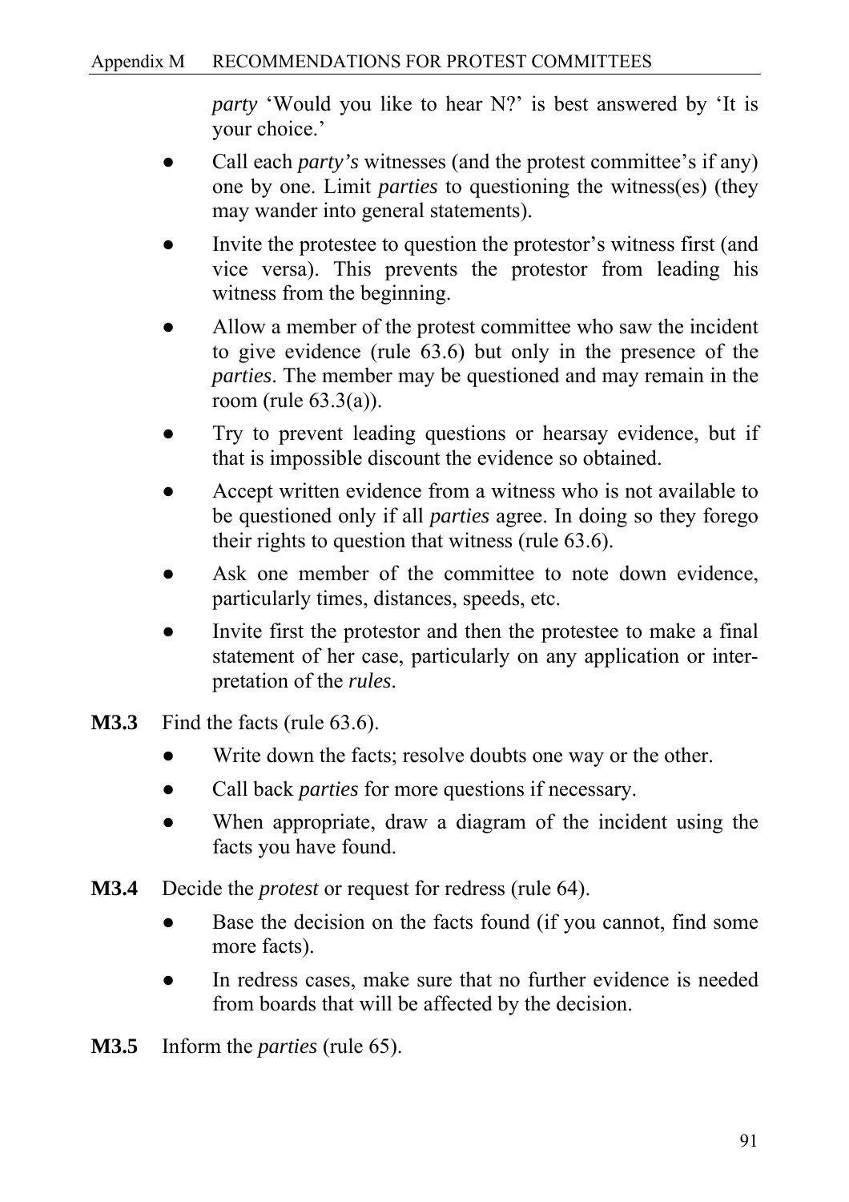*party* ‘Would you like to hear N?’ is best answered by ‘It is your choice.’

- Call each *party’s* witnesses (and the protest committee’s if any) one by one. Limit *parties* to questioning the witness(es) (they may wander into general statements).
- Invite the protestee to question the protestor’s witness first (and vice versa). This prevents the protestor from leading his witness from the beginning.
- Allow a member of the protest committee who saw the incident to give evidence (rule 63.6) but only in the presence of the *parties*. The member may be questioned and may remain in the room (rule 63.3(a)).
- Try to prevent leading questions or hearsay evidence, but if that is impossible discount the evidence so obtained.
- Accept written evidence from a witness who is not available to be questioned only if all *parties* agree. In doing so they forego their rights to question that witness (rule 63.6).
- Ask one member of the committee to note down evidence, particularly times, distances, speeds, etc.
- Invite first the protestor and then the protestee to make a final statement of her case, particularly on any application or interpretation of the *rules*.

**M3.3** Find the facts (rule 63.6).

- Write down the facts; resolve doubts one way or the other.
- Call back *parties* for more questions if necessary.
- When appropriate, draw a diagram of the incident using the facts you have found.

**M3.4** Decide the *protest* or request for redress (rule 64).

- Base the decision on the facts found (if you cannot, find some more facts).
- In redress cases, make sure that no further evidence is needed from boards that will be affected by the decision.

**M3.5** Inform the *parties* (rule 65).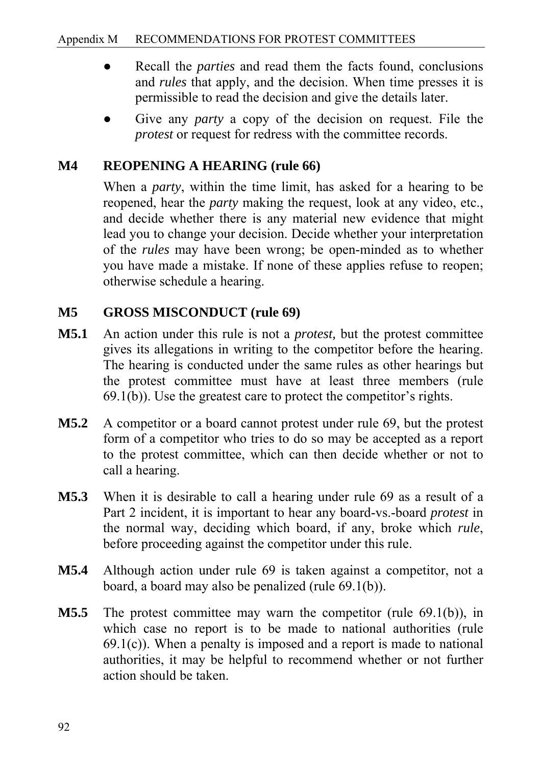- Recall the *parties* and read them the facts found, conclusions and *rules* that apply, and the decision. When time presses it is permissible to read the decision and give the details later.
- Give any *party* a copy of the decision on request. File the *protest* or request for redress with the committee records.

## M4 REOPENING A HEARING (rule 66)

When a *party*, within the time limit, has asked for a hearing to be reopened, hear the *party* making the request, look at any video, etc., and decide whether there is any material new evidence that might lead you to change your decision. Decide whether your interpretation of the *rules* may have been wrong; be open-minded as to whether you have made a mistake. If none of these applies refuse to reopen; otherwise schedule a hearing.

## M5 GROSS MISCONDUCT (rule 69)

**M5.1** An action under this rule is not a *protest,* but the protest committee gives its allegations in writing to the competitor before the hearing. The hearing is conducted under the same rules as other hearings but the protest committee must have at least three members (rule 69.1(b)). Use the greatest care to protect the competitor's rights.

**M5.2** A competitor or a board cannot protest under rule 69, but the protest form of a competitor who tries to do so may be accepted as a report to the protest committee, which can then decide whether or not to call a hearing.

**M5.3** When it is desirable to call a hearing under rule 69 as a result of a Part 2 incident, it is important to hear any board-vs.-board *protest* in the normal way, deciding which board, if any, broke which *rule*, before proceeding against the competitor under this rule.

**M5.4** Although action under rule 69 is taken against a competitor, not a board, a board may also be penalized (rule 69.1(b)).

**M5.5** The protest committee may warn the competitor (rule 69.1(b)), in which case no report is to be made to national authorities (rule 69.1(c)). When a penalty is imposed and a report is made to national authorities, it may be helpful to recommend whether or not further action should be taken.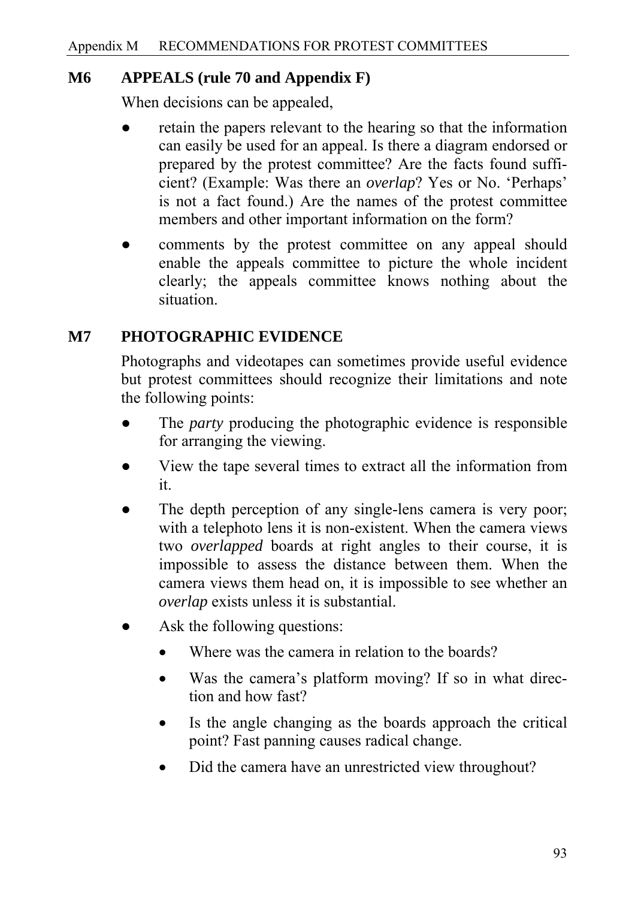## M6 APPEALS (rule 70 and Appendix F)

When decisions can be appealed,

- retain the papers relevant to the hearing so that the information can easily be used for an appeal. Is there a diagram endorsed or prepared by the protest committee? Are the facts found sufficient? (Example: Was there an *overlap*? Yes or No. 'Perhaps' is not a fact found.) Are the names of the protest committee members and other important information on the form?
- comments by the protest committee on any appeal should enable the appeals committee to picture the whole incident clearly; the appeals committee knows nothing about the situation.

## M7 PHOTOGRAPHIC EVIDENCE

Photographs and videotapes can sometimes provide useful evidence but protest committees should recognize their limitations and note the following points:

- The *party* producing the photographic evidence is responsible for arranging the viewing.
- View the tape several times to extract all the information from it.
- The depth perception of any single-lens camera is very poor; with a telephoto lens it is non-existent. When the camera views two *overlapped* boards at right angles to their course, it is impossible to assess the distance between them. When the camera views them head on, it is impossible to see whether an *overlap* exists unless it is substantial.
- Ask the following questions:
  - Where was the camera in relation to the boards?
  - Was the camera's platform moving? If so in what direction and how fast?
  - Is the angle changing as the boards approach the critical point? Fast panning causes radical change.
  - Did the camera have an unrestricted view throughout?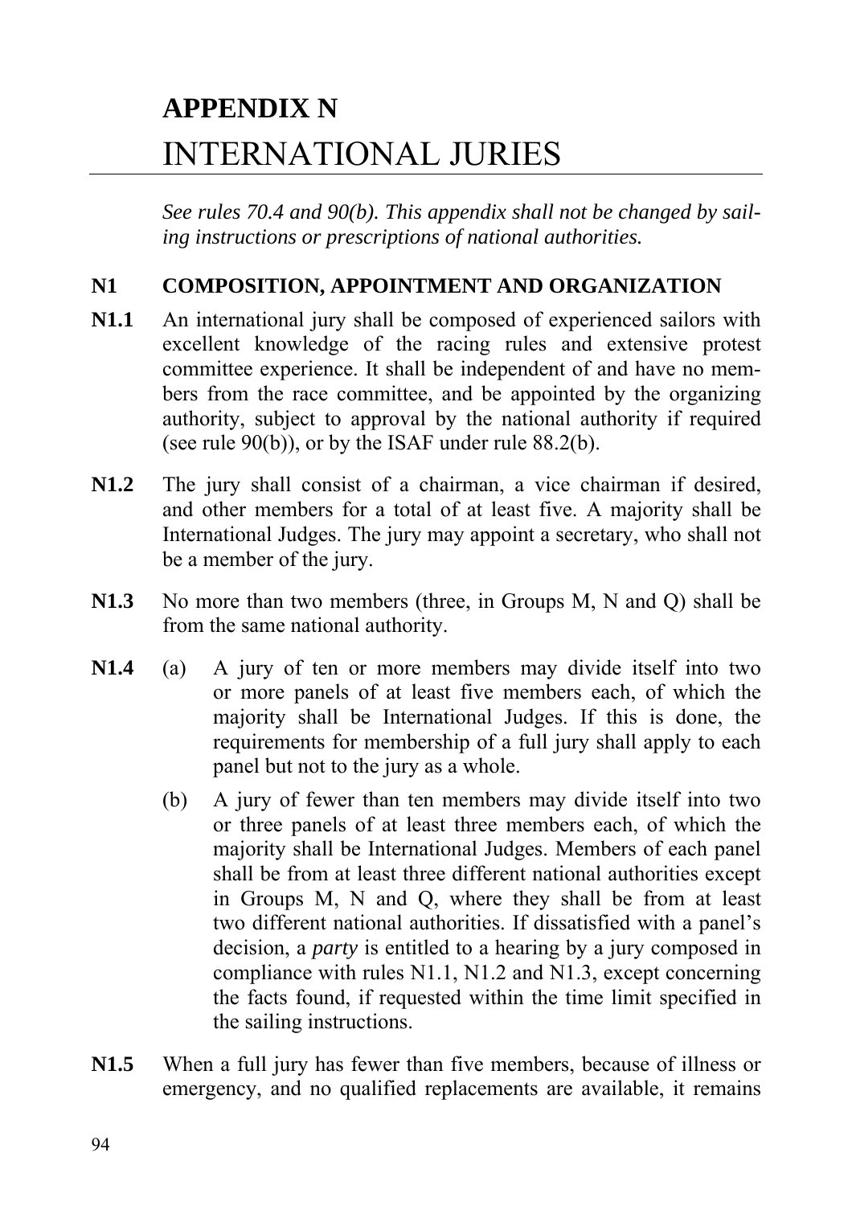# APPENDIX N
# INTERNATIONAL JURIES

*See rules 70.4 and 90(b). This appendix shall not be changed by sailing instructions or prescriptions of national authorities.*

## N1 COMPOSITION, APPOINTMENT AND ORGANIZATION

**N1.1** An international jury shall be composed of experienced sailors with excellent knowledge of the racing rules and extensive protest committee experience. It shall be independent of and have no members from the race committee, and be appointed by the organizing authority, subject to approval by the national authority if required (see rule 90(b)), or by the ISAF under rule 88.2(b).

**N1.2** The jury shall consist of a chairman, a vice chairman if desired, and other members for a total of at least five. A majority shall be International Judges. The jury may appoint a secretary, who shall not be a member of the jury.

**N1.3** No more than two members (three, in Groups M, N and Q) shall be from the same national authority.

**N1.4** (a) A jury of ten or more members may divide itself into two or more panels of at least five members each, of which the majority shall be International Judges. If this is done, the requirements for membership of a full jury shall apply to each panel but not to the jury as a whole.

(b) A jury of fewer than ten members may divide itself into two or three panels of at least three members each, of which the majority shall be International Judges. Members of each panel shall be from at least three different national authorities except in Groups M, N and Q, where they shall be from at least two different national authorities. If dissatisfied with a panel's decision, a *party* is entitled to a hearing by a jury composed in compliance with rules N1.1, N1.2 and N1.3, except concerning the facts found, if requested within the time limit specified in the sailing instructions.

**N1.5** When a full jury has fewer than five members, because of illness or emergency, and no qualified replacements are available, it remains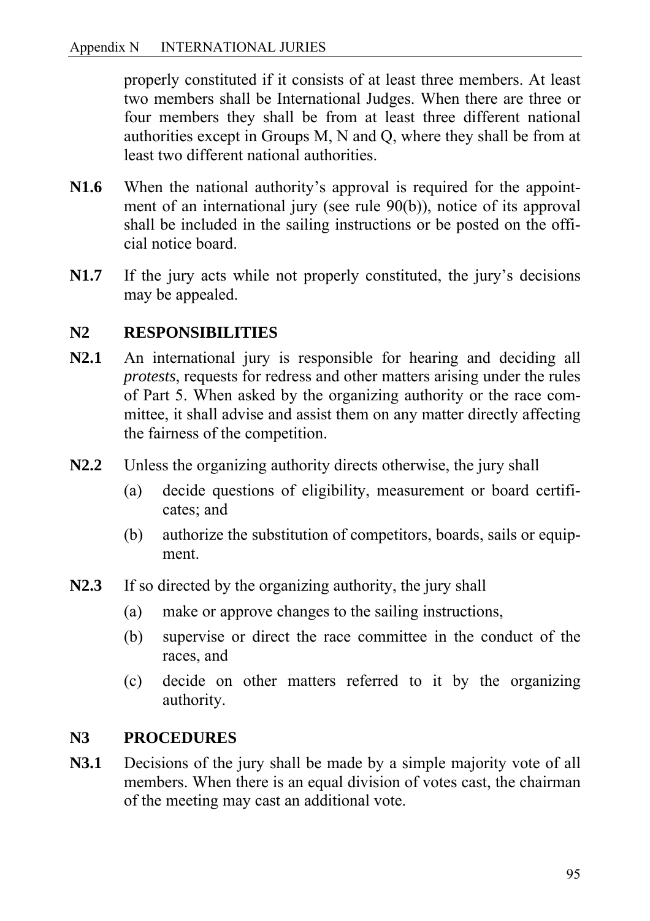properly constituted if it consists of at least three members. At least two members shall be International Judges. When there are three or four members they shall be from at least three different national authorities except in Groups M, N and Q, where they shall be from at least two different national authorities.

**N1.6** When the national authority's approval is required for the appointment of an international jury (see rule 90(b)), notice of its approval shall be included in the sailing instructions or be posted on the official notice board.

**N1.7** If the jury acts while not properly constituted, the jury's decisions may be appealed.

## N2 RESPONSIBILITIES

**N2.1** An international jury is responsible for hearing and deciding all *protests*, requests for redress and other matters arising under the rules of Part 5. When asked by the organizing authority or the race committee, it shall advise and assist them on any matter directly affecting the fairness of the competition.

**N2.2** Unless the organizing authority directs otherwise, the jury shall

(a) decide questions of eligibility, measurement or board certificates; and

(b) authorize the substitution of competitors, boards, sails or equipment.

**N2.3** If so directed by the organizing authority, the jury shall

(a) make or approve changes to the sailing instructions,

(b) supervise or direct the race committee in the conduct of the races, and

(c) decide on other matters referred to it by the organizing authority.

## N3 PROCEDURES

**N3.1** Decisions of the jury shall be made by a simple majority vote of all members. When there is an equal division of votes cast, the chairman of the meeting may cast an additional vote.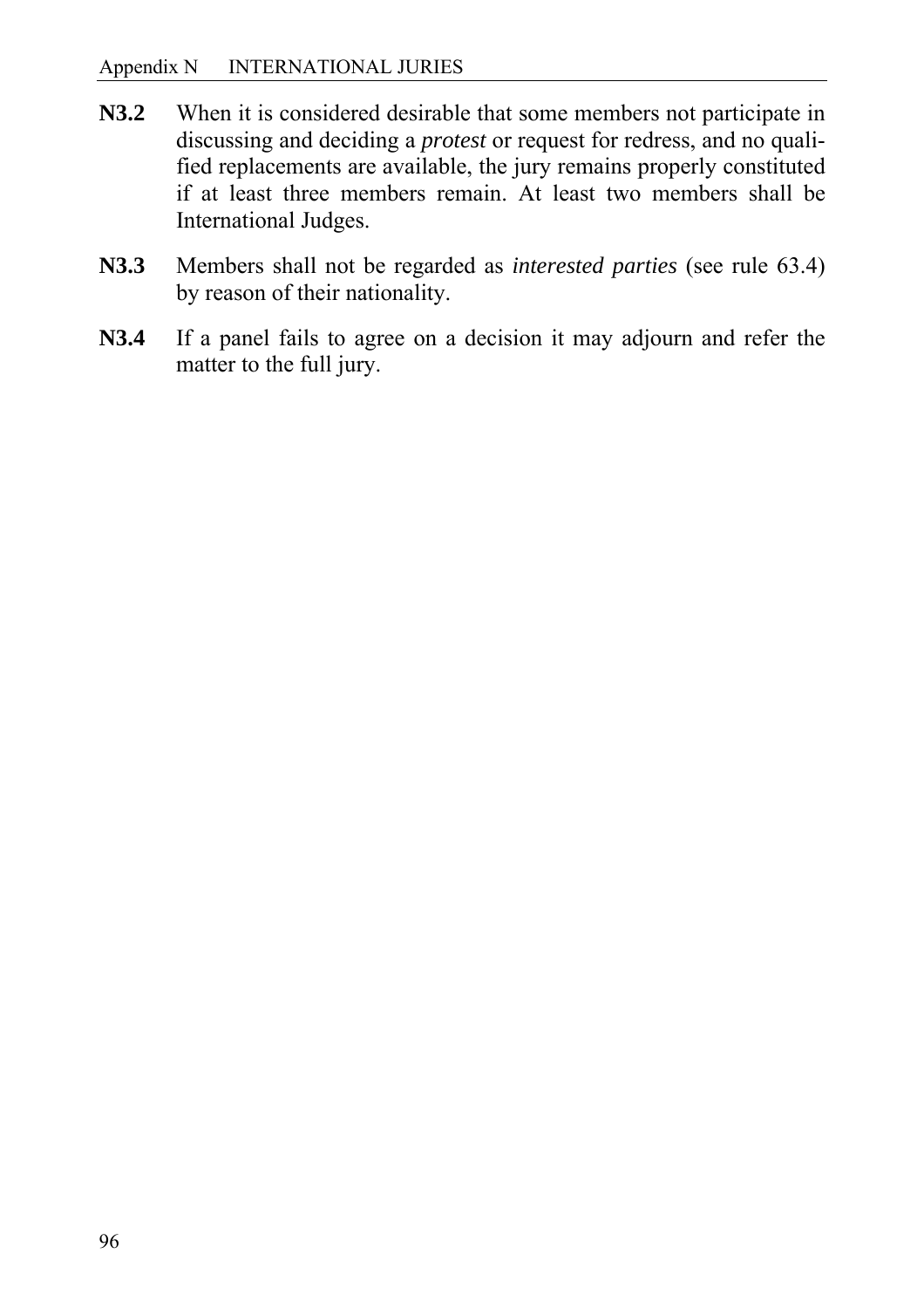**N3.2** When it is considered desirable that some members not participate in discussing and deciding a *protest* or request for redress, and no qualified replacements are available, the jury remains properly constituted if at least three members remain. At least two members shall be International Judges.

**N3.3** Members shall not be regarded as *interested parties* (see rule 63.4) by reason of their nationality.

**N3.4** If a panel fails to agree on a decision it may adjourn and refer the matter to the full jury.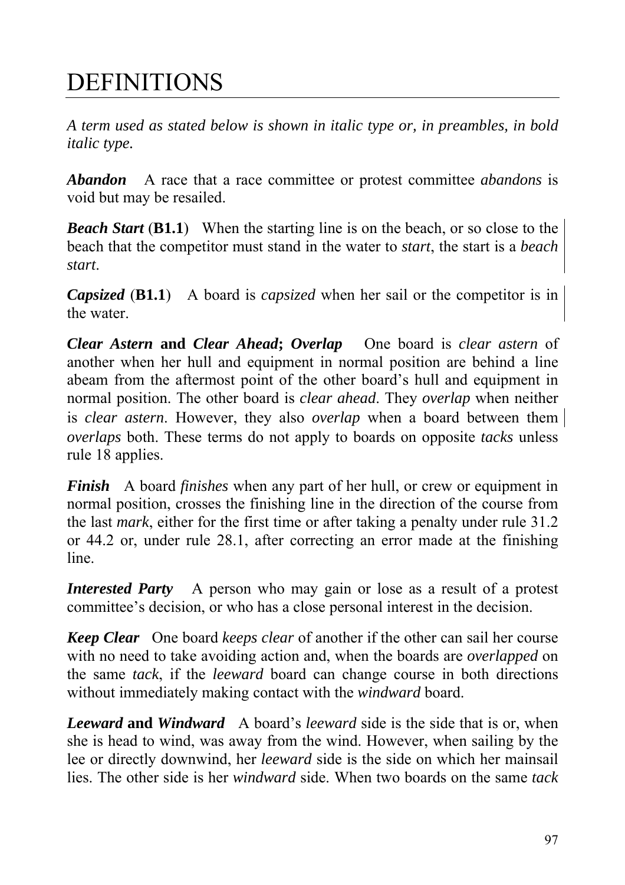# DEFINITIONS

*A term used as stated below is shown in italic type or, in preambles, in bold italic type.*

***Abandon*** A race that a race committee or protest committee *abandons* is void but may be resailed.

***Beach Start*** (**B1.1**) When the starting line is on the beach, or so close to the beach that the competitor must stand in the water to *start*, the start is a *beach start*.

***Capsized*** (**B1.1**) A board is *capsized* when her sail or the competitor is in the water.

***Clear Astern*** **and** ***Clear Ahead*****;** ***Overlap*** One board is *clear astern* of another when her hull and equipment in normal position are behind a line abeam from the aftermost point of the other board's hull and equipment in normal position. The other board is *clear ahead*. They *overlap* when neither is *clear astern*. However, they also *overlap* when a board between them *overlaps* both. These terms do not apply to boards on opposite *tacks* unless rule 18 applies.

***Finish*** A board *finishes* when any part of her hull, or crew or equipment in normal position, crosses the finishing line in the direction of the course from the last *mark*, either for the first time or after taking a penalty under rule 31.2 or 44.2 or, under rule 28.1, after correcting an error made at the finishing line.

***Interested Party*** A person who may gain or lose as a result of a protest committee's decision, or who has a close personal interest in the decision.

***Keep Clear*** One board *keeps clear* of another if the other can sail her course with no need to take avoiding action and, when the boards are *overlapped* on the same *tack*, if the *leeward* board can change course in both directions without immediately making contact with the *windward* board.

***Leeward*** **and** ***Windward*** A board's *leeward* side is the side that is or, when she is head to wind, was away from the wind. However, when sailing by the lee or directly downwind, her *leeward* side is the side on which her mainsail lies. The other side is her *windward* side. When two boards on the same *tack*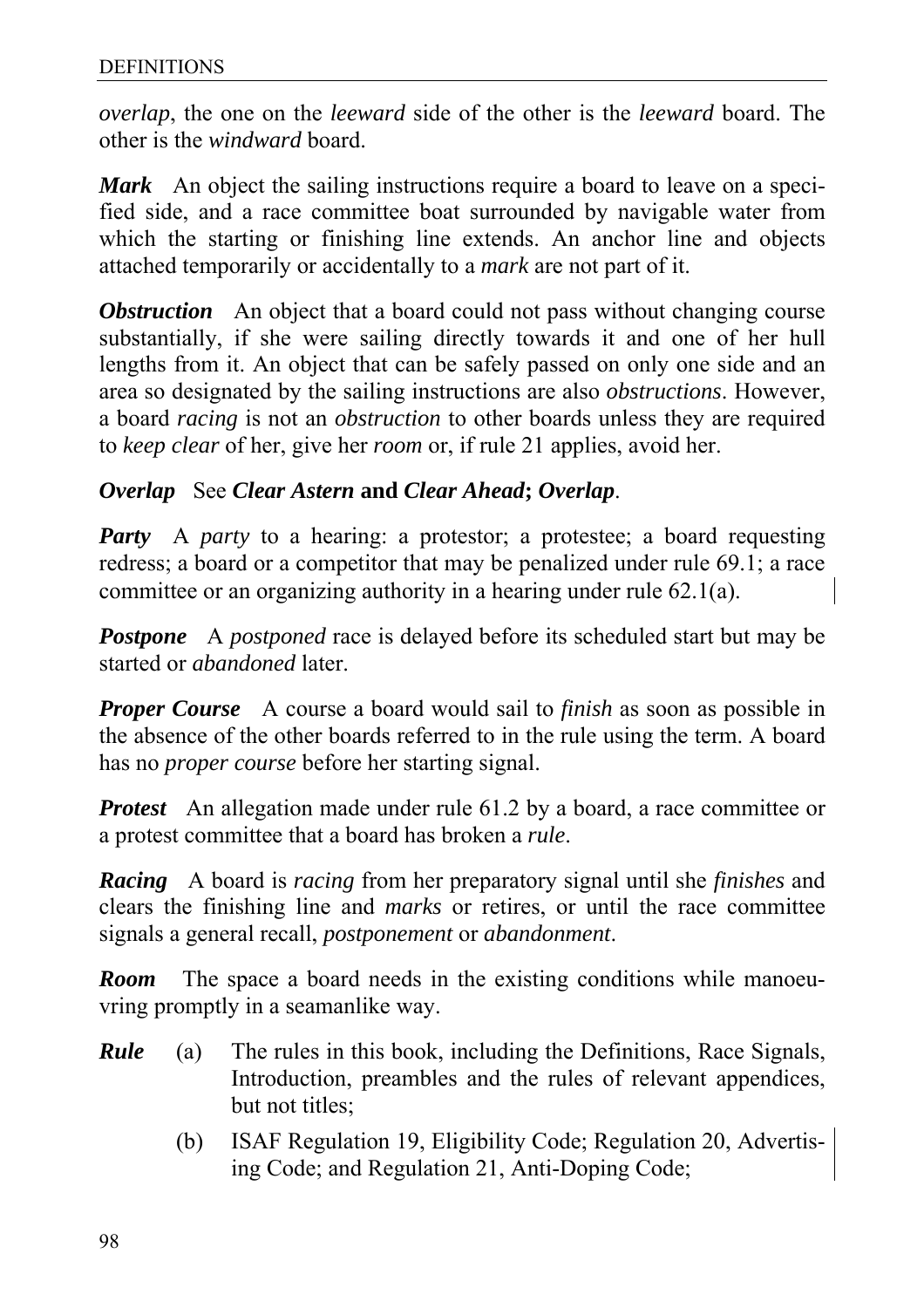*overlap*, the one on the *leeward* side of the other is the *leeward* board. The other is the *windward* board.

***Mark*** An object the sailing instructions require a board to leave on a specified side, and a race committee boat surrounded by navigable water from which the starting or finishing line extends. An anchor line and objects attached temporarily or accidentally to a *mark* are not part of it.

***Obstruction*** An object that a board could not pass without changing course substantially, if she were sailing directly towards it and one of her hull lengths from it. An object that can be safely passed on only one side and an area so designated by the sailing instructions are also *obstructions*. However, a board *racing* is not an *obstruction* to other boards unless they are required to *keep clear* of her, give her *room* or, if rule 21 applies, avoid her.

***Overlap*** See ***Clear Astern* and *Clear Ahead*; *Overlap***.

***Party*** A *party* to a hearing: a protestor; a protestee; a board requesting redress; a board or a competitor that may be penalized under rule 69.1; a race committee or an organizing authority in a hearing under rule 62.1(a).

***Postpone*** A *postponed* race is delayed before its scheduled start but may be started or *abandoned* later.

***Proper Course*** A course a board would sail to *finish* as soon as possible in the absence of the other boards referred to in the rule using the term. A board has no *proper course* before her starting signal.

***Protest*** An allegation made under rule 61.2 by a board, a race committee or a protest committee that a board has broken a *rule*.

***Racing*** A board is *racing* from her preparatory signal until she *finishes* and clears the finishing line and *marks* or retires, or until the race committee signals a general recall, *postponement* or *abandonment*.

***Room*** The space a board needs in the existing conditions while manoeuvring promptly in a seamanlike way.

***Rule***
(a) The rules in this book, including the Definitions, Race Signals, Introduction, preambles and the rules of relevant appendices, but not titles;

(b) ISAF Regulation 19, Eligibility Code; Regulation 20, Advertising Code; and Regulation 21, Anti-Doping Code;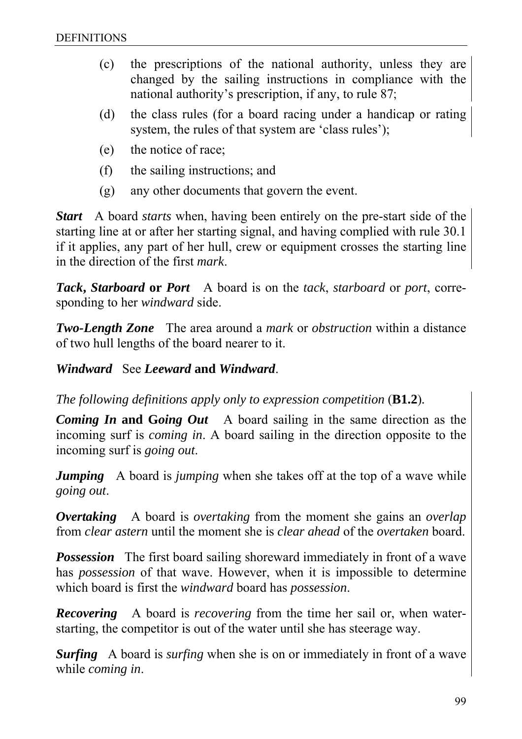(c) the prescriptions of the national authority, unless they are changed by the sailing instructions in compliance with the national authority's prescription, if any, to rule 87;

(d) the class rules (for a board racing under a handicap or rating system, the rules of that system are 'class rules');

(e) the notice of race;

(f) the sailing instructions; and

(g) any other documents that govern the event.

***Start*** A board *starts* when, having been entirely on the pre-start side of the starting line at or after her starting signal, and having complied with rule 30.1 if it applies, any part of her hull, crew or equipment crosses the starting line in the direction of the first *mark*.

***Tack, Starboard* or *Port*** A board is on the *tack*, *starboard* or *port*, corresponding to her *windward* side.

***Two-Length Zone*** The area around a *mark* or *obstruction* within a distance of two hull lengths of the board nearer to it.

***Windward*** See ***Leeward* and *Windward***.

*The following definitions apply only to expression competition* (**B1.2**).

***Coming In* and *Going Out*** A board sailing in the same direction as the incoming surf is *coming in*. A board sailing in the direction opposite to the incoming surf is *going out*.

***Jumping*** A board is *jumping* when she takes off at the top of a wave while *going out*.

***Overtaking*** A board is *overtaking* from the moment she gains an *overlap* from *clear astern* until the moment she is *clear ahead* of the *overtaken* board.

***Possession*** The first board sailing shoreward immediately in front of a wave has *possession* of that wave. However, when it is impossible to determine which board is first the *windward* board has *possession*.

***Recovering*** A board is *recovering* from the time her sail or, when water-starting, the competitor is out of the water until she has steerage way.

***Surfing*** A board is *surfing* when she is on or immediately in front of a wave while *coming in*.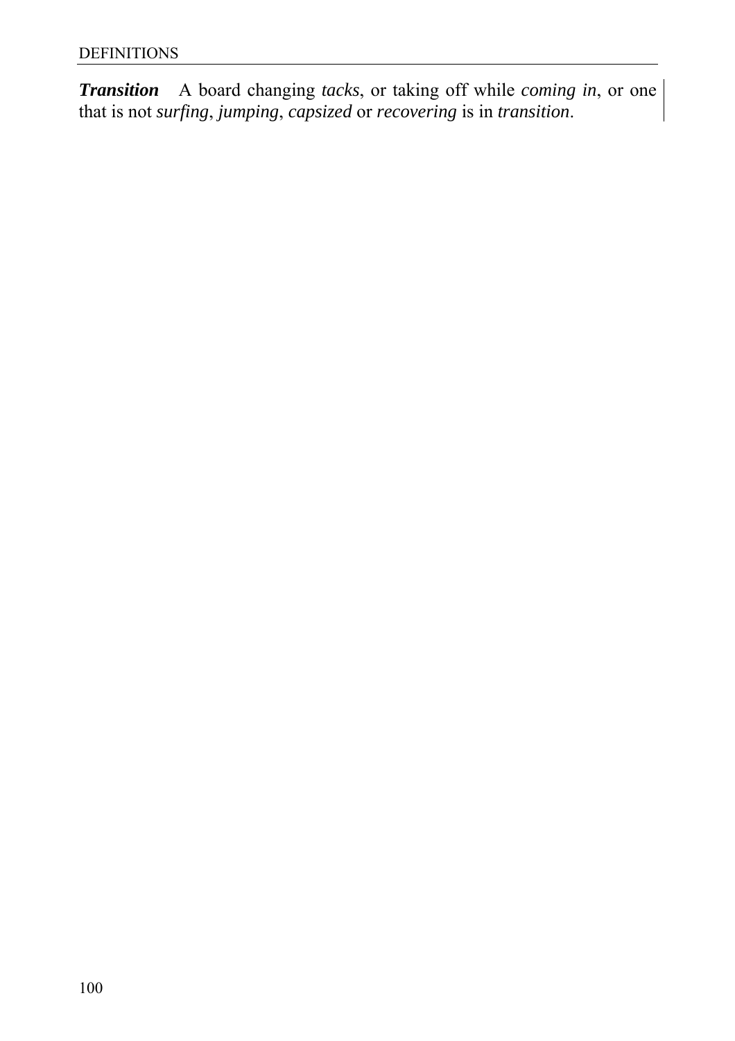***Transition*** A board changing *tacks*, or taking off while *coming in*, or one that is not *surfing*, *jumping*, *capsized* or *recovering* is in *transition*.